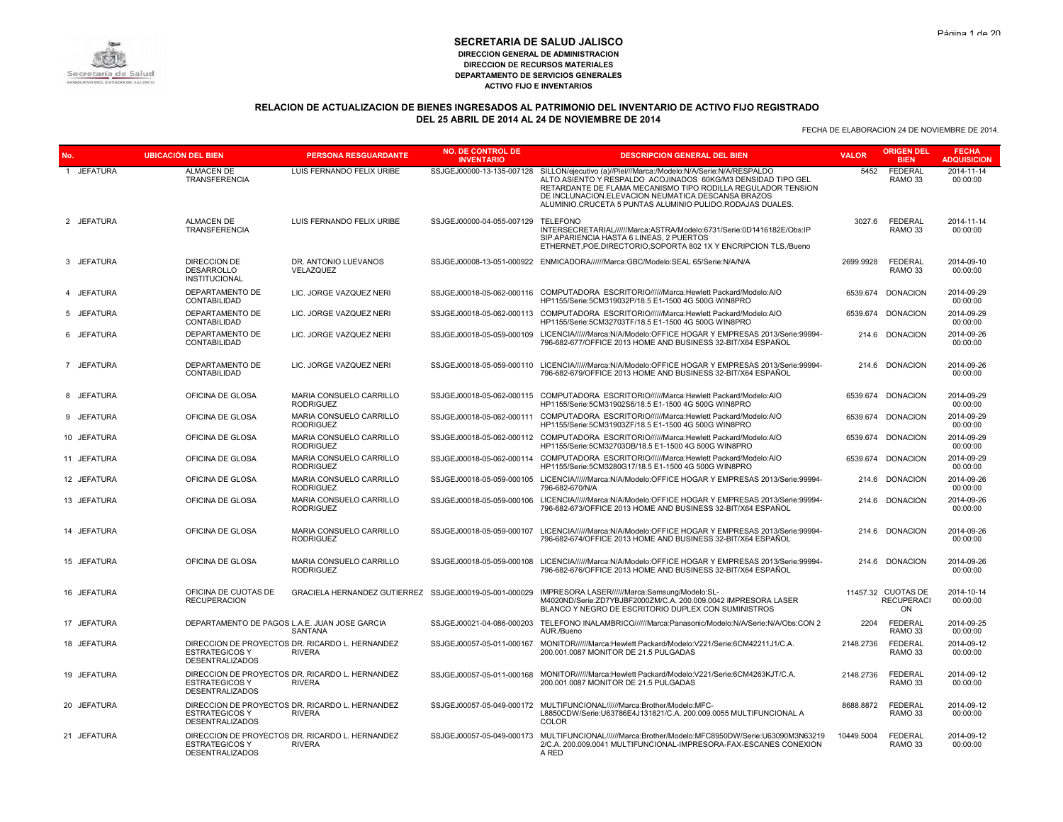# SECRETARIA DE SALUD JALISCO

**DIRECCION GENERAL DE ADMINISTRACION**
**DIRECCION DE RECURSOS MATERIALES**
**DEPARTAMENTO DE SERVICIOS GENERALES**
**ACTIVO FIJO E INVENTARIOS**

## RELACION DE ACTUALIZACION DE BIENES INGRESADOS AL PATRIMONIO DEL INVENTARIO DE ACTIVO FIJO REGISTRADO DEL 25 ABRIL DE 2014 AL 24 DE NOVIEMBRE DE 2014

FECHA DE ELABORACION 24 DE NOVIEMBRE DE 2014.

| No. | UBICACIÓN DEL BIEN | | PERSONA RESGUARDANTE | NO. DE CONTROL DE INVENTARIO | DESCRIPCION GENERAL DEL BIEN | VALOR | ORIGEN DEL BIEN | FECHA ADQUISICION |
|---|---|---|---|---|---|---|---|---|
| 1 | JEFATURA | ALMACEN DE TRANSFERENCIA | LUIS FERNANDO FELIX URIBE | SSJGEJ00000-13-135-007128 | SILLON/ejecutivo (a)//Piel///Marca:/Modelo:N/A/Serie:N/A/RESPALDO ALTO.ASIENTO Y RESPALDO ACOJINADOS 60KG/M3 DENSIDAD TIPO GEL RETARDANTE DE FLAMA MECANISMO TIPO RODILLA REGULADOR TENSION DE INCLUNACION.ELEVACION NEUMATICA.DESCANSA BRAZOS ALUMINIO.CRUCETA 5 PUNTAS ALUMINIO PULIDO.RODAJAS DUALES. | 5452 | FEDERAL RAMO 33 | 2014-11-14 00:00:00 |
| 2 | JEFATURA | ALMACEN DE TRANSFERENCIA | LUIS FERNANDO FELIX URIBE | SSJGEJ00000-04-055-007129 | TELEFONO INTERSECRETARIAL//////Marca:ASTRA/Modelo:6731/Serie:0D1416182E/Obs:IP SIP.APARIENCIA HASTA 6 LINEAS, 2 PUERTOS ETHERNET,POE,DIRECTORIO,SOPORTA 802 1X Y ENCRIPCION TLS./Bueno | 3027.6 | FEDERAL RAMO 33 | 2014-11-14 00:00:00 |
| 3 | JEFATURA | DIRECCION DE DESARROLLO INSTITUCIONAL | DR. ANTONIO LUEVANOS VELAZQUEZ | SSJGEJ00008-13-051-000922 | ENMICADORA//////Marca:GBC/Modelo:SEAL 65/Serie:N/A/N/A | 2699.9928 | FEDERAL RAMO 33 | 2014-09-10 00:00:00 |
| 4 | JEFATURA | DEPARTAMENTO DE CONTABILIDAD | LIC. JORGE VAZQUEZ NERI | SSJGEJ00018-05-062-000116 | COMPUTADORA ESCRITORIO//////Marca:Hewlett Packard/Modelo:AIO HP1155/Serie:5CM319032P/18.5 E1-1500 4G 500G WIN8PRO | 6539.674 | DONACION | 2014-09-29 00:00:00 |
| 5 | JEFATURA | DEPARTAMENTO DE CONTABILIDAD | LIC. JORGE VAZQUEZ NERI | SSJGEJ00018-05-062-000113 | COMPUTADORA ESCRITORIO//////Marca:Hewlett Packard/Modelo:AIO HP1155/Serie:5CM32703TF/18.5 E1-1500 4G 500G WIN8PRO | 6539.674 | DONACION | 2014-09-29 00:00:00 |
| 6 | JEFATURA | DEPARTAMENTO DE CONTABILIDAD | LIC. JORGE VAZQUEZ NERI | SSJGEJ00018-05-059-000109 | LICENCIA//////Marca:N/A/Modelo:OFFICE HOGAR Y EMPRESAS 2013/Serie:99994-796-682-677/OFFICE 2013 HOME AND BUSINESS 32-BIT/X64 ESPAÑOL | 214.6 | DONACION | 2014-09-26 00:00:00 |
| 7 | JEFATURA | DEPARTAMENTO DE CONTABILIDAD | LIC. JORGE VAZQUEZ NERI | SSJGEJ00018-05-059-000110 | LICENCIA//////Marca:N/A/Modelo:OFFICE HOGAR Y EMPRESAS 2013/Serie:99994-796-682-679/OFFICE 2013 HOME AND BUSINESS 32-BIT/X64 ESPAÑOL | 214.6 | DONACION | 2014-09-26 00:00:00 |
| 8 | JEFATURA | OFICINA DE GLOSA | MARIA CONSUELO CARRILLO RODRIGUEZ | SSJGEJ00018-05-062-000115 | COMPUTADORA ESCRITORIO//////Marca:Hewlett Packard/Modelo:AIO HP1155/Serie:5CM31902S6/18.5 E1-1500 4G 500G WIN8PRO | 6539.674 | DONACION | 2014-09-29 00:00:00 |
| 9 | JEFATURA | OFICINA DE GLOSA | MARIA CONSUELO CARRILLO RODRIGUEZ | SSJGEJ00018-05-062-000111 | COMPUTADORA ESCRITORIO//////Marca:Hewlett Packard/Modelo:AIO HP1155/Serie:5CM31903ZF/18.5 E1-1500 4G 500G WIN8PRO | 6539.674 | DONACION | 2014-09-29 00:00:00 |
| 10 | JEFATURA | OFICINA DE GLOSA | MARIA CONSUELO CARRILLO RODRIGUEZ | SSJGEJ00018-05-062-000112 | COMPUTADORA ESCRITORIO//////Marca:Hewlett Packard/Modelo:AIO HP1155/Serie:5CM32703DB/18.5 E1-1500 4G 500G WIN8PRO | 6539.674 | DONACION | 2014-09-29 00:00:00 |
| 11 | JEFATURA | OFICINA DE GLOSA | MARIA CONSUELO CARRILLO RODRIGUEZ | SSJGEJ00018-05-062-000114 | COMPUTADORA ESCRITORIO//////Marca:Hewlett Packard/Modelo:AIO HP1155/Serie:5CM3280G17/18.5 E1-1500 4G 500G WIN8PRO | 6539.674 | DONACION | 2014-09-29 00:00:00 |
| 12 | JEFATURA | OFICINA DE GLOSA | MARIA CONSUELO CARRILLO RODRIGUEZ | SSJGEJ00018-05-059-000105 | LICENCIA//////Marca:N/A/Modelo:OFFICE HOGAR Y EMPRESAS 2013/Serie:99994-796-682-670/N/A | 214.6 | DONACION | 2014-09-26 00:00:00 |
| 13 | JEFATURA | OFICINA DE GLOSA | MARIA CONSUELO CARRILLO RODRIGUEZ | SSJGEJ00018-05-059-000106 | LICENCIA//////Marca:N/A/Modelo:OFFICE HOGAR Y EMPRESAS 2013/Serie:99994-796-682-673/OFFICE 2013 HOME AND BUSINESS 32-BIT/X64 ESPAÑOL | 214.6 | DONACION | 2014-09-26 00:00:00 |
| 14 | JEFATURA | OFICINA DE GLOSA | MARIA CONSUELO CARRILLO RODRIGUEZ | SSJGEJ00018-05-059-000107 | LICENCIA//////Marca:N/A/Modelo:OFFICE HOGAR Y EMPRESAS 2013/Serie:99994-796-682-674/OFFICE 2013 HOME AND BUSINESS 32-BIT/X64 ESPAÑOL | 214.6 | DONACION | 2014-09-26 00:00:00 |
| 15 | JEFATURA | OFICINA DE GLOSA | MARIA CONSUELO CARRILLO RODRIGUEZ | SSJGEJ00018-05-059-000108 | LICENCIA//////Marca:N/A/Modelo:OFFICE HOGAR Y EMPRESAS 2013/Serie:99994-796-682-676/OFFICE 2013 HOME AND BUSINESS 32-BIT/X64 ESPAÑOL | 214.6 | DONACION | 2014-09-26 00:00:00 |
| 16 | JEFATURA | OFICINA DE CUOTAS DE RECUPERACION | GRACIELA HERNANDEZ GUTIERREZ | SSJGEJ00019-05-001-000029 | IMPRESORA LASER//////Marca:Samsung/Modelo:SL-M4020ND/Serie:ZD7YBJBF2000ZM/C.A. 200.009.0042 IMPRESORA LASER BLANCO Y NEGRO DE ESCRITORIO DUPLEX CON SUMINISTROS | 11457.32 | CUOTAS DE RECUPERACION | 2014-10-14 00:00:00 |
| 17 | JEFATURA | DEPARTAMENTO DE PAGOS | L.A.E. JUAN JOSE GARCIA SANTANA | SSJGEJ00021-04-086-000203 | TELEFONO INALAMBRICO//////Marca:Panasonic/Modelo:N/A/Serie:N/A/Obs:CON 2 AUR./Bueno | 2204 | FEDERAL RAMO 33 | 2014-09-25 00:00:00 |
| 18 | JEFATURA | DIRECCION DE PROYECTOS ESTRATEGICOS Y DESENTRALIZADOS | DR. RICARDO L. HERNANDEZ RIVERA | SSJGEJ00057-05-011-000167 | MONITOR//////Marca:Hewlett Packard/Modelo:V221/Serie:6CM42211J1/C.A. 200.001.0087 MONITOR DE 21.5 PULGADAS | 2148.2736 | FEDERAL RAMO 33 | 2014-09-12 00:00:00 |
| 19 | JEFATURA | DIRECCION DE PROYECTOS ESTRATEGICOS Y DESENTRALIZADOS | DR. RICARDO L. HERNANDEZ RIVERA | SSJGEJ00057-05-011-000168 | MONITOR//////Marca:Hewlett Packard/Modelo:V221/Serie:6CM4263KJT/C.A. 200.001.0087 MONITOR DE 21.5 PULGADAS | 2148.2736 | FEDERAL RAMO 33 | 2014-09-12 00:00:00 |
| 20 | JEFATURA | DIRECCION DE PROYECTOS ESTRATEGICOS Y DESENTRALIZADOS | DR. RICARDO L. HERNANDEZ RIVERA | SSJGEJ00057-05-049-000172 | MULTIFUNCIONAL//////Marca:Brother/Modelo:MFC-L8850CDW/Serie:U63786E4J131821/C.A. 200.009.0055 MULTIFUNCIONAL A COLOR | 8688.8872 | FEDERAL RAMO 33 | 2014-09-12 00:00:00 |
| 21 | JEFATURA | DIRECCION DE PROYECTOS ESTRATEGICOS Y DESENTRALIZADOS | DR. RICARDO L. HERNANDEZ RIVERA | SSJGEJ00057-05-049-000173 | MULTIFUNCIONAL//////Marca:Brother/Modelo:MFC8950DW/Serie:U63090M3N63219 2/C.A. 200.009.0041 MULTIFUNCIONAL-IMPRESORA-FAX-ESCANES CONEXION A RED | 10449.5004 | FEDERAL RAMO 33 | 2014-09-12 00:00:00 |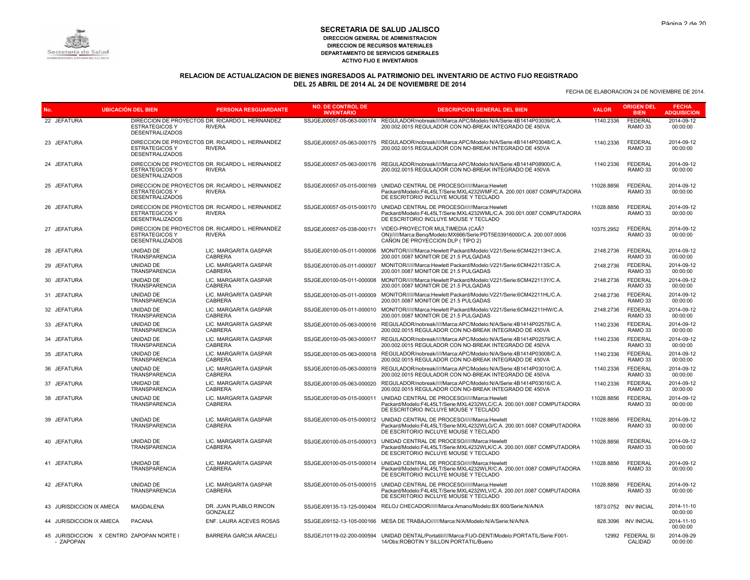# SECRETARIA DE SALUD JALISCO

**DIRECCION GENERAL DE ADMINISTRACION**
**DIRECCION DE RECURSOS MATERIALES**
**DEPARTAMENTO DE SERVICIOS GENERALES**
**ACTIVO FIJO E INVENTARIOS**

## RELACION DE ACTUALIZACION DE BIENES INGRESADOS AL PATRIMONIO DEL INVENTARIO DE ACTIVO FIJO REGISTRADO DEL 25 ABRIL DE 2014 AL 24 DE NOVIEMBRE DE 2014

FECHA DE ELABORACION 24 DE NOVIEMBRE DE 2014.

| No. | UBICACIÓN DEL BIEN | | PERSONA RESGUARDANTE | NO. DE CONTROL DE INVENTARIO | DESCRIPCION GENERAL DEL BIEN | VALOR | ORIGEN DEL BIEN | FECHA ADQUISICION |
|---|---|---|---|---|---|---|---|---|
| 22 | JEFATURA | DIRECCION DE PROYECTOS ESTRATEGICOS Y DESENTRALIZADOS | DR. RICARDO L. HERNANDEZ RIVERA | SSJGEJ00057-05-063-000174 | REGULADOR/nobreak/////Marca:APC/Modelo:N/A/Serie:4B1414P03039/C.A. 200.002.0015 REGULADOR CON NO-BREAK INTEGRADO DE 450VA | 1140.2336 | FEDERAL RAMO 33 | 2014-09-12 00:00:00 |
| 23 | JEFATURA | DIRECCION DE PROYECTOS ESTRATEGICOS Y DESENTRALIZADOS | DR. RICARDO L. HERNANDEZ RIVERA | SSJGEJ00057-05-063-000175 | REGULADOR/nobreak/////Marca:APC/Modelo:N/A/Serie:4B1414P03048/C.A. 200.002.0015 REGULADOR CON NO-BREAK INTEGRADO DE 450VA | 1140.2336 | FEDERAL RAMO 33 | 2014-09-12 00:00:00 |
| 24 | JEFATURA | DIRECCION DE PROYECTOS ESTRATEGICOS Y DESENTRALIZADOS | DR. RICARDO L. HERNANDEZ RIVERA | SSJGEJ00057-05-063-000176 | REGULADOR/nobreak/////Marca:APC/Modelo:N/A/Serie:4B1414P08900/C.A. 200.002.0015 REGULADOR CON NO-BREAK INTEGRADO DE 450VA | 1140.2336 | FEDERAL RAMO 33 | 2014-09-12 00:00:00 |
| 25 | JEFATURA | DIRECCION DE PROYECTOS ESTRATEGICOS Y DESENTRALIZADOS | DR. RICARDO L. HERNANDEZ RIVERA | SSJGEJ00057-05-015-000169 | UNIDAD CENTRAL DE PROCESO//////Marca:Hewlett Packard/Modelo:F4L45LT/Serie:MXL4232WMF/C.A. 200.001.0087 COMPUTADORA DE ESCRITORIO INCLUYE MOUSE Y TECLADO | 11028.8856 | FEDERAL RAMO 33 | 2014-09-12 00:00:00 |
| 26 | JEFATURA | DIRECCION DE PROYECTOS ESTRATEGICOS Y DESENTRALIZADOS | DR. RICARDO L. HERNANDEZ RIVERA | SSJGEJ00057-05-015-000170 | UNIDAD CENTRAL DE PROCESO//////Marca:Hewlett Packard/Modelo:F4L45LT/Serie:MXL4232WML/C.A. 200.001.0087 COMPUTADORA DE ESCRITORIO INCLUYE MOUSE Y TECLADO | 11028.8856 | FEDERAL RAMO 33 | 2014-09-12 00:00:00 |
| 27 | JEFATURA | DIRECCION DE PROYECTOS ESTRATEGICOS Y DESENTRALIZADOS | DR. RICARDO L. HERNANDEZ RIVERA | SSJGEJ00057-05-038-000171 | VIDEO-PROYECTOR MULTIMEDIA (CAÃ? ON)/////Marca:Benq/Modelo:MX666/Serie:PDT5E03916000/C.A. 200.007.0006 CAÑON DE PROYECCION DLP ( TIPO 2) | 10375.2952 | FEDERAL RAMO 33 | 2014-09-12 00:00:00 |
| 28 | JEFATURA | UNIDAD DE TRANSPARENCIA | LIC. MARGARITA GASPAR CABRERA | SSJGEJ00100-05-011-000006 | MONITOR//////Marca:Hewlett Packard/Modelo:V221/Serie:6CM422113H/C.A. 200.001.0087 MONITOR DE 21.5 PULGADAS | 2148.2736 | FEDERAL RAMO 33 | 2014-09-12 00:00:00 |
| 29 | JEFATURA | UNIDAD DE TRANSPARENCIA | LIC. MARGARITA GASPAR CABRERA | SSJGEJ00100-05-011-000007 | MONITOR//////Marca:Hewlett Packard/Modelo:V221/Serie:6CM422113S/C.A. 200.001.0087 MONITOR DE 21.5 PULGADAS | 2148.2736 | FEDERAL RAMO 33 | 2014-09-12 00:00:00 |
| 30 | JEFATURA | UNIDAD DE TRANSPARENCIA | LIC. MARGARITA GASPAR CABRERA | SSJGEJ00100-05-011-000008 | MONITOR//////Marca:Hewlett Packard/Modelo:V221/Serie:6CM422113Y/C.A. 200.001.0087 MONITOR DE 21.5 PULGADAS | 2148.2736 | FEDERAL RAMO 33 | 2014-09-12 00:00:00 |
| 31 | JEFATURA | UNIDAD DE TRANSPARENCIA | LIC. MARGARITA GASPAR CABRERA | SSJGEJ00100-05-011-000009 | MONITOR//////Marca:Hewlett Packard/Modelo:V221/Serie:6CM42211HL/C.A. 200.001.0087 MONITOR DE 21.5 PULGADAS | 2148.2736 | FEDERAL RAMO 33 | 2014-09-12 00:00:00 |
| 32 | JEFATURA | UNIDAD DE TRANSPARENCIA | LIC. MARGARITA GASPAR CABRERA | SSJGEJ00100-05-011-000010 | MONITOR//////Marca:Hewlett Packard/Modelo:V221/Serie:6CM42211HW/C.A. 200.001.0087 MONITOR DE 21.5 PULGADAS | 2148.2736 | FEDERAL RAMO 33 | 2014-09-12 00:00:00 |
| 33 | JEFATURA | UNIDAD DE TRANSPARENCIA | LIC. MARGARITA GASPAR CABRERA | SSJGEJ00100-05-063-000016 | REGULADOR/nobreak/////Marca:APC/Modelo:N/A/Serie:4B1414P02578/C.A. 200.002.0015 REGULADOR CON NO-BREAK INTEGRADO DE 450VA | 1140.2336 | FEDERAL RAMO 33 | 2014-09-12 00:00:00 |
| 34 | JEFATURA | UNIDAD DE TRANSPARENCIA | LIC. MARGARITA GASPAR CABRERA | SSJGEJ00100-05-063-000017 | REGULADOR/nobreak/////Marca:APC/Modelo:N/A/Serie:4B1414P02579/C.A. 200.002.0015 REGULADOR CON NO-BREAK INTEGRADO DE 450VA | 1140.2336 | FEDERAL RAMO 33 | 2014-09-12 00:00:00 |
| 35 | JEFATURA | UNIDAD DE TRANSPARENCIA | LIC. MARGARITA GASPAR CABRERA | SSJGEJ00100-05-063-000018 | REGULADOR/nobreak/////Marca:APC/Modelo:N/A/Serie:4B1414P03008/C.A. 200.002.0015 REGULADOR CON NO-BREAK INTEGRADO DE 450VA | 1140.2336 | FEDERAL RAMO 33 | 2014-09-12 00:00:00 |
| 36 | JEFATURA | UNIDAD DE TRANSPARENCIA | LIC. MARGARITA GASPAR CABRERA | SSJGEJ00100-05-063-000019 | REGULADOR/nobreak/////Marca:APC/Modelo:N/A/Serie:4B1414P03010/C.A. 200.002.0015 REGULADOR CON NO-BREAK INTEGRADO DE 450VA | 1140.2336 | FEDERAL RAMO 33 | 2014-09-12 00:00:00 |
| 37 | JEFATURA | UNIDAD DE TRANSPARENCIA | LIC. MARGARITA GASPAR CABRERA | SSJGEJ00100-05-063-000020 | REGULADOR/nobreak/////Marca:APC/Modelo:N/A/Serie:4B1414P03016/C.A. 200.002.0015 REGULADOR CON NO-BREAK INTEGRADO DE 450VA | 1140.2336 | FEDERAL RAMO 33 | 2014-09-12 00:00:00 |
| 38 | JEFATURA | UNIDAD DE TRANSPARENCIA | LIC. MARGARITA GASPAR CABRERA | SSJGEJ00100-05-015-000011 | UNIDAD CENTRAL DE PROCESO//////Marca:Hewlett Packard/Modelo:F4L45LT/Serie:MXL4232WLC/C.A. 200.001.0087 COMPUTADORA DE ESCRITORIO INCLUYE MOUSE Y TECLADO | 11028.8856 | FEDERAL RAMO 33 | 2014-09-12 00:00:00 |
| 39 | JEFATURA | UNIDAD DE TRANSPARENCIA | LIC. MARGARITA GASPAR CABRERA | SSJGEJ00100-05-015-000012 | UNIDAD CENTRAL DE PROCESO//////Marca:Hewlett Packard/Modelo:F4L45LT/Serie:MXL4232WLG/C.A. 200.001.0087 COMPUTADORA DE ESCRITORIO INCLUYE MOUSE Y TECLADO | 11028.8856 | FEDERAL RAMO 33 | 2014-09-12 00:00:00 |
| 40 | JEFATURA | UNIDAD DE TRANSPARENCIA | LIC. MARGARITA GASPAR CABRERA | SSJGEJ00100-05-015-000013 | UNIDAD CENTRAL DE PROCESO//////Marca:Hewlett Packard/Modelo:F4L45LT/Serie:MXL4232WLK/C.A. 200.001.0087 COMPUTADORA DE ESCRITORIO INCLUYE MOUSE Y TECLADO | 11028.8856 | FEDERAL RAMO 33 | 2014-09-12 00:00:00 |
| 41 | JEFATURA | UNIDAD DE TRANSPARENCIA | LIC. MARGARITA GASPAR CABRERA | SSJGEJ00100-05-015-000014 | UNIDAD CENTRAL DE PROCESO//////Marca:Hewlett Packard/Modelo:F4L45LT/Serie:MXL4232WLR/C.A. 200.001.0087 COMPUTADORA DE ESCRITORIO INCLUYE MOUSE Y TECLADO | 11028.8856 | FEDERAL RAMO 33 | 2014-09-12 00:00:00 |
| 42 | JEFATURA | UNIDAD DE TRANSPARENCIA | LIC. MARGARITA GASPAR CABRERA | SSJGEJ00100-05-015-000015 | UNIDAD CENTRAL DE PROCESO//////Marca:Hewlett Packard/Modelo:F4L45LT/Serie:MXL4232WLV/C.A. 200.001.0087 COMPUTADORA DE ESCRITORIO INCLUYE MOUSE Y TECLADO | 11028.8856 | FEDERAL RAMO 33 | 2014-09-12 00:00:00 |
| 43 | JURISDICCION IX AMECA | MAGDALENA | DR. JUAN PLABLO RINCON GONZALEZ | SSJGEJ09135-13-125-000404 | RELOJ CHECADOR//////Marca:Amano/Modelo:BX 600/Serie:N/A/N/A | 1873.0752 | INV INICIAL | 2014-11-10 00:00:00 |
| 44 | JURISDICCION IX AMECA | PACANA | ENF. LAURA ACEVES ROSAS | SSJGEJ09152-13-105-000166 | MESA DE TRABAJO//////Marca:N/A/Modelo:N/A/Serie:N/A/N/A | 828.3096 | INV INICIAL | 2014-11-10 00:00:00 |
| 45 | JURISDICCION X CENTRO - ZAPOPAN | ZAPOPAN NORTE I | BARRERA GARCIA ARACELI | SSJGEJ10119-02-200-000594 | UNIDAD DENTAL/Portatil/////Marca:FIJO-DENT/Modelo:PORTATIL/Serie:F001-14/Obs:ROBOTIN Y SILLON PORTATIL/Bueno | 12992 | FEDERAL SI CALIDAD | 2014-09-29 00:00:00 |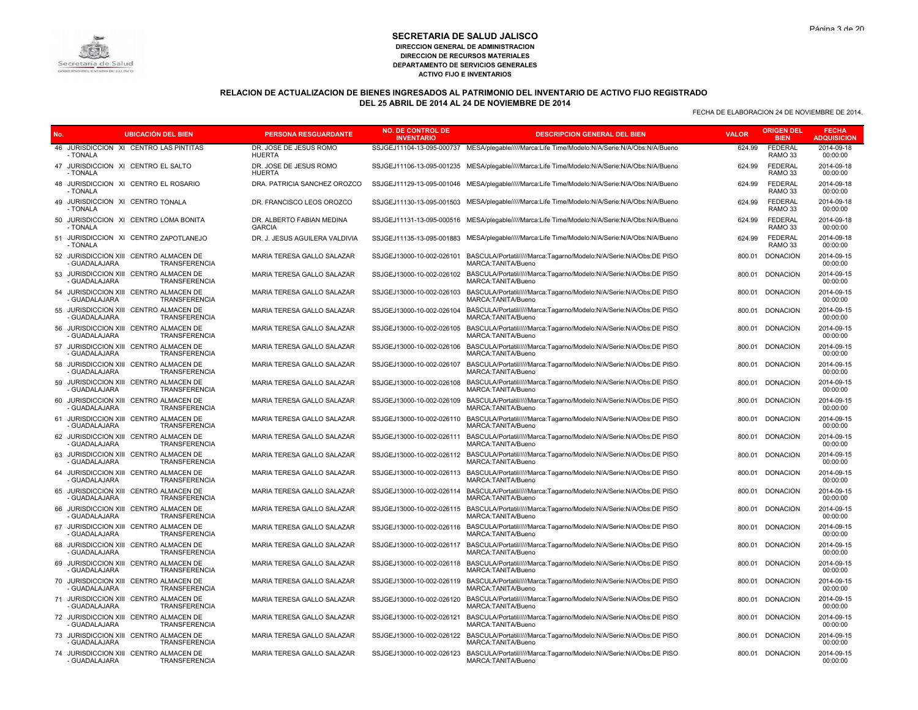## SECRETARIA DE SALUD JALISCO

**DIRECCION GENERAL DE ADMINISTRACION**
**DIRECCION DE RECURSOS MATERIALES**
**DEPARTAMENTO DE SERVICIOS GENERALES**
**ACTIVO FIJO E INVENTARIOS**

### RELACION DE ACTUALIZACION DE BIENES INGRESADOS AL PATRIMONIO DEL INVENTARIO DE ACTIVO FIJO REGISTRADO DEL 25 ABRIL DE 2014 AL 24 DE NOVIEMBRE DE 2014

FECHA DE ELABORACION 24 DE NOVIEMBRE DE 2014.

| No. | UBICACIÓN DEL BIEN | | PERSONA RESGUARDANTE | NO. DE CONTROL DE INVENTARIO | DESCRIPCION GENERAL DEL BIEN | VALOR | ORIGEN DEL BIEN | FECHA ADQUISICION |
|---|---|---|---|---|---|---|---|---|
| 46 | JURISDICCION XI - TONALA | CENTRO LAS PINTITAS | DR. JOSE DE JESUS ROMO HUERTA | SSJGEJ11104-13-095-000737 | MESA/plegable/////Marca:Life Time/Modelo:N/A/Serie:N/A/Obs:N/A/Bueno | 624.99 | FEDERAL RAMO 33 | 2014-09-18 00:00:00 |
| 47 | JURISDICCION XI - TONALA | CENTRO EL SALTO | DR. JOSE DE JESUS ROMO HUERTA | SSJGEJ11106-13-095-001235 | MESA/plegable/////Marca:Life Time/Modelo:N/A/Serie:N/A/Obs:N/A/Bueno | 624.99 | FEDERAL RAMO 33 | 2014-09-18 00:00:00 |
| 48 | JURISDICCION XI - TONALA | CENTRO EL ROSARIO | DRA. PATRICIA SANCHEZ OROZCO | SSJGEJ11129-13-095-001046 | MESA/plegable/////Marca:Life Time/Modelo:N/A/Serie:N/A/Obs:N/A/Bueno | 624.99 | FEDERAL RAMO 33 | 2014-09-18 00:00:00 |
| 49 | JURISDICCION XI - TONALA | CENTRO TONALA | DR. FRANCISCO LEOS OROZCO | SSJGEJ11130-13-095-001503 | MESA/plegable/////Marca:Life Time/Modelo:N/A/Serie:N/A/Obs:N/A/Bueno | 624.99 | FEDERAL RAMO 33 | 2014-09-18 00:00:00 |
| 50 | JURISDICCION XI - TONALA | CENTRO LOMA BONITA | DR. ALBERTO FABIAN MEDINA GARCIA | SSJGEJ11131-13-095-000516 | MESA/plegable/////Marca:Life Time/Modelo:N/A/Serie:N/A/Obs:N/A/Bueno | 624.99 | FEDERAL RAMO 33 | 2014-09-18 00:00:00 |
| 51 | JURISDICCION XI - TONALA | CENTRO ZAPOTLANEJO | DR. J. JESUS AGUILERA VALDIVIA | SSJGEJ11135-13-095-001883 | MESA/plegable/////Marca:Life Time/Modelo:N/A/Serie:N/A/Obs:N/A/Bueno | 624.99 | FEDERAL RAMO 33 | 2014-09-18 00:00:00 |
| 52 | JURISDICCION XIII - GUADALAJARA | CENTRO ALMACEN DE TRANSFERENCIA | MARIA TERESA GALLO SALAZAR | SSJGEJ13000-10-002-026101 | BASCULA/Portatil////Marca:Tagarno/Modelo:N/A/Serie:N/A/Obs:DE PISO MARCA:TANITA/Bueno | 800.01 | DONACION | 2014-09-15 00:00:00 |
| 53 | JURISDICCION XIII - GUADALAJARA | CENTRO ALMACEN DE TRANSFERENCIA | MARIA TERESA GALLO SALAZAR | SSJGEJ13000-10-002-026102 | BASCULA/Portatil////Marca:Tagarno/Modelo:N/A/Serie:N/A/Obs:DE PISO MARCA:TANITA/Bueno | 800.01 | DONACION | 2014-09-15 00:00:00 |
| 54 | JURISDICCION XIII - GUADALAJARA | CENTRO ALMACEN DE TRANSFERENCIA | MARIA TERESA GALLO SALAZAR | SSJGEJ13000-10-002-026103 | BASCULA/Portatil////Marca:Tagarno/Modelo:N/A/Serie:N/A/Obs:DE PISO MARCA:TANITA/Bueno | 800.01 | DONACION | 2014-09-15 00:00:00 |
| 55 | JURISDICCION XIII - GUADALAJARA | CENTRO ALMACEN DE TRANSFERENCIA | MARIA TERESA GALLO SALAZAR | SSJGEJ13000-10-002-026104 | BASCULA/Portatil////Marca:Tagarno/Modelo:N/A/Serie:N/A/Obs:DE PISO MARCA:TANITA/Bueno | 800.01 | DONACION | 2014-09-15 00:00:00 |
| 56 | JURISDICCION XIII - GUADALAJARA | CENTRO ALMACEN DE TRANSFERENCIA | MARIA TERESA GALLO SALAZAR | SSJGEJ13000-10-002-026105 | BASCULA/Portatil////Marca:Tagarno/Modelo:N/A/Serie:N/A/Obs:DE PISO MARCA:TANITA/Bueno | 800.01 | DONACION | 2014-09-15 00:00:00 |
| 57 | JURISDICCION XIII - GUADALAJARA | CENTRO ALMACEN DE TRANSFERENCIA | MARIA TERESA GALLO SALAZAR | SSJGEJ13000-10-002-026106 | BASCULA/Portatil////Marca:Tagarno/Modelo:N/A/Serie:N/A/Obs:DE PISO MARCA:TANITA/Bueno | 800.01 | DONACION | 2014-09-15 00:00:00 |
| 58 | JURISDICCION XIII - GUADALAJARA | CENTRO ALMACEN DE TRANSFERENCIA | MARIA TERESA GALLO SALAZAR | SSJGEJ13000-10-002-026107 | BASCULA/Portatil////Marca:Tagarno/Modelo:N/A/Serie:N/A/Obs:DE PISO MARCA:TANITA/Bueno | 800.01 | DONACION | 2014-09-15 00:00:00 |
| 59 | JURISDICCION XIII - GUADALAJARA | CENTRO ALMACEN DE TRANSFERENCIA | MARIA TERESA GALLO SALAZAR | SSJGEJ13000-10-002-026108 | BASCULA/Portatil////Marca:Tagarno/Modelo:N/A/Serie:N/A/Obs:DE PISO MARCA:TANITA/Bueno | 800.01 | DONACION | 2014-09-15 00:00:00 |
| 60 | JURISDICCION XIII - GUADALAJARA | CENTRO ALMACEN DE TRANSFERENCIA | MARIA TERESA GALLO SALAZAR | SSJGEJ13000-10-002-026109 | BASCULA/Portatil////Marca:Tagarno/Modelo:N/A/Serie:N/A/Obs:DE PISO MARCA:TANITA/Bueno | 800.01 | DONACION | 2014-09-15 00:00:00 |
| 61 | JURISDICCION XIII - GUADALAJARA | CENTRO ALMACEN DE TRANSFERENCIA | MARIA TERESA GALLO SALAZAR | SSJGEJ13000-10-002-026110 | BASCULA/Portatil////Marca:Tagarno/Modelo:N/A/Serie:N/A/Obs:DE PISO MARCA:TANITA/Bueno | 800.01 | DONACION | 2014-09-15 00:00:00 |
| 62 | JURISDICCION XIII - GUADALAJARA | CENTRO ALMACEN DE TRANSFERENCIA | MARIA TERESA GALLO SALAZAR | SSJGEJ13000-10-002-026111 | BASCULA/Portatil////Marca:Tagarno/Modelo:N/A/Serie:N/A/Obs:DE PISO MARCA:TANITA/Bueno | 800.01 | DONACION | 2014-09-15 00:00:00 |
| 63 | JURISDICCION XIII - GUADALAJARA | CENTRO ALMACEN DE TRANSFERENCIA | MARIA TERESA GALLO SALAZAR | SSJGEJ13000-10-002-026112 | BASCULA/Portatil////Marca:Tagarno/Modelo:N/A/Serie:N/A/Obs:DE PISO MARCA:TANITA/Bueno | 800.01 | DONACION | 2014-09-15 00:00:00 |
| 64 | JURISDICCION XIII - GUADALAJARA | CENTRO ALMACEN DE TRANSFERENCIA | MARIA TERESA GALLO SALAZAR | SSJGEJ13000-10-002-026113 | BASCULA/Portatil////Marca:Tagarno/Modelo:N/A/Serie:N/A/Obs:DE PISO MARCA:TANITA/Bueno | 800.01 | DONACION | 2014-09-15 00:00:00 |
| 65 | JURISDICCION XIII - GUADALAJARA | CENTRO ALMACEN DE TRANSFERENCIA | MARIA TERESA GALLO SALAZAR | SSJGEJ13000-10-002-026114 | BASCULA/Portatil////Marca:Tagarno/Modelo:N/A/Serie:N/A/Obs:DE PISO MARCA:TANITA/Bueno | 800.01 | DONACION | 2014-09-15 00:00:00 |
| 66 | JURISDICCION XIII - GUADALAJARA | CENTRO ALMACEN DE TRANSFERENCIA | MARIA TERESA GALLO SALAZAR | SSJGEJ13000-10-002-026115 | BASCULA/Portatil////Marca:Tagarno/Modelo:N/A/Serie:N/A/Obs:DE PISO MARCA:TANITA/Bueno | 800.01 | DONACION | 2014-09-15 00:00:00 |
| 67 | JURISDICCION XIII - GUADALAJARA | CENTRO ALMACEN DE TRANSFERENCIA | MARIA TERESA GALLO SALAZAR | SSJGEJ13000-10-002-026116 | BASCULA/Portatil////Marca:Tagarno/Modelo:N/A/Serie:N/A/Obs:DE PISO MARCA:TANITA/Bueno | 800.01 | DONACION | 2014-09-15 00:00:00 |
| 68 | JURISDICCION XIII - GUADALAJARA | CENTRO ALMACEN DE TRANSFERENCIA | MARIA TERESA GALLO SALAZAR | SSJGEJ13000-10-002-026117 | BASCULA/Portatil////Marca:Tagarno/Modelo:N/A/Serie:N/A/Obs:DE PISO MARCA:TANITA/Bueno | 800.01 | DONACION | 2014-09-15 00:00:00 |
| 69 | JURISDICCION XIII - GUADALAJARA | CENTRO ALMACEN DE TRANSFERENCIA | MARIA TERESA GALLO SALAZAR | SSJGEJ13000-10-002-026118 | BASCULA/Portatil////Marca:Tagarno/Modelo:N/A/Serie:N/A/Obs:DE PISO MARCA:TANITA/Bueno | 800.01 | DONACION | 2014-09-15 00:00:00 |
| 70 | JURISDICCION XIII - GUADALAJARA | CENTRO ALMACEN DE TRANSFERENCIA | MARIA TERESA GALLO SALAZAR | SSJGEJ13000-10-002-026119 | BASCULA/Portatil////Marca:Tagarno/Modelo:N/A/Serie:N/A/Obs:DE PISO MARCA:TANITA/Bueno | 800.01 | DONACION | 2014-09-15 00:00:00 |
| 71 | JURISDICCION XIII - GUADALAJARA | CENTRO ALMACEN DE TRANSFERENCIA | MARIA TERESA GALLO SALAZAR | SSJGEJ13000-10-002-026120 | BASCULA/Portatil////Marca:Tagarno/Modelo:N/A/Serie:N/A/Obs:DE PISO MARCA:TANITA/Bueno | 800.01 | DONACION | 2014-09-15 00:00:00 |
| 72 | JURISDICCION XIII - GUADALAJARA | CENTRO ALMACEN DE TRANSFERENCIA | MARIA TERESA GALLO SALAZAR | SSJGEJ13000-10-002-026121 | BASCULA/Portatil////Marca:Tagarno/Modelo:N/A/Serie:N/A/Obs:DE PISO MARCA:TANITA/Bueno | 800.01 | DONACION | 2014-09-15 00:00:00 |
| 73 | JURISDICCION XIII - GUADALAJARA | CENTRO ALMACEN DE TRANSFERENCIA | MARIA TERESA GALLO SALAZAR | SSJGEJ13000-10-002-026122 | BASCULA/Portatil////Marca:Tagarno/Modelo:N/A/Serie:N/A/Obs:DE PISO MARCA:TANITA/Bueno | 800.01 | DONACION | 2014-09-15 00:00:00 |
| 74 | JURISDICCION XIII - GUADALAJARA | CENTRO ALMACEN DE TRANSFERENCIA | MARIA TERESA GALLO SALAZAR | SSJGEJ13000-10-002-026123 | BASCULA/Portatil////Marca:Tagarno/Modelo:N/A/Serie:N/A/Obs:DE PISO MARCA:TANITA/Bueno | 800.01 | DONACION | 2014-09-15 00:00:00 |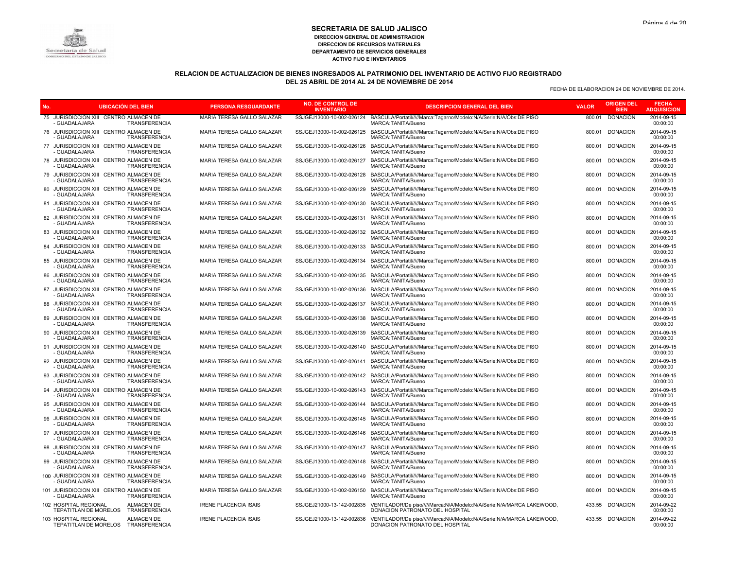# SECRETARIA DE SALUD JALISCO

**DIRECCION GENERAL DE ADMINISTRACION**
**DIRECCION DE RECURSOS MATERIALES**
**DEPARTAMENTO DE SERVICIOS GENERALES**
**ACTIVO FIJO E INVENTARIOS**

## RELACION DE ACTUALIZACION DE BIENES INGRESADOS AL PATRIMONIO DEL INVENTARIO DE ACTIVO FIJO REGISTRADO DEL 25 ABRIL DE 2014 AL 24 DE NOVIEMBRE DE 2014

FECHA DE ELABORACION 24 DE NOVIEMBRE DE 2014.

| No. | UBICACIÓN DEL BIEN | | PERSONA RESGUARDANTE | NO. DE CONTROL DE INVENTARIO | DESCRIPCION GENERAL DEL BIEN | VALOR | ORIGEN DEL BIEN | FECHA ADQUISICION |
|---|---|---|---|---|---|---|---|---|
| 75 | JURISDICCION XIII CENTRO - GUADALAJARA | ALMACEN DE TRANSFERENCIA | MARIA TERESA GALLO SALAZAR | SSJGEJ13000-10-002-026124 | BASCULA/Portatil////Marca:Tagarno/Modelo:N/A/Serie:N/A/Obs:DE PISO MARCA:TANITA/Bueno | 800.01 | DONACION | 2014-09-15 00:00:00 |
| 76 | JURISDICCION XIII CENTRO - GUADALAJARA | ALMACEN DE TRANSFERENCIA | MARIA TERESA GALLO SALAZAR | SSJGEJ13000-10-002-026125 | BASCULA/Portatil////Marca:Tagarno/Modelo:N/A/Serie:N/A/Obs:DE PISO MARCA:TANITA/Bueno | 800.01 | DONACION | 2014-09-15 00:00:00 |
| 77 | JURISDICCION XIII CENTRO - GUADALAJARA | ALMACEN DE TRANSFERENCIA | MARIA TERESA GALLO SALAZAR | SSJGEJ13000-10-002-026126 | BASCULA/Portatil////Marca:Tagarno/Modelo:N/A/Serie:N/A/Obs:DE PISO MARCA:TANITA/Bueno | 800.01 | DONACION | 2014-09-15 00:00:00 |
| 78 | JURISDICCION XIII CENTRO - GUADALAJARA | ALMACEN DE TRANSFERENCIA | MARIA TERESA GALLO SALAZAR | SSJGEJ13000-10-002-026127 | BASCULA/Portatil////Marca:Tagarno/Modelo:N/A/Serie:N/A/Obs:DE PISO MARCA:TANITA/Bueno | 800.01 | DONACION | 2014-09-15 00:00:00 |
| 79 | JURISDICCION XIII CENTRO - GUADALAJARA | ALMACEN DE TRANSFERENCIA | MARIA TERESA GALLO SALAZAR | SSJGEJ13000-10-002-026128 | BASCULA/Portatil////Marca:Tagarno/Modelo:N/A/Serie:N/A/Obs:DE PISO MARCA:TANITA/Bueno | 800.01 | DONACION | 2014-09-15 00:00:00 |
| 80 | JURISDICCION XIII CENTRO - GUADALAJARA | ALMACEN DE TRANSFERENCIA | MARIA TERESA GALLO SALAZAR | SSJGEJ13000-10-002-026129 | BASCULA/Portatil////Marca:Tagarno/Modelo:N/A/Serie:N/A/Obs:DE PISO MARCA:TANITA/Bueno | 800.01 | DONACION | 2014-09-15 00:00:00 |
| 81 | JURISDICCION XIII CENTRO - GUADALAJARA | ALMACEN DE TRANSFERENCIA | MARIA TERESA GALLO SALAZAR | SSJGEJ13000-10-002-026130 | BASCULA/Portatil////Marca:Tagarno/Modelo:N/A/Serie:N/A/Obs:DE PISO MARCA:TANITA/Bueno | 800.01 | DONACION | 2014-09-15 00:00:00 |
| 82 | JURISDICCION XIII CENTRO - GUADALAJARA | ALMACEN DE TRANSFERENCIA | MARIA TERESA GALLO SALAZAR | SSJGEJ13000-10-002-026131 | BASCULA/Portatil////Marca:Tagarno/Modelo:N/A/Serie:N/A/Obs:DE PISO MARCA:TANITA/Bueno | 800.01 | DONACION | 2014-09-15 00:00:00 |
| 83 | JURISDICCION XIII CENTRO - GUADALAJARA | ALMACEN DE TRANSFERENCIA | MARIA TERESA GALLO SALAZAR | SSJGEJ13000-10-002-026132 | BASCULA/Portatil////Marca:Tagarno/Modelo:N/A/Serie:N/A/Obs:DE PISO MARCA:TANITA/Bueno | 800.01 | DONACION | 2014-09-15 00:00:00 |
| 84 | JURISDICCION XIII CENTRO - GUADALAJARA | ALMACEN DE TRANSFERENCIA | MARIA TERESA GALLO SALAZAR | SSJGEJ13000-10-002-026133 | BASCULA/Portatil////Marca:Tagarno/Modelo:N/A/Serie:N/A/Obs:DE PISO MARCA:TANITA/Bueno | 800.01 | DONACION | 2014-09-15 00:00:00 |
| 85 | JURISDICCION XIII CENTRO - GUADALAJARA | ALMACEN DE TRANSFERENCIA | MARIA TERESA GALLO SALAZAR | SSJGEJ13000-10-002-026134 | BASCULA/Portatil////Marca:Tagarno/Modelo:N/A/Serie:N/A/Obs:DE PISO MARCA:TANITA/Bueno | 800.01 | DONACION | 2014-09-15 00:00:00 |
| 86 | JURISDICCION XIII CENTRO - GUADALAJARA | ALMACEN DE TRANSFERENCIA | MARIA TERESA GALLO SALAZAR | SSJGEJ13000-10-002-026135 | BASCULA/Portatil////Marca:Tagarno/Modelo:N/A/Serie:N/A/Obs:DE PISO MARCA:TANITA/Bueno | 800.01 | DONACION | 2014-09-15 00:00:00 |
| 87 | JURISDICCION XIII CENTRO - GUADALAJARA | ALMACEN DE TRANSFERENCIA | MARIA TERESA GALLO SALAZAR | SSJGEJ13000-10-002-026136 | BASCULA/Portatil////Marca:Tagarno/Modelo:N/A/Serie:N/A/Obs:DE PISO MARCA:TANITA/Bueno | 800.01 | DONACION | 2014-09-15 00:00:00 |
| 88 | JURISDICCION XIII CENTRO - GUADALAJARA | ALMACEN DE TRANSFERENCIA | MARIA TERESA GALLO SALAZAR | SSJGEJ13000-10-002-026137 | BASCULA/Portatil////Marca:Tagarno/Modelo:N/A/Serie:N/A/Obs:DE PISO MARCA:TANITA/Bueno | 800.01 | DONACION | 2014-09-15 00:00:00 |
| 89 | JURISDICCION XIII CENTRO - GUADALAJARA | ALMACEN DE TRANSFERENCIA | MARIA TERESA GALLO SALAZAR | SSJGEJ13000-10-002-026138 | BASCULA/Portatil////Marca:Tagarno/Modelo:N/A/Serie:N/A/Obs:DE PISO MARCA:TANITA/Bueno | 800.01 | DONACION | 2014-09-15 00:00:00 |
| 90 | JURISDICCION XIII CENTRO - GUADALAJARA | ALMACEN DE TRANSFERENCIA | MARIA TERESA GALLO SALAZAR | SSJGEJ13000-10-002-026139 | BASCULA/Portatil////Marca:Tagarno/Modelo:N/A/Serie:N/A/Obs:DE PISO MARCA:TANITA/Bueno | 800.01 | DONACION | 2014-09-15 00:00:00 |
| 91 | JURISDICCION XIII CENTRO - GUADALAJARA | ALMACEN DE TRANSFERENCIA | MARIA TERESA GALLO SALAZAR | SSJGEJ13000-10-002-026140 | BASCULA/Portatil////Marca:Tagarno/Modelo:N/A/Serie:N/A/Obs:DE PISO MARCA:TANITA/Bueno | 800.01 | DONACION | 2014-09-15 00:00:00 |
| 92 | JURISDICCION XIII CENTRO - GUADALAJARA | ALMACEN DE TRANSFERENCIA | MARIA TERESA GALLO SALAZAR | SSJGEJ13000-10-002-026141 | BASCULA/Portatil////Marca:Tagarno/Modelo:N/A/Serie:N/A/Obs:DE PISO MARCA:TANITA/Bueno | 800.01 | DONACION | 2014-09-15 00:00:00 |
| 93 | JURISDICCION XIII CENTRO - GUADALAJARA | ALMACEN DE TRANSFERENCIA | MARIA TERESA GALLO SALAZAR | SSJGEJ13000-10-002-026142 | BASCULA/Portatil////Marca:Tagarno/Modelo:N/A/Serie:N/A/Obs:DE PISO MARCA:TANITA/Bueno | 800.01 | DONACION | 2014-09-15 00:00:00 |
| 94 | JURISDICCION XIII CENTRO - GUADALAJARA | ALMACEN DE TRANSFERENCIA | MARIA TERESA GALLO SALAZAR | SSJGEJ13000-10-002-026143 | BASCULA/Portatil////Marca:Tagarno/Modelo:N/A/Serie:N/A/Obs:DE PISO MARCA:TANITA/Bueno | 800.01 | DONACION | 2014-09-15 00:00:00 |
| 95 | JURISDICCION XIII CENTRO - GUADALAJARA | ALMACEN DE TRANSFERENCIA | MARIA TERESA GALLO SALAZAR | SSJGEJ13000-10-002-026144 | BASCULA/Portatil////Marca:Tagarno/Modelo:N/A/Serie:N/A/Obs:DE PISO MARCA:TANITA/Bueno | 800.01 | DONACION | 2014-09-15 00:00:00 |
| 96 | JURISDICCION XIII CENTRO - GUADALAJARA | ALMACEN DE TRANSFERENCIA | MARIA TERESA GALLO SALAZAR | SSJGEJ13000-10-002-026145 | BASCULA/Portatil////Marca:Tagarno/Modelo:N/A/Serie:N/A/Obs:DE PISO MARCA:TANITA/Bueno | 800.01 | DONACION | 2014-09-15 00:00:00 |
| 97 | JURISDICCION XIII CENTRO - GUADALAJARA | ALMACEN DE TRANSFERENCIA | MARIA TERESA GALLO SALAZAR | SSJGEJ13000-10-002-026146 | BASCULA/Portatil////Marca:Tagarno/Modelo:N/A/Serie:N/A/Obs:DE PISO MARCA:TANITA/Bueno | 800.01 | DONACION | 2014-09-15 00:00:00 |
| 98 | JURISDICCION XIII CENTRO - GUADALAJARA | ALMACEN DE TRANSFERENCIA | MARIA TERESA GALLO SALAZAR | SSJGEJ13000-10-002-026147 | BASCULA/Portatil////Marca:Tagarno/Modelo:N/A/Serie:N/A/Obs:DE PISO MARCA:TANITA/Bueno | 800.01 | DONACION | 2014-09-15 00:00:00 |
| 99 | JURISDICCION XIII CENTRO - GUADALAJARA | ALMACEN DE TRANSFERENCIA | MARIA TERESA GALLO SALAZAR | SSJGEJ13000-10-002-026148 | BASCULA/Portatil////Marca:Tagarno/Modelo:N/A/Serie:N/A/Obs:DE PISO MARCA:TANITA/Bueno | 800.01 | DONACION | 2014-09-15 00:00:00 |
| 100 | JURISDICCION XIII CENTRO - GUADALAJARA | ALMACEN DE TRANSFERENCIA | MARIA TERESA GALLO SALAZAR | SSJGEJ13000-10-002-026149 | BASCULA/Portatil////Marca:Tagarno/Modelo:N/A/Serie:N/A/Obs:DE PISO MARCA:TANITA/Bueno | 800.01 | DONACION | 2014-09-15 00:00:00 |
| 101 | JURISDICCION XIII CENTRO - GUADALAJARA | ALMACEN DE TRANSFERENCIA | MARIA TERESA GALLO SALAZAR | SSJGEJ13000-10-002-026150 | BASCULA/Portatil////Marca:Tagarno/Modelo:N/A/Serie:N/A/Obs:DE PISO MARCA:TANITA/Bueno | 800.01 | DONACION | 2014-09-15 00:00:00 |
| 102 | HOSPITAL REGIONAL TEPATITLAN DE MORELOS | ALMACEN DE TRANSFERENCIA | IRENE PLACENCIA ISAIS | SSJGEJ21000-13-142-002835 | VENTILADOR/De piso////Marca:N/A/Modelo:N/A/Serie:N/A/MARCA LAKEWOOD, DONACION PATRONATO DEL HOSPITAL | 433.55 | DONACION | 2014-09-22 00:00:00 |
| 103 | HOSPITAL REGIONAL TEPATITLAN DE MORELOS | ALMACEN DE TRANSFERENCIA | IRENE PLACENCIA ISAIS | SSJGEJ21000-13-142-002836 | VENTILADOR/De piso////Marca:N/A/Modelo:N/A/Serie:N/A/MARCA LAKEWOOD, DONACION PATRONATO DEL HOSPITAL | 433.55 | DONACION | 2014-09-22 00:00:00 |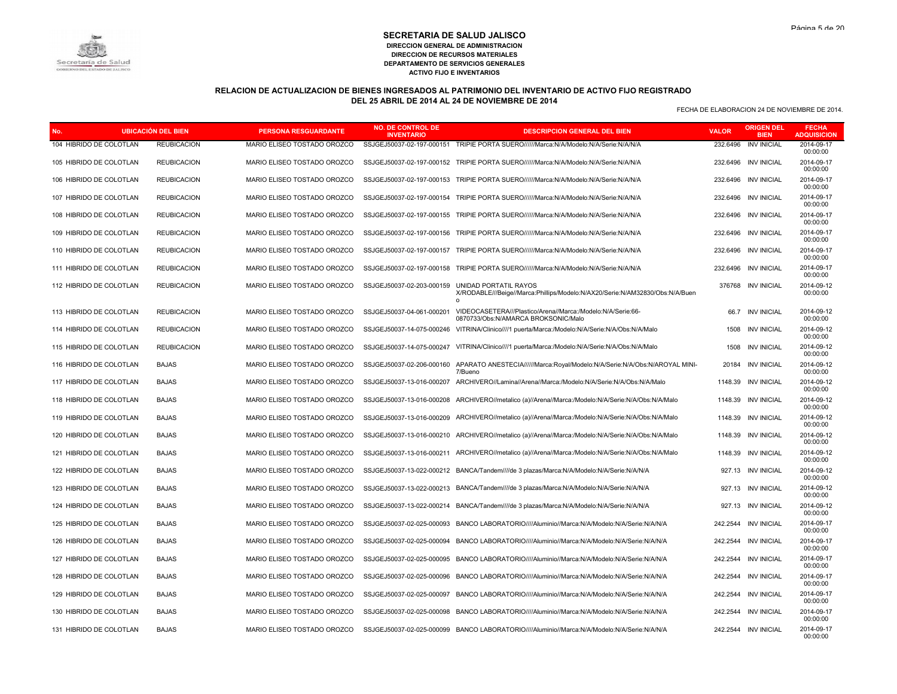**SECRETARIA DE SALUD JALISCO**
**DIRECCION GENERAL DE ADMINISTRACION**
**DIRECCION DE RECURSOS MATERIALES**
**DEPARTAMENTO DE SERVICIOS GENERALES**
**ACTIVO FIJO E INVENTARIOS**

## RELACION DE ACTUALIZACION DE BIENES INGRESADOS AL PATRIMONIO DEL INVENTARIO DE ACTIVO FIJO REGISTRADO DEL 25 ABRIL DE 2014 AL 24 DE NOVIEMBRE DE 2014

FECHA DE ELABORACION 24 DE NOVIEMBRE DE 2014.

| No. | UBICACIÓN DEL BIEN | | PERSONA RESGUARDANTE | NO. DE CONTROL DE INVENTARIO | DESCRIPCION GENERAL DEL BIEN | VALOR | ORIGEN DEL BIEN | FECHA ADQUISICION |
|---|---|---|---|---|---|---|---|---|
| 104 | HIBRIDO DE COLOTLAN | REUBICACION | MARIO ELISEO TOSTADO OROZCO | SSJGEJ50037-02-197-000151 | TRIPIE PORTA SUERO//////Marca:N/A/Modelo:N/A/Serie:N/A/N/A | 232.6496 | INV INICIAL | 2014-09-17 00:00:00 |
| 105 | HIBRIDO DE COLOTLAN | REUBICACION | MARIO ELISEO TOSTADO OROZCO | SSJGEJ50037-02-197-000152 | TRIPIE PORTA SUERO//////Marca:N/A/Modelo:N/A/Serie:N/A/N/A | 232.6496 | INV INICIAL | 2014-09-17 00:00:00 |
| 106 | HIBRIDO DE COLOTLAN | REUBICACION | MARIO ELISEO TOSTADO OROZCO | SSJGEJ50037-02-197-000153 | TRIPIE PORTA SUERO//////Marca:N/A/Modelo:N/A/Serie:N/A/N/A | 232.6496 | INV INICIAL | 2014-09-17 00:00:00 |
| 107 | HIBRIDO DE COLOTLAN | REUBICACION | MARIO ELISEO TOSTADO OROZCO | SSJGEJ50037-02-197-000154 | TRIPIE PORTA SUERO//////Marca:N/A/Modelo:N/A/Serie:N/A/N/A | 232.6496 | INV INICIAL | 2014-09-17 00:00:00 |
| 108 | HIBRIDO DE COLOTLAN | REUBICACION | MARIO ELISEO TOSTADO OROZCO | SSJGEJ50037-02-197-000155 | TRIPIE PORTA SUERO//////Marca:N/A/Modelo:N/A/Serie:N/A/N/A | 232.6496 | INV INICIAL | 2014-09-17 00:00:00 |
| 109 | HIBRIDO DE COLOTLAN | REUBICACION | MARIO ELISEO TOSTADO OROZCO | SSJGEJ50037-02-197-000156 | TRIPIE PORTA SUERO//////Marca:N/A/Modelo:N/A/Serie:N/A/N/A | 232.6496 | INV INICIAL | 2014-09-17 00:00:00 |
| 110 | HIBRIDO DE COLOTLAN | REUBICACION | MARIO ELISEO TOSTADO OROZCO | SSJGEJ50037-02-197-000157 | TRIPIE PORTA SUERO//////Marca:N/A/Modelo:N/A/Serie:N/A/N/A | 232.6496 | INV INICIAL | 2014-09-17 00:00:00 |
| 111 | HIBRIDO DE COLOTLAN | REUBICACION | MARIO ELISEO TOSTADO OROZCO | SSJGEJ50037-02-197-000158 | TRIPIE PORTA SUERO//////Marca:N/A/Modelo:N/A/Serie:N/A/N/A | 232.6496 | INV INICIAL | 2014-09-17 00:00:00 |
| 112 | HIBRIDO DE COLOTLAN | REUBICACION | MARIO ELISEO TOSTADO OROZCO | SSJGEJ50037-02-203-000159 | UNIDAD PORTATIL RAYOS X/RODABLE///Beige//Marca:Phillips/Modelo:N/AX20/Serie:N/AM32830/Obs:N/A/Bueno | 376768 | INV INICIAL | 2014-09-12 00:00:00 |
| 113 | HIBRIDO DE COLOTLAN | REUBICACION | MARIO ELISEO TOSTADO OROZCO | SSJGEJ50037-04-061-000201 | VIDEOCASETERA///Plastico/Arena//Marca:/Modelo:N/A/Serie:66-0870733/Obs:N/AMARCA BROKSONIC/Malo | 66.7 | INV INICIAL | 2014-09-12 00:00:00 |
| 114 | HIBRIDO DE COLOTLAN | REUBICACION | MARIO ELISEO TOSTADO OROZCO | SSJGEJ50037-14-075-000246 | VITRINA/Clinico////1 puerta/Marca:/Modelo:N/A/Serie:N/A/Obs:N/A/Malo | 1508 | INV INICIAL | 2014-09-12 00:00:00 |
| 115 | HIBRIDO DE COLOTLAN | REUBICACION | MARIO ELISEO TOSTADO OROZCO | SSJGEJ50037-14-075-000247 | VITRINA/Clinico////1 puerta/Marca:/Modelo:N/A/Serie:N/A/Obs:N/A/Malo | 1508 | INV INICIAL | 2014-09-12 00:00:00 |
| 116 | HIBRIDO DE COLOTLAN | BAJAS | MARIO ELISEO TOSTADO OROZCO | SSJGEJ50037-02-206-000160 | APARATO ANESTECIA//////Marca:Royal/Modelo:N/A/Serie:N/A/Obs:N/AROYAL MINI-7/Bueno | 20184 | INV INICIAL | 2014-09-12 00:00:00 |
| 117 | HIBRIDO DE COLOTLAN | BAJAS | MARIO ELISEO TOSTADO OROZCO | SSJGEJ50037-13-016-000207 | ARCHIVERO//Lamina//Arena//Marca:/Modelo:N/A/Serie:N/A/Obs:N/A/Malo | 1148.39 | INV INICIAL | 2014-09-12 00:00:00 |
| 118 | HIBRIDO DE COLOTLAN | BAJAS | MARIO ELISEO TOSTADO OROZCO | SSJGEJ50037-13-016-000208 | ARCHIVERO//metalico (a)//Arena//Marca:/Modelo:N/A/Serie:N/A/Obs:N/A/Malo | 1148.39 | INV INICIAL | 2014-09-12 00:00:00 |
| 119 | HIBRIDO DE COLOTLAN | BAJAS | MARIO ELISEO TOSTADO OROZCO | SSJGEJ50037-13-016-000209 | ARCHIVERO//metalico (a)//Arena//Marca:/Modelo:N/A/Serie:N/A/Obs:N/A/Malo | 1148.39 | INV INICIAL | 2014-09-12 00:00:00 |
| 120 | HIBRIDO DE COLOTLAN | BAJAS | MARIO ELISEO TOSTADO OROZCO | SSJGEJ50037-13-016-000210 | ARCHIVERO//metalico (a)//Arena//Marca:/Modelo:N/A/Serie:N/A/Obs:N/A/Malo | 1148.39 | INV INICIAL | 2014-09-12 00:00:00 |
| 121 | HIBRIDO DE COLOTLAN | BAJAS | MARIO ELISEO TOSTADO OROZCO | SSJGEJ50037-13-016-000211 | ARCHIVERO//metalico (a)//Arena//Marca:/Modelo:N/A/Serie:N/A/Obs:N/A/Malo | 1148.39 | INV INICIAL | 2014-09-12 00:00:00 |
| 122 | HIBRIDO DE COLOTLAN | BAJAS | MARIO ELISEO TOSTADO OROZCO | SSJGEJ50037-13-022-000212 | BANCA/Tandem////de 3 plazas/Marca:N/A/Modelo:N/A/Serie:N/A/N/A | 927.13 | INV INICIAL | 2014-09-12 00:00:00 |
| 123 | HIBRIDO DE COLOTLAN | BAJAS | MARIO ELISEO TOSTADO OROZCO | SSJGEJ50037-13-022-000213 | BANCA/Tandem////de 3 plazas/Marca:N/A/Modelo:N/A/Serie:N/A/N/A | 927.13 | INV INICIAL | 2014-09-12 00:00:00 |
| 124 | HIBRIDO DE COLOTLAN | BAJAS | MARIO ELISEO TOSTADO OROZCO | SSJGEJ50037-13-022-000214 | BANCA/Tandem////de 3 plazas/Marca:N/A/Modelo:N/A/Serie:N/A/N/A | 927.13 | INV INICIAL | 2014-09-12 00:00:00 |
| 125 | HIBRIDO DE COLOTLAN | BAJAS | MARIO ELISEO TOSTADO OROZCO | SSJGEJ50037-02-025-000093 | BANCO LABORATORIO////Aluminio//Marca:N/A/Modelo:N/A/Serie:N/A/N/A | 242.2544 | INV INICIAL | 2014-09-17 00:00:00 |
| 126 | HIBRIDO DE COLOTLAN | BAJAS | MARIO ELISEO TOSTADO OROZCO | SSJGEJ50037-02-025-000094 | BANCO LABORATORIO////Aluminio//Marca:N/A/Modelo:N/A/Serie:N/A/N/A | 242.2544 | INV INICIAL | 2014-09-17 00:00:00 |
| 127 | HIBRIDO DE COLOTLAN | BAJAS | MARIO ELISEO TOSTADO OROZCO | SSJGEJ50037-02-025-000095 | BANCO LABORATORIO////Aluminio//Marca:N/A/Modelo:N/A/Serie:N/A/N/A | 242.2544 | INV INICIAL | 2014-09-17 00:00:00 |
| 128 | HIBRIDO DE COLOTLAN | BAJAS | MARIO ELISEO TOSTADO OROZCO | SSJGEJ50037-02-025-000096 | BANCO LABORATORIO////Aluminio//Marca:N/A/Modelo:N/A/Serie:N/A/N/A | 242.2544 | INV INICIAL | 2014-09-17 00:00:00 |
| 129 | HIBRIDO DE COLOTLAN | BAJAS | MARIO ELISEO TOSTADO OROZCO | SSJGEJ50037-02-025-000097 | BANCO LABORATORIO////Aluminio//Marca:N/A/Modelo:N/A/Serie:N/A/N/A | 242.2544 | INV INICIAL | 2014-09-17 00:00:00 |
| 130 | HIBRIDO DE COLOTLAN | BAJAS | MARIO ELISEO TOSTADO OROZCO | SSJGEJ50037-02-025-000098 | BANCO LABORATORIO////Aluminio//Marca:N/A/Modelo:N/A/Serie:N/A/N/A | 242.2544 | INV INICIAL | 2014-09-17 00:00:00 |
| 131 | HIBRIDO DE COLOTLAN | BAJAS | MARIO ELISEO TOSTADO OROZCO | SSJGEJ50037-02-025-000099 | BANCO LABORATORIO////Aluminio//Marca:N/A/Modelo:N/A/Serie:N/A/N/A | 242.2544 | INV INICIAL | 2014-09-17 00:00:00 |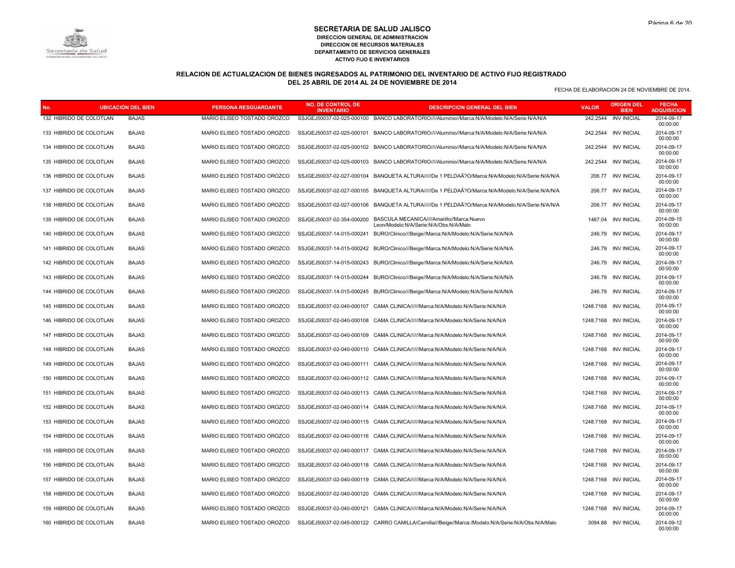# SECRETARIA DE SALUD JALISCO

**DIRECCION GENERAL DE ADMINISTRACION**
**DIRECCION DE RECURSOS MATERIALES**
**DEPARTAMENTO DE SERVICIOS GENERALES**
**ACTIVO FIJO E INVENTARIOS**

## RELACION DE ACTUALIZACION DE BIENES INGRESADOS AL PATRIMONIO DEL INVENTARIO DE ACTIVO FIJO REGISTRADO DEL 25 ABRIL DE 2014 AL 24 DE NOVIEMBRE DE 2014

FECHA DE ELABORACION 24 DE NOVIEMBRE DE 2014.

| No. | UBICACIÓN DEL BIEN | | PERSONA RESGUARDANTE | NO. DE CONTROL DE INVENTARIO | DESCRIPCION GENERAL DEL BIEN | VALOR | ORIGEN DEL BIEN | FECHA ADQUISICION |
|---|---|---|---|---|---|---|---|---|
| 132 | HIBRIDO DE COLOTLAN | BAJAS | MARIO ELISEO TOSTADO OROZCO | SSJGEJ50037-02-025-000100 | BANCO LABORATORIO////Aluminio//Marca:N/A/Modelo:N/A/Serie:N/A/N/A | 242.2544 | INV INICIAL | 2014-09-17 00:00:00 |
| 133 | HIBRIDO DE COLOTLAN | BAJAS | MARIO ELISEO TOSTADO OROZCO | SSJGEJ50037-02-025-000101 | BANCO LABORATORIO////Aluminio//Marca:N/A/Modelo:N/A/Serie:N/A/N/A | 242.2544 | INV INICIAL | 2014-09-17 00:00:00 |
| 134 | HIBRIDO DE COLOTLAN | BAJAS | MARIO ELISEO TOSTADO OROZCO | SSJGEJ50037-02-025-000102 | BANCO LABORATORIO////Aluminio//Marca:N/A/Modelo:N/A/Serie:N/A/N/A | 242.2544 | INV INICIAL | 2014-09-17 00:00:00 |
| 135 | HIBRIDO DE COLOTLAN | BAJAS | MARIO ELISEO TOSTADO OROZCO | SSJGEJ50037-02-025-000103 | BANCO LABORATORIO////Aluminio//Marca:N/A/Modelo:N/A/Serie:N/A/N/A | 242.2544 | INV INICIAL | 2014-09-17 00:00:00 |
| 136 | HIBRIDO DE COLOTLAN | BAJAS | MARIO ELISEO TOSTADO OROZCO | SSJGEJ50037-02-027-000104 | BANQUETA ALTURA/////De 1 PELDAÃ?O/Marca:N/A/Modelo:N/A/Serie:N/A/N/A | 206.77 | INV INICIAL | 2014-09-17 00:00:00 |
| 137 | HIBRIDO DE COLOTLAN | BAJAS | MARIO ELISEO TOSTADO OROZCO | SSJGEJ50037-02-027-000105 | BANQUETA ALTURA/////De 1 PELDAÃ?O/Marca:N/A/Modelo:N/A/Serie:N/A/N/A | 206.77 | INV INICIAL | 2014-09-17 00:00:00 |
| 138 | HIBRIDO DE COLOTLAN | BAJAS | MARIO ELISEO TOSTADO OROZCO | SSJGEJ50037-02-027-000106 | BANQUETA ALTURA/////De 1 PELDAÃ?O/Marca:N/A/Modelo:N/A/Serie:N/A/N/A | 206.77 | INV INICIAL | 2014-09-17 00:00:00 |
| 139 | HIBRIDO DE COLOTLAN | BAJAS | MARIO ELISEO TOSTADO OROZCO | SSJGEJ50037-02-354-000200 | BASCULA MECANICA////Amarillo//Marca:Nuevo Leon/Modelo:N/A/Serie:N/A/Obs:N/A/Malo | 1467.04 | INV INICIAL | 2014-09-15 00:00:00 |
| 140 | HIBRIDO DE COLOTLAN | BAJAS | MARIO ELISEO TOSTADO OROZCO | SSJGEJ50037-14-015-000241 | BURO/Clinico///Beige//Marca:N/A/Modelo:N/A/Serie:N/A/N/A | 246.79 | INV INICIAL | 2014-09-17 00:00:00 |
| 141 | HIBRIDO DE COLOTLAN | BAJAS | MARIO ELISEO TOSTADO OROZCO | SSJGEJ50037-14-015-000242 | BURO/Clinico///Beige//Marca:N/A/Modelo:N/A/Serie:N/A/N/A | 246.79 | INV INICIAL | 2014-09-17 00:00:00 |
| 142 | HIBRIDO DE COLOTLAN | BAJAS | MARIO ELISEO TOSTADO OROZCO | SSJGEJ50037-14-015-000243 | BURO/Clinico///Beige//Marca:N/A/Modelo:N/A/Serie:N/A/N/A | 246.79 | INV INICIAL | 2014-09-17 00:00:00 |
| 143 | HIBRIDO DE COLOTLAN | BAJAS | MARIO ELISEO TOSTADO OROZCO | SSJGEJ50037-14-015-000244 | BURO/Clinico///Beige//Marca:N/A/Modelo:N/A/Serie:N/A/N/A | 246.79 | INV INICIAL | 2014-09-17 00:00:00 |
| 144 | HIBRIDO DE COLOTLAN | BAJAS | MARIO ELISEO TOSTADO OROZCO | SSJGEJ50037-14-015-000245 | BURO/Clinico///Beige//Marca:N/A/Modelo:N/A/Serie:N/A/N/A | 246.79 | INV INICIAL | 2014-09-17 00:00:00 |
| 145 | HIBRIDO DE COLOTLAN | BAJAS | MARIO ELISEO TOSTADO OROZCO | SSJGEJ50037-02-040-000107 | CAMA CLINICA//////Marca:N/A/Modelo:N/A/Serie:N/A/N/A | 1248.7168 | INV INICIAL | 2014-09-17 00:00:00 |
| 146 | HIBRIDO DE COLOTLAN | BAJAS | MARIO ELISEO TOSTADO OROZCO | SSJGEJ50037-02-040-000108 | CAMA CLINICA//////Marca:N/A/Modelo:N/A/Serie:N/A/N/A | 1248.7168 | INV INICIAL | 2014-09-17 00:00:00 |
| 147 | HIBRIDO DE COLOTLAN | BAJAS | MARIO ELISEO TOSTADO OROZCO | SSJGEJ50037-02-040-000109 | CAMA CLINICA//////Marca:N/A/Modelo:N/A/Serie:N/A/N/A | 1248.7168 | INV INICIAL | 2014-09-17 00:00:00 |
| 148 | HIBRIDO DE COLOTLAN | BAJAS | MARIO ELISEO TOSTADO OROZCO | SSJGEJ50037-02-040-000110 | CAMA CLINICA//////Marca:N/A/Modelo:N/A/Serie:N/A/N/A | 1248.7168 | INV INICIAL | 2014-09-17 00:00:00 |
| 149 | HIBRIDO DE COLOTLAN | BAJAS | MARIO ELISEO TOSTADO OROZCO | SSJGEJ50037-02-040-000111 | CAMA CLINICA//////Marca:N/A/Modelo:N/A/Serie:N/A/N/A | 1248.7168 | INV INICIAL | 2014-09-17 00:00:00 |
| 150 | HIBRIDO DE COLOTLAN | BAJAS | MARIO ELISEO TOSTADO OROZCO | SSJGEJ50037-02-040-000112 | CAMA CLINICA//////Marca:N/A/Modelo:N/A/Serie:N/A/N/A | 1248.7168 | INV INICIAL | 2014-09-17 00:00:00 |
| 151 | HIBRIDO DE COLOTLAN | BAJAS | MARIO ELISEO TOSTADO OROZCO | SSJGEJ50037-02-040-000113 | CAMA CLINICA//////Marca:N/A/Modelo:N/A/Serie:N/A/N/A | 1248.7168 | INV INICIAL | 2014-09-17 00:00:00 |
| 152 | HIBRIDO DE COLOTLAN | BAJAS | MARIO ELISEO TOSTADO OROZCO | SSJGEJ50037-02-040-000114 | CAMA CLINICA//////Marca:N/A/Modelo:N/A/Serie:N/A/N/A | 1248.7168 | INV INICIAL | 2014-09-17 00:00:00 |
| 153 | HIBRIDO DE COLOTLAN | BAJAS | MARIO ELISEO TOSTADO OROZCO | SSJGEJ50037-02-040-000115 | CAMA CLINICA//////Marca:N/A/Modelo:N/A/Serie:N/A/N/A | 1248.7168 | INV INICIAL | 2014-09-17 00:00:00 |
| 154 | HIBRIDO DE COLOTLAN | BAJAS | MARIO ELISEO TOSTADO OROZCO | SSJGEJ50037-02-040-000116 | CAMA CLINICA//////Marca:N/A/Modelo:N/A/Serie:N/A/N/A | 1248.7168 | INV INICIAL | 2014-09-17 00:00:00 |
| 155 | HIBRIDO DE COLOTLAN | BAJAS | MARIO ELISEO TOSTADO OROZCO | SSJGEJ50037-02-040-000117 | CAMA CLINICA//////Marca:N/A/Modelo:N/A/Serie:N/A/N/A | 1248.7168 | INV INICIAL | 2014-09-17 00:00:00 |
| 156 | HIBRIDO DE COLOTLAN | BAJAS | MARIO ELISEO TOSTADO OROZCO | SSJGEJ50037-02-040-000118 | CAMA CLINICA//////Marca:N/A/Modelo:N/A/Serie:N/A/N/A | 1248.7168 | INV INICIAL | 2014-09-17 00:00:00 |
| 157 | HIBRIDO DE COLOTLAN | BAJAS | MARIO ELISEO TOSTADO OROZCO | SSJGEJ50037-02-040-000119 | CAMA CLINICA//////Marca:N/A/Modelo:N/A/Serie:N/A/N/A | 1248.7168 | INV INICIAL | 2014-09-17 00:00:00 |
| 158 | HIBRIDO DE COLOTLAN | BAJAS | MARIO ELISEO TOSTADO OROZCO | SSJGEJ50037-02-040-000120 | CAMA CLINICA//////Marca:N/A/Modelo:N/A/Serie:N/A/N/A | 1248.7168 | INV INICIAL | 2014-09-17 00:00:00 |
| 159 | HIBRIDO DE COLOTLAN | BAJAS | MARIO ELISEO TOSTADO OROZCO | SSJGEJ50037-02-040-000121 | CAMA CLINICA//////Marca:N/A/Modelo:N/A/Serie:N/A/N/A | 1248.7168 | INV INICIAL | 2014-09-17 00:00:00 |
| 160 | HIBRIDO DE COLOTLAN | BAJAS | MARIO ELISEO TOSTADO OROZCO | SSJGEJ50037-02-045-000122 | CARRO CAMILLA/Camilla///Beige//Marca:/Modelo:N/A/Serie:N/A/Obs:N/A/Malo | 3094.88 | INV INICIAL | 2014-09-12 00:00:00 |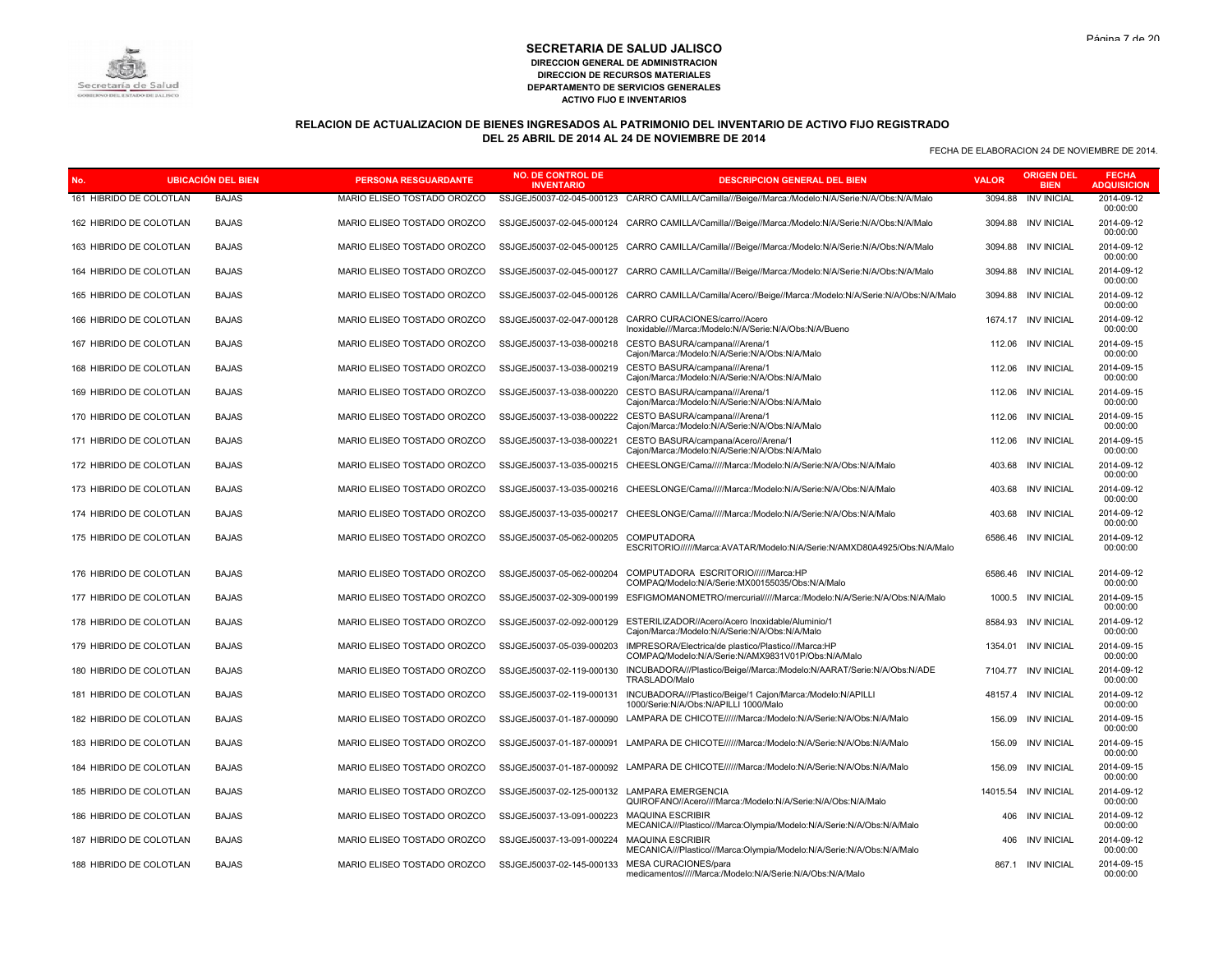# SECRETARIA DE SALUD JALISCO

**DIRECCION GENERAL DE ADMINISTRACION**
**DIRECCION DE RECURSOS MATERIALES**
**DEPARTAMENTO DE SERVICIOS GENERALES**
**ACTIVO FIJO E INVENTARIOS**

## RELACION DE ACTUALIZACION DE BIENES INGRESADOS AL PATRIMONIO DEL INVENTARIO DE ACTIVO FIJO REGISTRADO DEL 25 ABRIL DE 2014 AL 24 DE NOVIEMBRE DE 2014

FECHA DE ELABORACION 24 DE NOVIEMBRE DE 2014.

| No. | UBICACIÓN DEL BIEN | | PERSONA RESGUARDANTE | NO. DE CONTROL DE INVENTARIO | DESCRIPCION GENERAL DEL BIEN | VALOR | ORIGEN DEL BIEN | FECHA ADQUISICION |
|---|---|---|---|---|---|---|---|---|
| 161 | HIBRIDO DE COLOTLAN | BAJAS | MARIO ELISEO TOSTADO OROZCO | SSJGEJ50037-02-045-000123 | CARRO CAMILLA/Camilla///Beige//Marca:/Modelo:N/A/Serie:N/A/Obs:N/A/Malo | 3094.88 | INV INICIAL | 2014-09-12 00:00:00 |
| 162 | HIBRIDO DE COLOTLAN | BAJAS | MARIO ELISEO TOSTADO OROZCO | SSJGEJ50037-02-045-000124 | CARRO CAMILLA/Camilla///Beige//Marca:/Modelo:N/A/Serie:N/A/Obs:N/A/Malo | 3094.88 | INV INICIAL | 2014-09-12 00:00:00 |
| 163 | HIBRIDO DE COLOTLAN | BAJAS | MARIO ELISEO TOSTADO OROZCO | SSJGEJ50037-02-045-000125 | CARRO CAMILLA/Camilla///Beige//Marca:/Modelo:N/A/Serie:N/A/Obs:N/A/Malo | 3094.88 | INV INICIAL | 2014-09-12 00:00:00 |
| 164 | HIBRIDO DE COLOTLAN | BAJAS | MARIO ELISEO TOSTADO OROZCO | SSJGEJ50037-02-045-000127 | CARRO CAMILLA/Camilla///Beige//Marca:/Modelo:N/A/Serie:N/A/Obs:N/A/Malo | 3094.88 | INV INICIAL | 2014-09-12 00:00:00 |
| 165 | HIBRIDO DE COLOTLAN | BAJAS | MARIO ELISEO TOSTADO OROZCO | SSJGEJ50037-02-045-000126 | CARRO CAMILLA/Camilla/Acero//Beige//Marca:/Modelo:N/A/Serie:N/A/Obs:N/A/Malo | 3094.88 | INV INICIAL | 2014-09-12 00:00:00 |
| 166 | HIBRIDO DE COLOTLAN | BAJAS | MARIO ELISEO TOSTADO OROZCO | SSJGEJ50037-02-047-000128 | CARRO CURACIONES/carro//Acero Inoxidable///Marca:/Modelo:N/A/Serie:N/A/Obs:N/A/Bueno | 1674.17 | INV INICIAL | 2014-09-12 00:00:00 |
| 167 | HIBRIDO DE COLOTLAN | BAJAS | MARIO ELISEO TOSTADO OROZCO | SSJGEJ50037-13-038-000218 | CESTO BASURA/campana///Arena/1 Cajon/Marca:/Modelo:N/A/Serie:N/A/Obs:N/A/Malo | 112.06 | INV INICIAL | 2014-09-15 00:00:00 |
| 168 | HIBRIDO DE COLOTLAN | BAJAS | MARIO ELISEO TOSTADO OROZCO | SSJGEJ50037-13-038-000219 | CESTO BASURA/campana///Arena/1 Cajon/Marca:/Modelo:N/A/Serie:N/A/Obs:N/A/Malo | 112.06 | INV INICIAL | 2014-09-15 00:00:00 |
| 169 | HIBRIDO DE COLOTLAN | BAJAS | MARIO ELISEO TOSTADO OROZCO | SSJGEJ50037-13-038-000220 | CESTO BASURA/campana///Arena/1 Cajon/Marca:/Modelo:N/A/Serie:N/A/Obs:N/A/Malo | 112.06 | INV INICIAL | 2014-09-15 00:00:00 |
| 170 | HIBRIDO DE COLOTLAN | BAJAS | MARIO ELISEO TOSTADO OROZCO | SSJGEJ50037-13-038-000222 | CESTO BASURA/campana///Arena/1 Cajon/Marca:/Modelo:N/A/Serie:N/A/Obs:N/A/Malo | 112.06 | INV INICIAL | 2014-09-15 00:00:00 |
| 171 | HIBRIDO DE COLOTLAN | BAJAS | MARIO ELISEO TOSTADO OROZCO | SSJGEJ50037-13-038-000221 | CESTO BASURA/campana/Acero//Arena/1 Cajon/Marca:/Modelo:N/A/Serie:N/A/Obs:N/A/Malo | 112.06 | INV INICIAL | 2014-09-15 00:00:00 |
| 172 | HIBRIDO DE COLOTLAN | BAJAS | MARIO ELISEO TOSTADO OROZCO | SSJGEJ50037-13-035-000215 | CHEESLONGE/Cama/////Marca:/Modelo:N/A/Serie:N/A/Obs:N/A/Malo | 403.68 | INV INICIAL | 2014-09-12 00:00:00 |
| 173 | HIBRIDO DE COLOTLAN | BAJAS | MARIO ELISEO TOSTADO OROZCO | SSJGEJ50037-13-035-000216 | CHEESLONGE/Cama/////Marca:/Modelo:N/A/Serie:N/A/Obs:N/A/Malo | 403.68 | INV INICIAL | 2014-09-12 00:00:00 |
| 174 | HIBRIDO DE COLOTLAN | BAJAS | MARIO ELISEO TOSTADO OROZCO | SSJGEJ50037-13-035-000217 | CHEESLONGE/Cama/////Marca:/Modelo:N/A/Serie:N/A/Obs:N/A/Malo | 403.68 | INV INICIAL | 2014-09-12 00:00:00 |
| 175 | HIBRIDO DE COLOTLAN | BAJAS | MARIO ELISEO TOSTADO OROZCO | SSJGEJ50037-05-062-000205 | COMPUTADORA ESCRITORIO//////Marca:AVATAR/Modelo:N/A/Serie:N/AMXD80A4925/Obs:N/A/Malo | 6586.46 | INV INICIAL | 2014-09-12 00:00:00 |
| 176 | HIBRIDO DE COLOTLAN | BAJAS | MARIO ELISEO TOSTADO OROZCO | SSJGEJ50037-05-062-000204 | COMPUTADORA ESCRITORIO//////Marca:HP COMPAQ/Modelo:N/A/Serie:MX00155035/Obs:N/A/Malo | 6586.46 | INV INICIAL | 2014-09-12 00:00:00 |
| 177 | HIBRIDO DE COLOTLAN | BAJAS | MARIO ELISEO TOSTADO OROZCO | SSJGEJ50037-02-309-000199 | ESFIGMOMANOMETRO/mercurial/////Marca:/Modelo:N/A/Serie:N/A/Obs:N/A/Malo | 1000.5 | INV INICIAL | 2014-09-15 00:00:00 |
| 178 | HIBRIDO DE COLOTLAN | BAJAS | MARIO ELISEO TOSTADO OROZCO | SSJGEJ50037-02-092-000129 | ESTERILIZADOR//Acero/Acero Inoxidable/Aluminio/1 Cajon/Marca:/Modelo:N/A/Serie:N/A/Obs:N/A/Malo | 8584.93 | INV INICIAL | 2014-09-12 00:00:00 |
| 179 | HIBRIDO DE COLOTLAN | BAJAS | MARIO ELISEO TOSTADO OROZCO | SSJGEJ50037-05-039-000203 | IMPRESORA/Electrica/de plastico/Plastico///Marca:HP COMPAQ/Modelo:N/A/Serie:N/AMX9831V01P/Obs:N/A/Malo | 1354.01 | INV INICIAL | 2014-09-15 00:00:00 |
| 180 | HIBRIDO DE COLOTLAN | BAJAS | MARIO ELISEO TOSTADO OROZCO | SSJGEJ50037-02-119-000130 | INCUBADORA///Plastico/Beige//Marca:/Modelo:N/AARAT/Serie:N/A/Obs:N/ADE TRASLADO/Malo | 7104.77 | INV INICIAL | 2014-09-12 00:00:00 |
| 181 | HIBRIDO DE COLOTLAN | BAJAS | MARIO ELISEO TOSTADO OROZCO | SSJGEJ50037-02-119-000131 | INCUBADORA///Plastico/Beige/1 Cajon/Marca:/Modelo:N/APILLI 1000/Serie:N/A/Obs:N/APILLI 1000/Malo | 48157.4 | INV INICIAL | 2014-09-12 00:00:00 |
| 182 | HIBRIDO DE COLOTLAN | BAJAS | MARIO ELISEO TOSTADO OROZCO | SSJGEJ50037-01-187-000090 | LAMPARA DE CHICOTE//////Marca:/Modelo:N/A/Serie:N/A/Obs:N/A/Malo | 156.09 | INV INICIAL | 2014-09-15 00:00:00 |
| 183 | HIBRIDO DE COLOTLAN | BAJAS | MARIO ELISEO TOSTADO OROZCO | SSJGEJ50037-01-187-000091 | LAMPARA DE CHICOTE//////Marca:/Modelo:N/A/Serie:N/A/Obs:N/A/Malo | 156.09 | INV INICIAL | 2014-09-15 00:00:00 |
| 184 | HIBRIDO DE COLOTLAN | BAJAS | MARIO ELISEO TOSTADO OROZCO | SSJGEJ50037-01-187-000092 | LAMPARA DE CHICOTE//////Marca:/Modelo:N/A/Serie:N/A/Obs:N/A/Malo | 156.09 | INV INICIAL | 2014-09-15 00:00:00 |
| 185 | HIBRIDO DE COLOTLAN | BAJAS | MARIO ELISEO TOSTADO OROZCO | SSJGEJ50037-02-125-000132 | LAMPARA EMERGENCIA QUIROFANO//Acero////Marca:/Modelo:N/A/Serie:N/A/Obs:N/A/Malo | 14015.54 | INV INICIAL | 2014-09-12 00:00:00 |
| 186 | HIBRIDO DE COLOTLAN | BAJAS | MARIO ELISEO TOSTADO OROZCO | SSJGEJ50037-13-091-000223 | MAQUINA ESCRIBIR MECANICA///Plastico///Marca:Olympia/Modelo:N/A/Serie:N/A/Obs:N/A/Malo | 406 | INV INICIAL | 2014-09-12 00:00:00 |
| 187 | HIBRIDO DE COLOTLAN | BAJAS | MARIO ELISEO TOSTADO OROZCO | SSJGEJ50037-13-091-000224 | MAQUINA ESCRIBIR MECANICA///Plastico///Marca:Olympia/Modelo:N/A/Serie:N/A/Obs:N/A/Malo | 406 | INV INICIAL | 2014-09-12 00:00:00 |
| 188 | HIBRIDO DE COLOTLAN | BAJAS | MARIO ELISEO TOSTADO OROZCO | SSJGEJ50037-02-145-000133 | MESA CURACIONES/para medicamentos/////Marca:/Modelo:N/A/Serie:N/A/Obs:N/A/Malo | 867.1 | INV INICIAL | 2014-09-15 00:00:00 |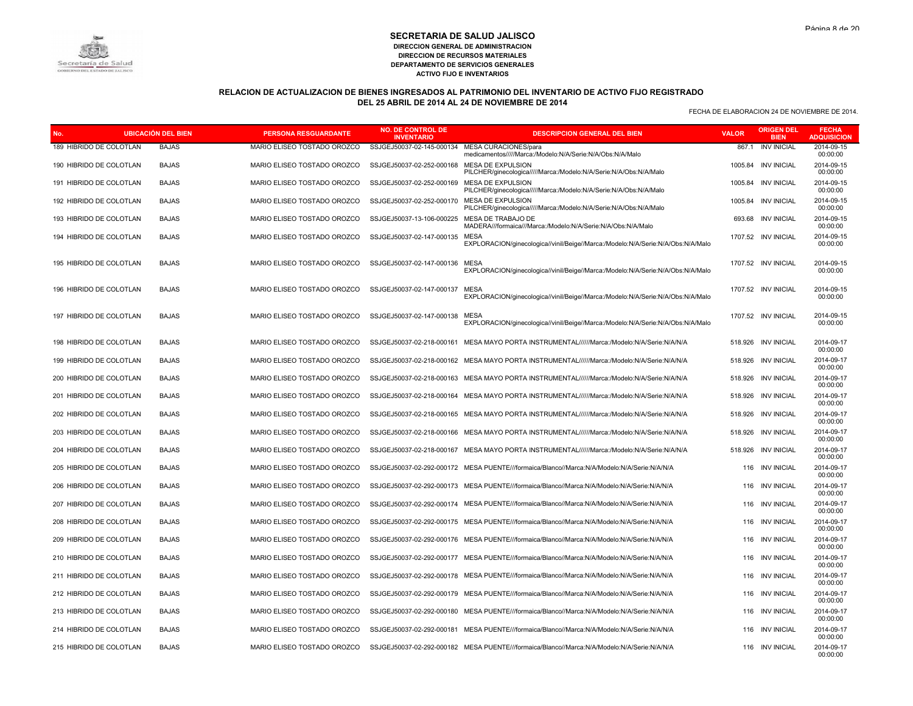## SECRETARIA DE SALUD JALISCO

**DIRECCION GENERAL DE ADMINISTRACION**
**DIRECCION DE RECURSOS MATERIALES**
**DEPARTAMENTO DE SERVICIOS GENERALES**
**ACTIVO FIJO E INVENTARIOS**

### RELACION DE ACTUALIZACION DE BIENES INGRESADOS AL PATRIMONIO DEL INVENTARIO DE ACTIVO FIJO REGISTRADO DEL 25 ABRIL DE 2014 AL 24 DE NOVIEMBRE DE 2014

FECHA DE ELABORACION 24 DE NOVIEMBRE DE 2014.

| No. | UBICACIÓN DEL BIEN | | PERSONA RESGUARDANTE | NO. DE CONTROL DE INVENTARIO | DESCRIPCION GENERAL DEL BIEN | VALOR | ORIGEN DEL BIEN | FECHA ADQUISICION |
|---|---|---|---|---|---|---|---|---|
| 189 | HIBRIDO DE COLOTLAN | BAJAS | MARIO ELISEO TOSTADO OROZCO | SSJGEJ50037-02-145-000134 | MESA CURACIONES/para medicamentos/////Marca:/Modelo:N/A/Serie:N/A/Obs:N/A/Malo | 867.1 | INV INICIAL | 2014-09-15 00:00:00 |
| 190 | HIBRIDO DE COLOTLAN | BAJAS | MARIO ELISEO TOSTADO OROZCO | SSJGEJ50037-02-252-000168 | MESA DE EXPULSION PILCHER/ginecologica////Marca:/Modelo:N/A/Serie:N/A/Obs:N/A/Malo | 1005.84 | INV INICIAL | 2014-09-15 00:00:00 |
| 191 | HIBRIDO DE COLOTLAN | BAJAS | MARIO ELISEO TOSTADO OROZCO | SSJGEJ50037-02-252-000169 | MESA DE EXPULSION PILCHER/ginecologica////Marca:/Modelo:N/A/Serie:N/A/Obs:N/A/Malo | 1005.84 | INV INICIAL | 2014-09-15 00:00:00 |
| 192 | HIBRIDO DE COLOTLAN | BAJAS | MARIO ELISEO TOSTADO OROZCO | SSJGEJ50037-02-252-000170 | MESA DE EXPULSION PILCHER/ginecologica////Marca:/Modelo:N/A/Serie:N/A/Obs:N/A/Malo | 1005.84 | INV INICIAL | 2014-09-15 00:00:00 |
| 193 | HIBRIDO DE COLOTLAN | BAJAS | MARIO ELISEO TOSTADO OROZCO | SSJGEJ50037-13-106-000225 | MESA DE TRABAJO DE MADERA///formaica///Marca:/Modelo:N/A/Serie:N/A/Obs:N/A/Malo | 693.68 | INV INICIAL | 2014-09-15 00:00:00 |
| 194 | HIBRIDO DE COLOTLAN | BAJAS | MARIO ELISEO TOSTADO OROZCO | SSJGEJ50037-02-147-000135 | MESA EXPLORACION/ginecologica//vinil/Beige//Marca:/Modelo:N/A/Serie:N/A/Obs:N/A/Malo | 1707.52 | INV INICIAL | 2014-09-15 00:00:00 |
| 195 | HIBRIDO DE COLOTLAN | BAJAS | MARIO ELISEO TOSTADO OROZCO | SSJGEJ50037-02-147-000136 | MESA EXPLORACION/ginecologica//vinil/Beige//Marca:/Modelo:N/A/Serie:N/A/Obs:N/A/Malo | 1707.52 | INV INICIAL | 2014-09-15 00:00:00 |
| 196 | HIBRIDO DE COLOTLAN | BAJAS | MARIO ELISEO TOSTADO OROZCO | SSJGEJ50037-02-147-000137 | MESA EXPLORACION/ginecologica//vinil/Beige//Marca:/Modelo:N/A/Serie:N/A/Obs:N/A/Malo | 1707.52 | INV INICIAL | 2014-09-15 00:00:00 |
| 197 | HIBRIDO DE COLOTLAN | BAJAS | MARIO ELISEO TOSTADO OROZCO | SSJGEJ50037-02-147-000138 | MESA EXPLORACION/ginecologica//vinil/Beige//Marca:/Modelo:N/A/Serie:N/A/Obs:N/A/Malo | 1707.52 | INV INICIAL | 2014-09-15 00:00:00 |
| 198 | HIBRIDO DE COLOTLAN | BAJAS | MARIO ELISEO TOSTADO OROZCO | SSJGEJ50037-02-218-000161 | MESA MAYO PORTA INSTRUMENTAL//////Marca:/Modelo:N/A/Serie:N/A/N/A | 518.926 | INV INICIAL | 2014-09-17 00:00:00 |
| 199 | HIBRIDO DE COLOTLAN | BAJAS | MARIO ELISEO TOSTADO OROZCO | SSJGEJ50037-02-218-000162 | MESA MAYO PORTA INSTRUMENTAL//////Marca:/Modelo:N/A/Serie:N/A/N/A | 518.926 | INV INICIAL | 2014-09-17 00:00:00 |
| 200 | HIBRIDO DE COLOTLAN | BAJAS | MARIO ELISEO TOSTADO OROZCO | SSJGEJ50037-02-218-000163 | MESA MAYO PORTA INSTRUMENTAL//////Marca:/Modelo:N/A/Serie:N/A/N/A | 518.926 | INV INICIAL | 2014-09-17 00:00:00 |
| 201 | HIBRIDO DE COLOTLAN | BAJAS | MARIO ELISEO TOSTADO OROZCO | SSJGEJ50037-02-218-000164 | MESA MAYO PORTA INSTRUMENTAL//////Marca:/Modelo:N/A/Serie:N/A/N/A | 518.926 | INV INICIAL | 2014-09-17 00:00:00 |
| 202 | HIBRIDO DE COLOTLAN | BAJAS | MARIO ELISEO TOSTADO OROZCO | SSJGEJ50037-02-218-000165 | MESA MAYO PORTA INSTRUMENTAL//////Marca:/Modelo:N/A/Serie:N/A/N/A | 518.926 | INV INICIAL | 2014-09-17 00:00:00 |
| 203 | HIBRIDO DE COLOTLAN | BAJAS | MARIO ELISEO TOSTADO OROZCO | SSJGEJ50037-02-218-000166 | MESA MAYO PORTA INSTRUMENTAL//////Marca:/Modelo:N/A/Serie:N/A/N/A | 518.926 | INV INICIAL | 2014-09-17 00:00:00 |
| 204 | HIBRIDO DE COLOTLAN | BAJAS | MARIO ELISEO TOSTADO OROZCO | SSJGEJ50037-02-218-000167 | MESA MAYO PORTA INSTRUMENTAL//////Marca:/Modelo:N/A/Serie:N/A/N/A | 518.926 | INV INICIAL | 2014-09-17 00:00:00 |
| 205 | HIBRIDO DE COLOTLAN | BAJAS | MARIO ELISEO TOSTADO OROZCO | SSJGEJ50037-02-292-000172 | MESA PUENTE///formaica/Blanco//Marca:N/A/Modelo:N/A/Serie:N/A/N/A | 116 | INV INICIAL | 2014-09-17 00:00:00 |
| 206 | HIBRIDO DE COLOTLAN | BAJAS | MARIO ELISEO TOSTADO OROZCO | SSJGEJ50037-02-292-000173 | MESA PUENTE///formaica/Blanco//Marca:N/A/Modelo:N/A/Serie:N/A/N/A | 116 | INV INICIAL | 2014-09-17 00:00:00 |
| 207 | HIBRIDO DE COLOTLAN | BAJAS | MARIO ELISEO TOSTADO OROZCO | SSJGEJ50037-02-292-000174 | MESA PUENTE///formaica/Blanco//Marca:N/A/Modelo:N/A/Serie:N/A/N/A | 116 | INV INICIAL | 2014-09-17 00:00:00 |
| 208 | HIBRIDO DE COLOTLAN | BAJAS | MARIO ELISEO TOSTADO OROZCO | SSJGEJ50037-02-292-000175 | MESA PUENTE///formaica/Blanco//Marca:N/A/Modelo:N/A/Serie:N/A/N/A | 116 | INV INICIAL | 2014-09-17 00:00:00 |
| 209 | HIBRIDO DE COLOTLAN | BAJAS | MARIO ELISEO TOSTADO OROZCO | SSJGEJ50037-02-292-000176 | MESA PUENTE///formaica/Blanco//Marca:N/A/Modelo:N/A/Serie:N/A/N/A | 116 | INV INICIAL | 2014-09-17 00:00:00 |
| 210 | HIBRIDO DE COLOTLAN | BAJAS | MARIO ELISEO TOSTADO OROZCO | SSJGEJ50037-02-292-000177 | MESA PUENTE///formaica/Blanco//Marca:N/A/Modelo:N/A/Serie:N/A/N/A | 116 | INV INICIAL | 2014-09-17 00:00:00 |
| 211 | HIBRIDO DE COLOTLAN | BAJAS | MARIO ELISEO TOSTADO OROZCO | SSJGEJ50037-02-292-000178 | MESA PUENTE///formaica/Blanco//Marca:N/A/Modelo:N/A/Serie:N/A/N/A | 116 | INV INICIAL | 2014-09-17 00:00:00 |
| 212 | HIBRIDO DE COLOTLAN | BAJAS | MARIO ELISEO TOSTADO OROZCO | SSJGEJ50037-02-292-000179 | MESA PUENTE///formaica/Blanco//Marca:N/A/Modelo:N/A/Serie:N/A/N/A | 116 | INV INICIAL | 2014-09-17 00:00:00 |
| 213 | HIBRIDO DE COLOTLAN | BAJAS | MARIO ELISEO TOSTADO OROZCO | SSJGEJ50037-02-292-000180 | MESA PUENTE///formaica/Blanco//Marca:N/A/Modelo:N/A/Serie:N/A/N/A | 116 | INV INICIAL | 2014-09-17 00:00:00 |
| 214 | HIBRIDO DE COLOTLAN | BAJAS | MARIO ELISEO TOSTADO OROZCO | SSJGEJ50037-02-292-000181 | MESA PUENTE///formaica/Blanco//Marca:N/A/Modelo:N/A/Serie:N/A/N/A | 116 | INV INICIAL | 2014-09-17 00:00:00 |
| 215 | HIBRIDO DE COLOTLAN | BAJAS | MARIO ELISEO TOSTADO OROZCO | SSJGEJ50037-02-292-000182 | MESA PUENTE///formaica/Blanco//Marca:N/A/Modelo:N/A/Serie:N/A/N/A | 116 | INV INICIAL | 2014-09-17 00:00:00 |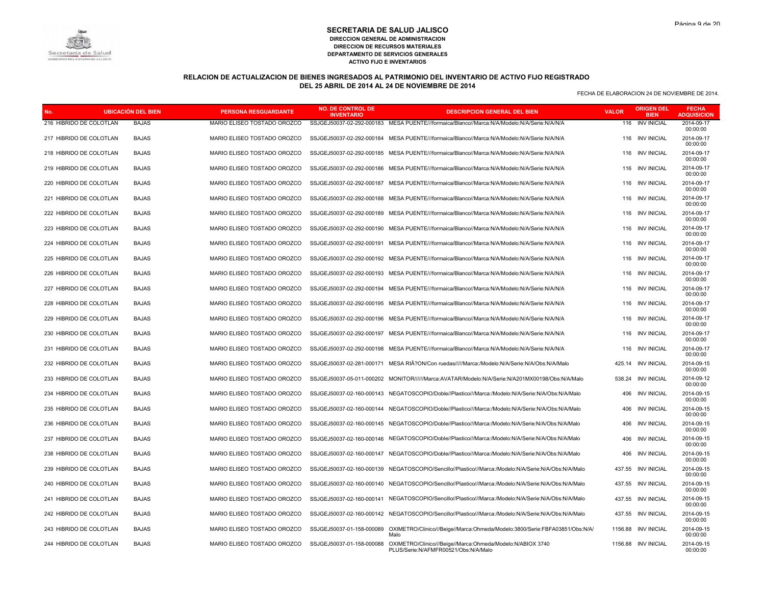# SECRETARIA DE SALUD JALISCO

**DIRECCION GENERAL DE ADMINISTRACION**
**DIRECCION DE RECURSOS MATERIALES**
**DEPARTAMENTO DE SERVICIOS GENERALES**
**ACTIVO FIJO E INVENTARIOS**

## RELACION DE ACTUALIZACION DE BIENES INGRESADOS AL PATRIMONIO DEL INVENTARIO DE ACTIVO FIJO REGISTRADO DEL 25 ABRIL DE 2014 AL 24 DE NOVIEMBRE DE 2014

FECHA DE ELABORACION 24 DE NOVIEMBRE DE 2014.

| No. | UBICACIÓN DEL BIEN | | PERSONA RESGUARDANTE | NO. DE CONTROL DE INVENTARIO | DESCRIPCION GENERAL DEL BIEN | VALOR | ORIGEN DEL BIEN | FECHA ADQUISICION |
|---|---|---|---|---|---|---|---|---|
| 216 | HIBRIDO DE COLOTLAN | BAJAS | MARIO ELISEO TOSTADO OROZCO | SSJGEJ50037-02-292-000183 | MESA PUENTE///formaica/Blanco//Marca:N/A/Modelo:N/A/Serie:N/A/N/A | 116 | INV INICIAL | 2014-09-17 00:00:00 |
| 217 | HIBRIDO DE COLOTLAN | BAJAS | MARIO ELISEO TOSTADO OROZCO | SSJGEJ50037-02-292-000184 | MESA PUENTE///formaica/Blanco//Marca:N/A/Modelo:N/A/Serie:N/A/N/A | 116 | INV INICIAL | 2014-09-17 00:00:00 |
| 218 | HIBRIDO DE COLOTLAN | BAJAS | MARIO ELISEO TOSTADO OROZCO | SSJGEJ50037-02-292-000185 | MESA PUENTE///formaica/Blanco//Marca:N/A/Modelo:N/A/Serie:N/A/N/A | 116 | INV INICIAL | 2014-09-17 00:00:00 |
| 219 | HIBRIDO DE COLOTLAN | BAJAS | MARIO ELISEO TOSTADO OROZCO | SSJGEJ50037-02-292-000186 | MESA PUENTE///formaica/Blanco//Marca:N/A/Modelo:N/A/Serie:N/A/N/A | 116 | INV INICIAL | 2014-09-17 00:00:00 |
| 220 | HIBRIDO DE COLOTLAN | BAJAS | MARIO ELISEO TOSTADO OROZCO | SSJGEJ50037-02-292-000187 | MESA PUENTE///formaica/Blanco//Marca:N/A/Modelo:N/A/Serie:N/A/N/A | 116 | INV INICIAL | 2014-09-17 00:00:00 |
| 221 | HIBRIDO DE COLOTLAN | BAJAS | MARIO ELISEO TOSTADO OROZCO | SSJGEJ50037-02-292-000188 | MESA PUENTE///formaica/Blanco//Marca:N/A/Modelo:N/A/Serie:N/A/N/A | 116 | INV INICIAL | 2014-09-17 00:00:00 |
| 222 | HIBRIDO DE COLOTLAN | BAJAS | MARIO ELISEO TOSTADO OROZCO | SSJGEJ50037-02-292-000189 | MESA PUENTE///formaica/Blanco//Marca:N/A/Modelo:N/A/Serie:N/A/N/A | 116 | INV INICIAL | 2014-09-17 00:00:00 |
| 223 | HIBRIDO DE COLOTLAN | BAJAS | MARIO ELISEO TOSTADO OROZCO | SSJGEJ50037-02-292-000190 | MESA PUENTE///formaica/Blanco//Marca:N/A/Modelo:N/A/Serie:N/A/N/A | 116 | INV INICIAL | 2014-09-17 00:00:00 |
| 224 | HIBRIDO DE COLOTLAN | BAJAS | MARIO ELISEO TOSTADO OROZCO | SSJGEJ50037-02-292-000191 | MESA PUENTE///formaica/Blanco//Marca:N/A/Modelo:N/A/Serie:N/A/N/A | 116 | INV INICIAL | 2014-09-17 00:00:00 |
| 225 | HIBRIDO DE COLOTLAN | BAJAS | MARIO ELISEO TOSTADO OROZCO | SSJGEJ50037-02-292-000192 | MESA PUENTE///formaica/Blanco//Marca:N/A/Modelo:N/A/Serie:N/A/N/A | 116 | INV INICIAL | 2014-09-17 00:00:00 |
| 226 | HIBRIDO DE COLOTLAN | BAJAS | MARIO ELISEO TOSTADO OROZCO | SSJGEJ50037-02-292-000193 | MESA PUENTE///formaica/Blanco//Marca:N/A/Modelo:N/A/Serie:N/A/N/A | 116 | INV INICIAL | 2014-09-17 00:00:00 |
| 227 | HIBRIDO DE COLOTLAN | BAJAS | MARIO ELISEO TOSTADO OROZCO | SSJGEJ50037-02-292-000194 | MESA PUENTE///formaica/Blanco//Marca:N/A/Modelo:N/A/Serie:N/A/N/A | 116 | INV INICIAL | 2014-09-17 00:00:00 |
| 228 | HIBRIDO DE COLOTLAN | BAJAS | MARIO ELISEO TOSTADO OROZCO | SSJGEJ50037-02-292-000195 | MESA PUENTE///formaica/Blanco//Marca:N/A/Modelo:N/A/Serie:N/A/N/A | 116 | INV INICIAL | 2014-09-17 00:00:00 |
| 229 | HIBRIDO DE COLOTLAN | BAJAS | MARIO ELISEO TOSTADO OROZCO | SSJGEJ50037-02-292-000196 | MESA PUENTE///formaica/Blanco//Marca:N/A/Modelo:N/A/Serie:N/A/N/A | 116 | INV INICIAL | 2014-09-17 00:00:00 |
| 230 | HIBRIDO DE COLOTLAN | BAJAS | MARIO ELISEO TOSTADO OROZCO | SSJGEJ50037-02-292-000197 | MESA PUENTE///formaica/Blanco//Marca:N/A/Modelo:N/A/Serie:N/A/N/A | 116 | INV INICIAL | 2014-09-17 00:00:00 |
| 231 | HIBRIDO DE COLOTLAN | BAJAS | MARIO ELISEO TOSTADO OROZCO | SSJGEJ50037-02-292-000198 | MESA PUENTE///formaica/Blanco//Marca:N/A/Modelo:N/A/Serie:N/A/N/A | 116 | INV INICIAL | 2014-09-17 00:00:00 |
| 232 | HIBRIDO DE COLOTLAN | BAJAS | MARIO ELISEO TOSTADO OROZCO | SSJGEJ50037-02-281-000171 | MESA RIÃ?ON/Con ruedas/////Marca:/Modelo:N/A/Serie:N/A/Obs:N/A/Malo | 425.14 | INV INICIAL | 2014-09-15 00:00:00 |
| 233 | HIBRIDO DE COLOTLAN | BAJAS | MARIO ELISEO TOSTADO OROZCO | SSJGEJ50037-05-011-000202 | MONITOR//////Marca:AVATAR/Modelo:N/A/Serie:N/A201MX00198/Obs:N/A/Malo | 538.24 | INV INICIAL | 2014-09-12 00:00:00 |
| 234 | HIBRIDO DE COLOTLAN | BAJAS | MARIO ELISEO TOSTADO OROZCO | SSJGEJ50037-02-160-000143 | NEGATOSCOPIO/Doble//Plastico///Marca:/Modelo:N/A/Serie:N/A/Obs:N/A/Malo | 406 | INV INICIAL | 2014-09-15 00:00:00 |
| 235 | HIBRIDO DE COLOTLAN | BAJAS | MARIO ELISEO TOSTADO OROZCO | SSJGEJ50037-02-160-000144 | NEGATOSCOPIO/Doble//Plastico///Marca:/Modelo:N/A/Serie:N/A/Obs:N/A/Malo | 406 | INV INICIAL | 2014-09-15 00:00:00 |
| 236 | HIBRIDO DE COLOTLAN | BAJAS | MARIO ELISEO TOSTADO OROZCO | SSJGEJ50037-02-160-000145 | NEGATOSCOPIO/Doble//Plastico///Marca:/Modelo:N/A/Serie:N/A/Obs:N/A/Malo | 406 | INV INICIAL | 2014-09-15 00:00:00 |
| 237 | HIBRIDO DE COLOTLAN | BAJAS | MARIO ELISEO TOSTADO OROZCO | SSJGEJ50037-02-160-000146 | NEGATOSCOPIO/Doble//Plastico///Marca:/Modelo:N/A/Serie:N/A/Obs:N/A/Malo | 406 | INV INICIAL | 2014-09-15 00:00:00 |
| 238 | HIBRIDO DE COLOTLAN | BAJAS | MARIO ELISEO TOSTADO OROZCO | SSJGEJ50037-02-160-000147 | NEGATOSCOPIO/Doble//Plastico///Marca:/Modelo:N/A/Serie:N/A/Obs:N/A/Malo | 406 | INV INICIAL | 2014-09-15 00:00:00 |
| 239 | HIBRIDO DE COLOTLAN | BAJAS | MARIO ELISEO TOSTADO OROZCO | SSJGEJ50037-02-160-000139 | NEGATOSCOPIO/Sencillo//Plastico///Marca:/Modelo:N/A/Serie:N/A/Obs:N/A/Malo | 437.55 | INV INICIAL | 2014-09-15 00:00:00 |
| 240 | HIBRIDO DE COLOTLAN | BAJAS | MARIO ELISEO TOSTADO OROZCO | SSJGEJ50037-02-160-000140 | NEGATOSCOPIO/Sencillo//Plastico///Marca:/Modelo:N/A/Serie:N/A/Obs:N/A/Malo | 437.55 | INV INICIAL | 2014-09-15 00:00:00 |
| 241 | HIBRIDO DE COLOTLAN | BAJAS | MARIO ELISEO TOSTADO OROZCO | SSJGEJ50037-02-160-000141 | NEGATOSCOPIO/Sencillo//Plastico///Marca:/Modelo:N/A/Serie:N/A/Obs:N/A/Malo | 437.55 | INV INICIAL | 2014-09-15 00:00:00 |
| 242 | HIBRIDO DE COLOTLAN | BAJAS | MARIO ELISEO TOSTADO OROZCO | SSJGEJ50037-02-160-000142 | NEGATOSCOPIO/Sencillo//Plastico///Marca:/Modelo:N/A/Serie:N/A/Obs:N/A/Malo | 437.55 | INV INICIAL | 2014-09-15 00:00:00 |
| 243 | HIBRIDO DE COLOTLAN | BAJAS | MARIO ELISEO TOSTADO OROZCO | SSJGEJ50037-01-158-000089 | OXIMETRO/Clinico///Beige//Marca:Ohmeda/Modelo:3800/Serie:FBFA03851/Obs:N/A/ Malo | 1156.88 | INV INICIAL | 2014-09-15 00:00:00 |
| 244 | HIBRIDO DE COLOTLAN | BAJAS | MARIO ELISEO TOSTADO OROZCO | SSJGEJ50037-01-158-000088 | OXIMETRO/Clinico///Beige//Marca:Ohmeda/Modelo:N/ABIOX 3740 PLUS/Serie:N/AFMFR00521/Obs:N/A/Malo | 1156.88 | INV INICIAL | 2014-09-15 00:00:00 |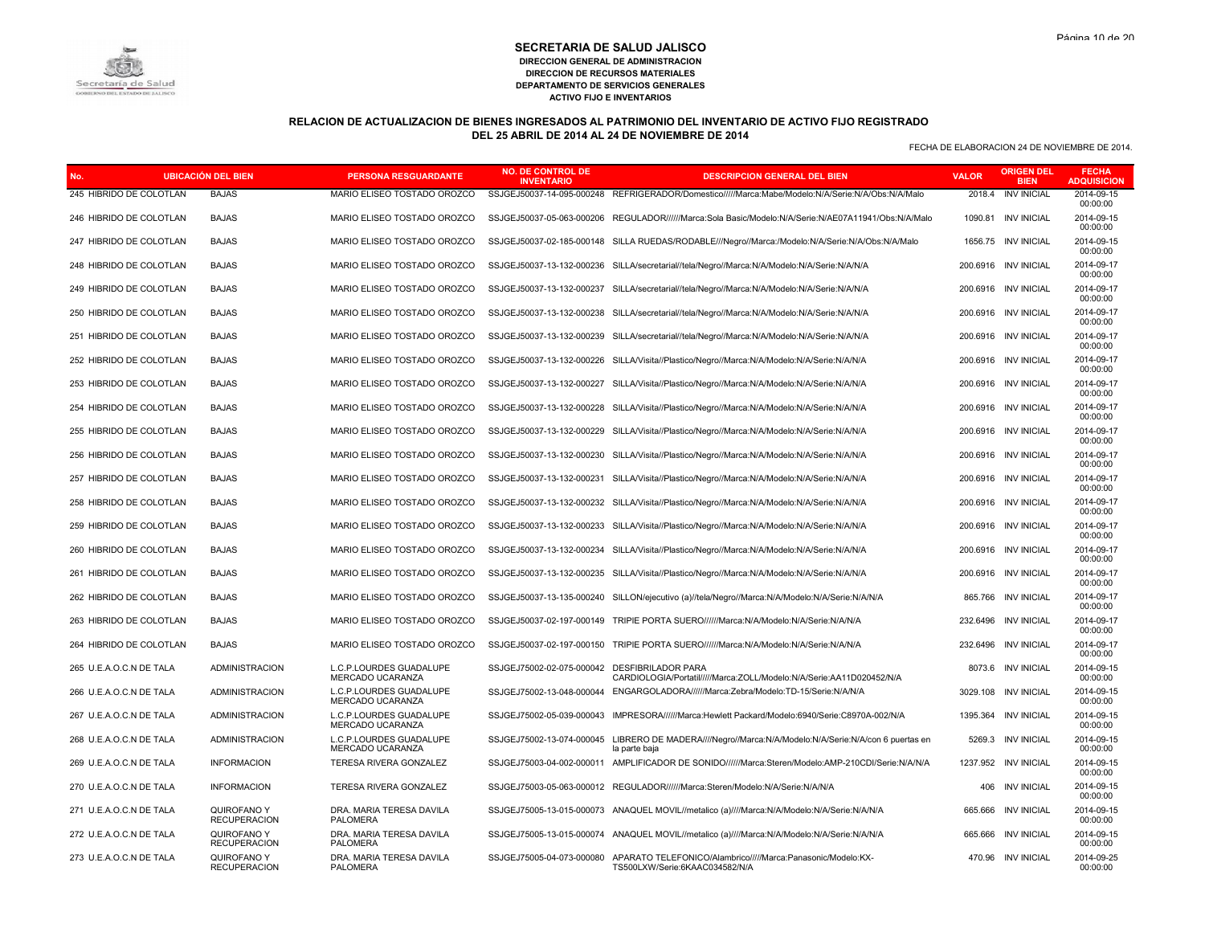# SECRETARIA DE SALUD JALISCO

**DIRECCION GENERAL DE ADMINISTRACION**
**DIRECCION DE RECURSOS MATERIALES**
**DEPARTAMENTO DE SERVICIOS GENERALES**
**ACTIVO FIJO E INVENTARIOS**

## RELACION DE ACTUALIZACION DE BIENES INGRESADOS AL PATRIMONIO DEL INVENTARIO DE ACTIVO FIJO REGISTRADO DEL 25 ABRIL DE 2014 AL 24 DE NOVIEMBRE DE 2014

FECHA DE ELABORACION 24 DE NOVIEMBRE DE 2014.

| No. | UBICACIÓN DEL BIEN | | PERSONA RESGUARDANTE | NO. DE CONTROL DE INVENTARIO | DESCRIPCION GENERAL DEL BIEN | VALOR | ORIGEN DEL BIEN | FECHA ADQUISICION |
|---|---|---|---|---|---|---|---|---|
| 245 | HIBRIDO DE COLOTLAN | BAJAS | MARIO ELISEO TOSTADO OROZCO | SSJGEJ50037-14-095-000248 | REFRIGERADOR/Domestico/////Marca:Mabe/Modelo:N/A/Serie:N/A/Obs:N/A/Malo | 2018.4 | INV INICIAL | 2014-09-15 00:00:00 |
| 246 | HIBRIDO DE COLOTLAN | BAJAS | MARIO ELISEO TOSTADO OROZCO | SSJGEJ50037-05-063-000206 | REGULADOR//////Marca:Sola Basic/Modelo:N/A/Serie:N/AE07A11941/Obs:N/A/Malo | 1090.81 | INV INICIAL | 2014-09-15 00:00:00 |
| 247 | HIBRIDO DE COLOTLAN | BAJAS | MARIO ELISEO TOSTADO OROZCO | SSJGEJ50037-02-185-000148 | SILLA RUEDAS/RODABLE///Negro//Marca:/Modelo:N/A/Serie:N/A/Obs:N/A/Malo | 1656.75 | INV INICIAL | 2014-09-15 00:00:00 |
| 248 | HIBRIDO DE COLOTLAN | BAJAS | MARIO ELISEO TOSTADO OROZCO | SSJGEJ50037-13-132-000236 | SILLA/secretarial//tela/Negro//Marca:N/A/Modelo:N/A/Serie:N/A/N/A | 200.6916 | INV INICIAL | 2014-09-17 00:00:00 |
| 249 | HIBRIDO DE COLOTLAN | BAJAS | MARIO ELISEO TOSTADO OROZCO | SSJGEJ50037-13-132-000237 | SILLA/secretarial//tela/Negro//Marca:N/A/Modelo:N/A/Serie:N/A/N/A | 200.6916 | INV INICIAL | 2014-09-17 00:00:00 |
| 250 | HIBRIDO DE COLOTLAN | BAJAS | MARIO ELISEO TOSTADO OROZCO | SSJGEJ50037-13-132-000238 | SILLA/secretarial//tela/Negro//Marca:N/A/Modelo:N/A/Serie:N/A/N/A | 200.6916 | INV INICIAL | 2014-09-17 00:00:00 |
| 251 | HIBRIDO DE COLOTLAN | BAJAS | MARIO ELISEO TOSTADO OROZCO | SSJGEJ50037-13-132-000239 | SILLA/secretarial//tela/Negro//Marca:N/A/Modelo:N/A/Serie:N/A/N/A | 200.6916 | INV INICIAL | 2014-09-17 00:00:00 |
| 252 | HIBRIDO DE COLOTLAN | BAJAS | MARIO ELISEO TOSTADO OROZCO | SSJGEJ50037-13-132-000226 | SILLA/Visita//Plastico/Negro//Marca:N/A/Modelo:N/A/Serie:N/A/N/A | 200.6916 | INV INICIAL | 2014-09-17 00:00:00 |
| 253 | HIBRIDO DE COLOTLAN | BAJAS | MARIO ELISEO TOSTADO OROZCO | SSJGEJ50037-13-132-000227 | SILLA/Visita//Plastico/Negro//Marca:N/A/Modelo:N/A/Serie:N/A/N/A | 200.6916 | INV INICIAL | 2014-09-17 00:00:00 |
| 254 | HIBRIDO DE COLOTLAN | BAJAS | MARIO ELISEO TOSTADO OROZCO | SSJGEJ50037-13-132-000228 | SILLA/Visita//Plastico/Negro//Marca:N/A/Modelo:N/A/Serie:N/A/N/A | 200.6916 | INV INICIAL | 2014-09-17 00:00:00 |
| 255 | HIBRIDO DE COLOTLAN | BAJAS | MARIO ELISEO TOSTADO OROZCO | SSJGEJ50037-13-132-000229 | SILLA/Visita//Plastico/Negro//Marca:N/A/Modelo:N/A/Serie:N/A/N/A | 200.6916 | INV INICIAL | 2014-09-17 00:00:00 |
| 256 | HIBRIDO DE COLOTLAN | BAJAS | MARIO ELISEO TOSTADO OROZCO | SSJGEJ50037-13-132-000230 | SILLA/Visita//Plastico/Negro//Marca:N/A/Modelo:N/A/Serie:N/A/N/A | 200.6916 | INV INICIAL | 2014-09-17 00:00:00 |
| 257 | HIBRIDO DE COLOTLAN | BAJAS | MARIO ELISEO TOSTADO OROZCO | SSJGEJ50037-13-132-000231 | SILLA/Visita//Plastico/Negro//Marca:N/A/Modelo:N/A/Serie:N/A/N/A | 200.6916 | INV INICIAL | 2014-09-17 00:00:00 |
| 258 | HIBRIDO DE COLOTLAN | BAJAS | MARIO ELISEO TOSTADO OROZCO | SSJGEJ50037-13-132-000232 | SILLA/Visita//Plastico/Negro//Marca:N/A/Modelo:N/A/Serie:N/A/N/A | 200.6916 | INV INICIAL | 2014-09-17 00:00:00 |
| 259 | HIBRIDO DE COLOTLAN | BAJAS | MARIO ELISEO TOSTADO OROZCO | SSJGEJ50037-13-132-000233 | SILLA/Visita//Plastico/Negro//Marca:N/A/Modelo:N/A/Serie:N/A/N/A | 200.6916 | INV INICIAL | 2014-09-17 00:00:00 |
| 260 | HIBRIDO DE COLOTLAN | BAJAS | MARIO ELISEO TOSTADO OROZCO | SSJGEJ50037-13-132-000234 | SILLA/Visita//Plastico/Negro//Marca:N/A/Modelo:N/A/Serie:N/A/N/A | 200.6916 | INV INICIAL | 2014-09-17 00:00:00 |
| 261 | HIBRIDO DE COLOTLAN | BAJAS | MARIO ELISEO TOSTADO OROZCO | SSJGEJ50037-13-132-000235 | SILLA/Visita//Plastico/Negro//Marca:N/A/Modelo:N/A/Serie:N/A/N/A | 200.6916 | INV INICIAL | 2014-09-17 00:00:00 |
| 262 | HIBRIDO DE COLOTLAN | BAJAS | MARIO ELISEO TOSTADO OROZCO | SSJGEJ50037-13-135-000240 | SILLON/ejecutivo (a)//tela/Negro//Marca:N/A/Modelo:N/A/Serie:N/A/N/A | 865.766 | INV INICIAL | 2014-09-17 00:00:00 |
| 263 | HIBRIDO DE COLOTLAN | BAJAS | MARIO ELISEO TOSTADO OROZCO | SSJGEJ50037-02-197-000149 | TRIPIE PORTA SUERO//////Marca:N/A/Modelo:N/A/Serie:N/A/N/A | 232.6496 | INV INICIAL | 2014-09-17 00:00:00 |
| 264 | HIBRIDO DE COLOTLAN | BAJAS | MARIO ELISEO TOSTADO OROZCO | SSJGEJ50037-02-197-000150 | TRIPIE PORTA SUERO//////Marca:N/A/Modelo:N/A/Serie:N/A/N/A | 232.6496 | INV INICIAL | 2014-09-17 00:00:00 |
| 265 | U.E.A.O.C.N DE TALA | ADMINISTRACION | L.C.P.LOURDES GUADALUPE MERCADO UCARANZA | SSJGEJ75002-02-075-000042 | DESFIBRILADOR PARA CARDIOLOGIA/Portatil/////Marca:ZOLL/Modelo:N/A/Serie:AA11D020452/N/A | 8073.6 | INV INICIAL | 2014-09-15 00:00:00 |
| 266 | U.E.A.O.C.N DE TALA | ADMINISTRACION | L.C.P.LOURDES GUADALUPE MERCADO UCARANZA | SSJGEJ75002-13-048-000044 | ENGARGOLADORA//////Marca:Zebra/Modelo:TD-15/Serie:N/A/N/A | 3029.108 | INV INICIAL | 2014-09-15 00:00:00 |
| 267 | U.E.A.O.C.N DE TALA | ADMINISTRACION | L.C.P.LOURDES GUADALUPE MERCADO UCARANZA | SSJGEJ75002-05-039-000043 | IMPRESORA//////Marca:Hewlett Packard/Modelo:6940/Serie:C8970A-002/N/A | 1395.364 | INV INICIAL | 2014-09-15 00:00:00 |
| 268 | U.E.A.O.C.N DE TALA | ADMINISTRACION | L.C.P.LOURDES GUADALUPE MERCADO UCARANZA | SSJGEJ75002-13-074-000045 | LIBRERO DE MADERA////Negro//Marca:N/A/Modelo:N/A/Serie:N/A/con 6 puertas en la parte baja | 5269.3 | INV INICIAL | 2014-09-15 00:00:00 |
| 269 | U.E.A.O.C.N DE TALA | INFORMACION | TERESA RIVERA GONZALEZ | SSJGEJ75003-04-002-000011 | AMPLIFICADOR DE SONIDO//////Marca:Steren/Modelo:AMP-210CDI/Serie:N/A/N/A | 1237.952 | INV INICIAL | 2014-09-15 00:00:00 |
| 270 | U.E.A.O.C.N DE TALA | INFORMACION | TERESA RIVERA GONZALEZ | SSJGEJ75003-05-063-000012 | REGULADOR//////Marca:Steren/Modelo:N/A/Serie:N/A/N/A | 406 | INV INICIAL | 2014-09-15 00:00:00 |
| 271 | U.E.A.O.C.N DE TALA | QUIROFANO Y RECUPERACION | DRA. MARIA TERESA DAVILA PALOMERA | SSJGEJ75005-13-015-000073 | ANAQUEL MOVIL//metalico (a)////Marca:N/A/Modelo:N/A/Serie:N/A/N/A | 665.666 | INV INICIAL | 2014-09-15 00:00:00 |
| 272 | U.E.A.O.C.N DE TALA | QUIROFANO Y RECUPERACION | DRA. MARIA TERESA DAVILA PALOMERA | SSJGEJ75005-13-015-000074 | ANAQUEL MOVIL//metalico (a)////Marca:N/A/Modelo:N/A/Serie:N/A/N/A | 665.666 | INV INICIAL | 2014-09-15 00:00:00 |
| 273 | U.E.A.O.C.N DE TALA | QUIROFANO Y RECUPERACION | DRA. MARIA TERESA DAVILA PALOMERA | SSJGEJ75005-04-073-000080 | APARATO TELEFONICO/Alambrico/////Marca:Panasonic/Modelo:KX-TS500LXW/Serie:6KAAC034582/N/A | 470.96 | INV INICIAL | 2014-09-25 00:00:00 |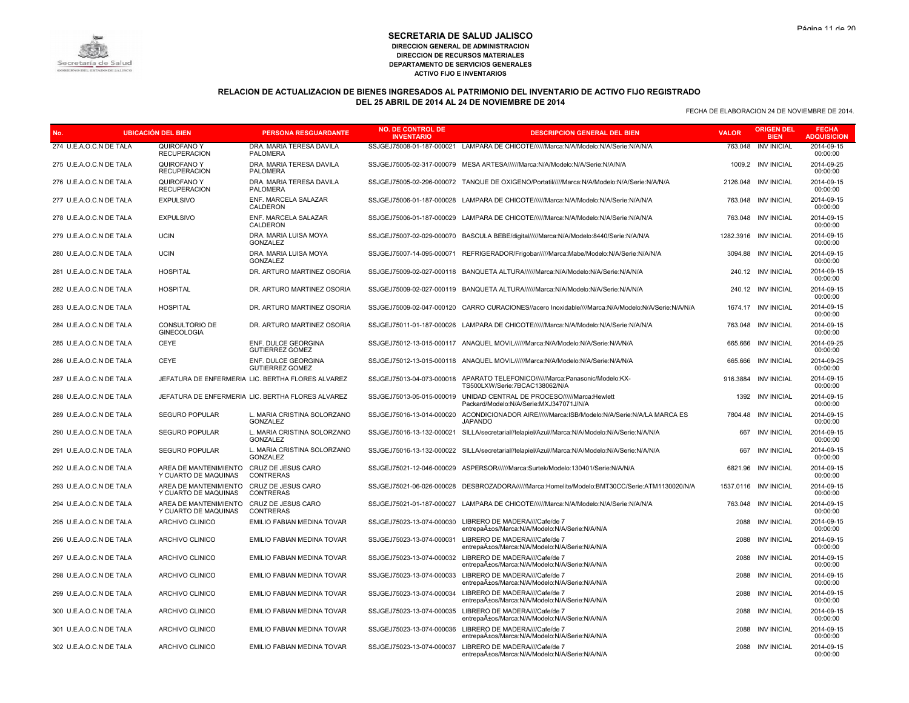# SECRETARIA DE SALUD JALISCO

**DIRECCION GENERAL DE ADMINISTRACION**
**DIRECCION DE RECURSOS MATERIALES**
**DEPARTAMENTO DE SERVICIOS GENERALES**
**ACTIVO FIJO E INVENTARIOS**

## RELACION DE ACTUALIZACION DE BIENES INGRESADOS AL PATRIMONIO DEL INVENTARIO DE ACTIVO FIJO REGISTRADO DEL 25 ABRIL DE 2014 AL 24 DE NOVIEMBRE DE 2014

FECHA DE ELABORACION 24 DE NOVIEMBRE DE 2014.

| No. | UBICACIÓN DEL BIEN | | PERSONA RESGUARDANTE | NO. DE CONTROL DE INVENTARIO | DESCRIPCION GENERAL DEL BIEN | VALOR | ORIGEN DEL BIEN | FECHA ADQUISICION |
|---|---|---|---|---|---|---|---|---|
| 274 | U.E.A.O.C.N DE TALA | QUIROFANO Y RECUPERACION | DRA. MARIA TERESA DAVILA PALOMERA | SSJGEJ75008-01-187-000021 | LAMPARA DE CHICOTE//////Marca:N/A/Modelo:N/A/Serie:N/A/N/A | 763.048 | INV INICIAL | 2014-09-15 00:00:00 |
| 275 | U.E.A.O.C.N DE TALA | QUIROFANO Y RECUPERACION | DRA. MARIA TERESA DAVILA PALOMERA | SSJGEJ75005-02-317-000079 | MESA ARTESA//////Marca:N/A/Modelo:N/A/Serie:N/A/N/A | 1009.2 | INV INICIAL | 2014-09-25 00:00:00 |
| 276 | U.E.A.O.C.N DE TALA | QUIROFANO Y RECUPERACION | DRA. MARIA TERESA DAVILA PALOMERA | SSJGEJ75005-02-296-000072 | TANQUE DE OXIGENO/Portatil////Marca:N/A/Modelo:N/A/Serie:N/A/N/A | 2126.048 | INV INICIAL | 2014-09-15 00:00:00 |
| 277 | U.E.A.O.C.N DE TALA | EXPULSIVO | ENF. MARCELA SALAZAR CALDERON | SSJGEJ75006-01-187-000028 | LAMPARA DE CHICOTE//////Marca:N/A/Modelo:N/A/Serie:N/A/N/A | 763.048 | INV INICIAL | 2014-09-15 00:00:00 |
| 278 | U.E.A.O.C.N DE TALA | EXPULSIVO | ENF. MARCELA SALAZAR CALDERON | SSJGEJ75006-01-187-000029 | LAMPARA DE CHICOTE//////Marca:N/A/Modelo:N/A/Serie:N/A/N/A | 763.048 | INV INICIAL | 2014-09-15 00:00:00 |
| 279 | U.E.A.O.C.N DE TALA | UCIN | DRA. MARIA LUISA MOYA GONZALEZ | SSJGEJ75007-02-029-000070 | BASCULA BEBE/digital/////Marca:N/A/Modelo:8440/Serie:N/A/N/A | 1282.3916 | INV INICIAL | 2014-09-15 00:00:00 |
| 280 | U.E.A.O.C.N DE TALA | UCIN | DRA. MARIA LUISA MOYA GONZALEZ | SSJGEJ75007-14-095-000071 | REFRIGERADOR/Frigobar/////Marca:Mabe/Modelo:N/A/Serie:N/A/N/A | 3094.88 | INV INICIAL | 2014-09-15 00:00:00 |
| 281 | U.E.A.O.C.N DE TALA | HOSPITAL | DR. ARTURO MARTINEZ OSORIA | SSJGEJ75009-02-027-000118 | BANQUETA ALTURA//////Marca:N/A/Modelo:N/A/Serie:N/A/N/A | 240.12 | INV INICIAL | 2014-09-15 00:00:00 |
| 282 | U.E.A.O.C.N DE TALA | HOSPITAL | DR. ARTURO MARTINEZ OSORIA | SSJGEJ75009-02-027-000119 | BANQUETA ALTURA//////Marca:N/A/Modelo:N/A/Serie:N/A/N/A | 240.12 | INV INICIAL | 2014-09-15 00:00:00 |
| 283 | U.E.A.O.C.N DE TALA | HOSPITAL | DR. ARTURO MARTINEZ OSORIA | SSJGEJ75009-02-047-000120 | CARRO CURACIONES//acero Inoxidable////Marca:N/A/Modelo:N/A/Serie:N/A/N/A | 1674.17 | INV INICIAL | 2014-09-15 00:00:00 |
| 284 | U.E.A.O.C.N DE TALA | CONSULTORIO DE GINECOLOGIA | DR. ARTURO MARTINEZ OSORIA | SSJGEJ75011-01-187-000026 | LAMPARA DE CHICOTE//////Marca:N/A/Modelo:N/A/Serie:N/A/N/A | 763.048 | INV INICIAL | 2014-09-15 00:00:00 |
| 285 | U.E.A.O.C.N DE TALA | CEYE | ENF. DULCE GEORGINA GUTIERREZ GOMEZ | SSJGEJ75012-13-015-000117 | ANAQUEL MOVIL//////Marca:N/A/Modelo:N/A/Serie:N/A/N/A | 665.666 | INV INICIAL | 2014-09-25 00:00:00 |
| 286 | U.E.A.O.C.N DE TALA | CEYE | ENF. DULCE GEORGINA GUTIERREZ GOMEZ | SSJGEJ75012-13-015-000118 | ANAQUEL MOVIL//////Marca:N/A/Modelo:N/A/Serie:N/A/N/A | 665.666 | INV INICIAL | 2014-09-25 00:00:00 |
| 287 | U.E.A.O.C.N DE TALA | JEFATURA DE ENFERMERIA | LIC. BERTHA FLORES ALVAREZ | SSJGEJ75013-04-073-000018 | APARATO TELEFONICO//////Marca:Panasonic/Modelo:KX-TS500LXW/Serie:7BCAC138062/N/A | 916.3884 | INV INICIAL | 2014-09-15 00:00:00 |
| 288 | U.E.A.O.C.N DE TALA | JEFATURA DE ENFERMERIA | LIC. BERTHA FLORES ALVAREZ | SSJGEJ75013-05-015-000019 | UNIDAD CENTRAL DE PROCESO//////Marca:Hewlett Packard/Modelo:N/A/Serie:MXJ347071J/N/A | 1392 | INV INICIAL | 2014-09-15 00:00:00 |
| 289 | U.E.A.O.C.N DE TALA | SEGURO POPULAR | L. MARIA CRISTINA SOLORZANO GONZALEZ | SSJGEJ75016-13-014-000020 | ACONDICIONADOR AIRE//////Marca:ISB/Modelo:N/A/Serie:N/A/LA MARCA ES JAPANDO | 7804.48 | INV INICIAL | 2014-09-15 00:00:00 |
| 290 | U.E.A.O.C.N DE TALA | SEGURO POPULAR | L. MARIA CRISTINA SOLORZANO GONZALEZ | SSJGEJ75016-13-132-000021 | SILLA/secretarial//telapiel/Azul//Marca:N/A/Modelo:N/A/Serie:N/A/N/A | 667 | INV INICIAL | 2014-09-15 00:00:00 |
| 291 | U.E.A.O.C.N DE TALA | SEGURO POPULAR | L. MARIA CRISTINA SOLORZANO GONZALEZ | SSJGEJ75016-13-132-000022 | SILLA/secretarial//telapiel/Azul//Marca:N/A/Modelo:N/A/Serie:N/A/N/A | 667 | INV INICIAL | 2014-09-15 00:00:00 |
| 292 | U.E.A.O.C.N DE TALA | AREA DE MANTENIMIENTO Y CUARTO DE MAQUINAS | CRUZ DE JESUS CARO CONTRERAS | SSJGEJ75021-12-046-000029 | ASPERSOR//////Marca:Surtek/Modelo:130401/Serie:N/A/N/A | 6821.96 | INV INICIAL | 2014-09-15 00:00:00 |
| 293 | U.E.A.O.C.N DE TALA | AREA DE MANTENIMIENTO Y CUARTO DE MAQUINAS | CRUZ DE JESUS CARO CONTRERAS | SSJGEJ75021-06-026-000028 | DESBROZADORA//////Marca:Homelite/Modelo:BMT30CC/Serie:ATM1130020/N/A | 1537.0116 | INV INICIAL | 2014-09-15 00:00:00 |
| 294 | U.E.A.O.C.N DE TALA | AREA DE MANTENIMIENTO Y CUARTO DE MAQUINAS | CRUZ DE JESUS CARO CONTRERAS | SSJGEJ75021-01-187-000027 | LAMPARA DE CHICOTE//////Marca:N/A/Modelo:N/A/Serie:N/A/N/A | 763.048 | INV INICIAL | 2014-09-15 00:00:00 |
| 295 | U.E.A.O.C.N DE TALA | ARCHIVO CLINICO | EMILIO FABIAN MEDINA TOVAR | SSJGEJ75023-13-074-000030 | LIBRERO DE MADERA////Cafe/de 7 entrepaÃ±os/Marca:N/A/Modelo:N/A/Serie:N/A/N/A | 2088 | INV INICIAL | 2014-09-15 00:00:00 |
| 296 | U.E.A.O.C.N DE TALA | ARCHIVO CLINICO | EMILIO FABIAN MEDINA TOVAR | SSJGEJ75023-13-074-000031 | LIBRERO DE MADERA////Cafe/de 7 entrepaÃ±os/Marca:N/A/Modelo:N/A/Serie:N/A/N/A | 2088 | INV INICIAL | 2014-09-15 00:00:00 |
| 297 | U.E.A.O.C.N DE TALA | ARCHIVO CLINICO | EMILIO FABIAN MEDINA TOVAR | SSJGEJ75023-13-074-000032 | LIBRERO DE MADERA////Cafe/de 7 entrepaÃ±os/Marca:N/A/Modelo:N/A/Serie:N/A/N/A | 2088 | INV INICIAL | 2014-09-15 00:00:00 |
| 298 | U.E.A.O.C.N DE TALA | ARCHIVO CLINICO | EMILIO FABIAN MEDINA TOVAR | SSJGEJ75023-13-074-000033 | LIBRERO DE MADERA////Cafe/de 7 entrepaÃ±os/Marca:N/A/Modelo:N/A/Serie:N/A/N/A | 2088 | INV INICIAL | 2014-09-15 00:00:00 |
| 299 | U.E.A.O.C.N DE TALA | ARCHIVO CLINICO | EMILIO FABIAN MEDINA TOVAR | SSJGEJ75023-13-074-000034 | LIBRERO DE MADERA////Cafe/de 7 entrepaÃ±os/Marca:N/A/Modelo:N/A/Serie:N/A/N/A | 2088 | INV INICIAL | 2014-09-15 00:00:00 |
| 300 | U.E.A.O.C.N DE TALA | ARCHIVO CLINICO | EMILIO FABIAN MEDINA TOVAR | SSJGEJ75023-13-074-000035 | LIBRERO DE MADERA////Cafe/de 7 entrepaÃ±os/Marca:N/A/Modelo:N/A/Serie:N/A/N/A | 2088 | INV INICIAL | 2014-09-15 00:00:00 |
| 301 | U.E.A.O.C.N DE TALA | ARCHIVO CLINICO | EMILIO FABIAN MEDINA TOVAR | SSJGEJ75023-13-074-000036 | LIBRERO DE MADERA////Cafe/de 7 entrepaÃ±os/Marca:N/A/Modelo:N/A/Serie:N/A/N/A | 2088 | INV INICIAL | 2014-09-15 00:00:00 |
| 302 | U.E.A.O.C.N DE TALA | ARCHIVO CLINICO | EMILIO FABIAN MEDINA TOVAR | SSJGEJ75023-13-074-000037 | LIBRERO DE MADERA////Cafe/de 7 entrepaÃ±os/Marca:N/A/Modelo:N/A/Serie:N/A/N/A | 2088 | INV INICIAL | 2014-09-15 00:00:00 |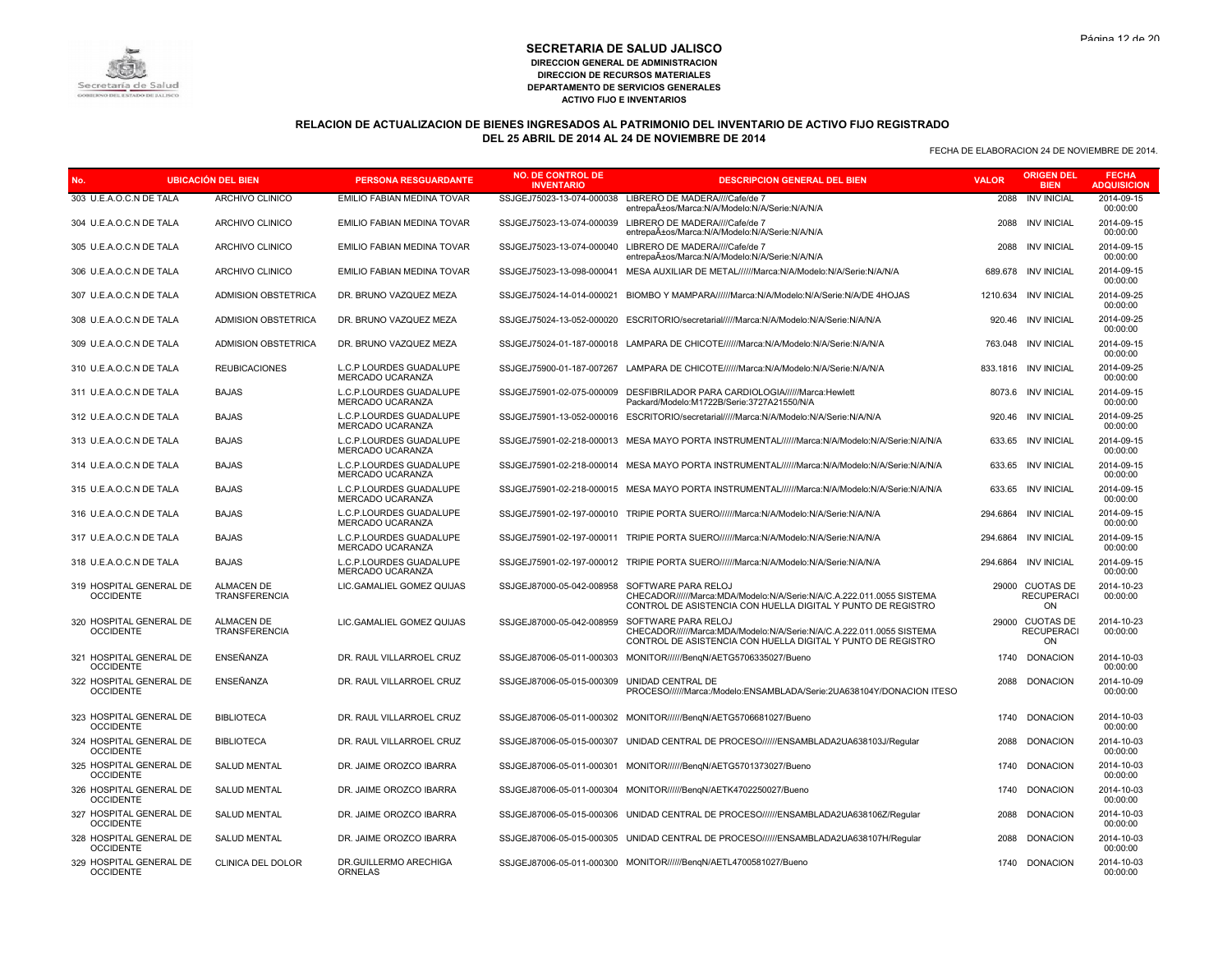**SECRETARIA DE SALUD JALISCO**
**DIRECCION GENERAL DE ADMINISTRACION**
**DIRECCION DE RECURSOS MATERIALES**
**DEPARTAMENTO DE SERVICIOS GENERALES**
**ACTIVO FIJO E INVENTARIOS**

**RELACION DE ACTUALIZACION DE BIENES INGRESADOS AL PATRIMONIO DEL INVENTARIO DE ACTIVO FIJO REGISTRADO**
**DEL 25 ABRIL DE 2014 AL 24 DE NOVIEMBRE DE 2014**

FECHA DE ELABORACION 24 DE NOVIEMBRE DE 2014.

| No. | UBICACIÓN DEL BIEN | | PERSONA RESGUARDANTE | NO. DE CONTROL DE INVENTARIO | DESCRIPCION GENERAL DEL BIEN | VALOR | ORIGEN DEL BIEN | FECHA ADQUISICION |
|---|---|---|---|---|---|---|---|---|
| 303 | U.E.A.O.C.N DE TALA | ARCHIVO CLINICO | EMILIO FABIAN MEDINA TOVAR | SSJGEJ75023-13-074-000038 | LIBRERO DE MADERA////Cafe/de 7 entrepaÃ±os/Marca:N/A/Modelo:N/A/Serie:N/A/N/A | 2088 | INV INICIAL | 2014-09-15 00:00:00 |
| 304 | U.E.A.O.C.N DE TALA | ARCHIVO CLINICO | EMILIO FABIAN MEDINA TOVAR | SSJGEJ75023-13-074-000039 | LIBRERO DE MADERA////Cafe/de 7 entrepaÃ±os/Marca:N/A/Modelo:N/A/Serie:N/A/N/A | 2088 | INV INICIAL | 2014-09-15 00:00:00 |
| 305 | U.E.A.O.C.N DE TALA | ARCHIVO CLINICO | EMILIO FABIAN MEDINA TOVAR | SSJGEJ75023-13-074-000040 | LIBRERO DE MADERA////Cafe/de 7 entrepaÃ±os/Marca:N/A/Modelo:N/A/Serie:N/A/N/A | 2088 | INV INICIAL | 2014-09-15 00:00:00 |
| 306 | U.E.A.O.C.N DE TALA | ARCHIVO CLINICO | EMILIO FABIAN MEDINA TOVAR | SSJGEJ75023-13-098-000041 | MESA AUXILIAR DE METAL//////Marca:N/A/Modelo:N/A/Serie:N/A/N/A | 689.678 | INV INICIAL | 2014-09-15 00:00:00 |
| 307 | U.E.A.O.C.N DE TALA | ADMISION OBSTETRICA | DR. BRUNO VAZQUEZ MEZA | SSJGEJ75024-14-014-000021 | BIOMBO Y MAMPARA//////Marca:N/A/Modelo:N/A/Serie:N/A/DE 4HOJAS | 1210.634 | INV INICIAL | 2014-09-25 00:00:00 |
| 308 | U.E.A.O.C.N DE TALA | ADMISION OBSTETRICA | DR. BRUNO VAZQUEZ MEZA | SSJGEJ75024-13-052-000020 | ESCRITORIO/secretarial/////Marca:N/A/Modelo:N/A/Serie:N/A/N/A | 920.46 | INV INICIAL | 2014-09-25 00:00:00 |
| 309 | U.E.A.O.C.N DE TALA | ADMISION OBSTETRICA | DR. BRUNO VAZQUEZ MEZA | SSJGEJ75024-01-187-000018 | LAMPARA DE CHICOTE//////Marca:N/A/Modelo:N/A/Serie:N/A/N/A | 763.048 | INV INICIAL | 2014-09-15 00:00:00 |
| 310 | U.E.A.O.C.N DE TALA | REUBICACIONES | L.C.P LOURDES GUADALUPE MERCADO UCARANZA | SSJGEJ75900-01-187-007267 | LAMPARA DE CHICOTE//////Marca:N/A/Modelo:N/A/Serie:N/A/N/A | 833.1816 | INV INICIAL | 2014-09-25 00:00:00 |
| 311 | U.E.A.O.C.N DE TALA | BAJAS | L.C.P.LOURDES GUADALUPE MERCADO UCARANZA | SSJGEJ75901-02-075-000009 | DESFIBRILADOR PARA CARDIOLOGIA//////Marca:Hewlett Packard/Modelo:M1722B/Serie:3727A21550/N/A | 8073.6 | INV INICIAL | 2014-09-15 00:00:00 |
| 312 | U.E.A.O.C.N DE TALA | BAJAS | L.C.P.LOURDES GUADALUPE MERCADO UCARANZA | SSJGEJ75901-13-052-000016 | ESCRITORIO/secretarial/////Marca:N/A/Modelo:N/A/Serie:N/A/N/A | 920.46 | INV INICIAL | 2014-09-25 00:00:00 |
| 313 | U.E.A.O.C.N DE TALA | BAJAS | L.C.P.LOURDES GUADALUPE MERCADO UCARANZA | SSJGEJ75901-02-218-000013 | MESA MAYO PORTA INSTRUMENTAL//////Marca:N/A/Modelo:N/A/Serie:N/A/N/A | 633.65 | INV INICIAL | 2014-09-15 00:00:00 |
| 314 | U.E.A.O.C.N DE TALA | BAJAS | L.C.P.LOURDES GUADALUPE MERCADO UCARANZA | SSJGEJ75901-02-218-000014 | MESA MAYO PORTA INSTRUMENTAL//////Marca:N/A/Modelo:N/A/Serie:N/A/N/A | 633.65 | INV INICIAL | 2014-09-15 00:00:00 |
| 315 | U.E.A.O.C.N DE TALA | BAJAS | L.C.P.LOURDES GUADALUPE MERCADO UCARANZA | SSJGEJ75901-02-218-000015 | MESA MAYO PORTA INSTRUMENTAL//////Marca:N/A/Modelo:N/A/Serie:N/A/N/A | 633.65 | INV INICIAL | 2014-09-15 00:00:00 |
| 316 | U.E.A.O.C.N DE TALA | BAJAS | L.C.P.LOURDES GUADALUPE MERCADO UCARANZA | SSJGEJ75901-02-197-000010 | TRIPIE PORTA SUERO//////Marca:N/A/Modelo:N/A/Serie:N/A/N/A | 294.6864 | INV INICIAL | 2014-09-15 00:00:00 |
| 317 | U.E.A.O.C.N DE TALA | BAJAS | L.C.P.LOURDES GUADALUPE MERCADO UCARANZA | SSJGEJ75901-02-197-000011 | TRIPIE PORTA SUERO//////Marca:N/A/Modelo:N/A/Serie:N/A/N/A | 294.6864 | INV INICIAL | 2014-09-15 00:00:00 |
| 318 | U.E.A.O.C.N DE TALA | BAJAS | L.C.P.LOURDES GUADALUPE MERCADO UCARANZA | SSJGEJ75901-02-197-000012 | TRIPIE PORTA SUERO//////Marca:N/A/Modelo:N/A/Serie:N/A/N/A | 294.6864 | INV INICIAL | 2014-09-15 00:00:00 |
| 319 | HOSPITAL GENERAL DE OCCIDENTE | ALMACEN DE TRANSFERENCIA | LIC.GAMALIEL GOMEZ QUIJAS | SSJGEJ87000-05-042-008958 | SOFTWARE PARA RELOJ CHECADOR//////Marca:MDA/Modelo:N/A/Serie:N/A/C.A.222.011.0055 SISTEMA CONTROL DE ASISTENCIA CON HUELLA DIGITAL Y PUNTO DE REGISTRO | 29000 | CUOTAS DE RECUPERACION | 2014-10-23 00:00:00 |
| 320 | HOSPITAL GENERAL DE OCCIDENTE | ALMACEN DE TRANSFERENCIA | LIC.GAMALIEL GOMEZ QUIJAS | SSJGEJ87000-05-042-008959 | SOFTWARE PARA RELOJ CHECADOR//////Marca:MDA/Modelo:N/A/Serie:N/A/C.A.222.011.0055 SISTEMA CONTROL DE ASISTENCIA CON HUELLA DIGITAL Y PUNTO DE REGISTRO | 29000 | CUOTAS DE RECUPERACION | 2014-10-23 00:00:00 |
| 321 | HOSPITAL GENERAL DE OCCIDENTE | ENSEÑANZA | DR. RAUL VILLARROEL CRUZ | SSJGEJ87006-05-011-000303 | MONITOR//////BenqN/AETG5706335027/Bueno | 1740 | DONACION | 2014-10-03 00:00:00 |
| 322 | HOSPITAL GENERAL DE OCCIDENTE | ENSEÑANZA | DR. RAUL VILLARROEL CRUZ | SSJGEJ87006-05-015-000309 | UNIDAD CENTRAL DE PROCESO/////Marca:/Modelo:ENSAMBLADA/Serie:2UA638104Y/DONACION ITESO | 2088 | DONACION | 2014-10-09 00:00:00 |
| 323 | HOSPITAL GENERAL DE OCCIDENTE | BIBLIOTECA | DR. RAUL VILLARROEL CRUZ | SSJGEJ87006-05-011-000302 | MONITOR//////BenqN/AETG5706681027/Bueno | 1740 | DONACION | 2014-10-03 00:00:00 |
| 324 | HOSPITAL GENERAL DE OCCIDENTE | BIBLIOTECA | DR. RAUL VILLARROEL CRUZ | SSJGEJ87006-05-015-000307 | UNIDAD CENTRAL DE PROCESO//////ENSAMBLADA2UA638103J/Regular | 2088 | DONACION | 2014-10-03 00:00:00 |
| 325 | HOSPITAL GENERAL DE OCCIDENTE | SALUD MENTAL | DR. JAIME OROZCO IBARRA | SSJGEJ87006-05-011-000301 | MONITOR//////BenqN/AETG5701373027/Bueno | 1740 | DONACION | 2014-10-03 00:00:00 |
| 326 | HOSPITAL GENERAL DE OCCIDENTE | SALUD MENTAL | DR. JAIME OROZCO IBARRA | SSJGEJ87006-05-011-000304 | MONITOR//////BenqN/AETK4702250027/Bueno | 1740 | DONACION | 2014-10-03 00:00:00 |
| 327 | HOSPITAL GENERAL DE OCCIDENTE | SALUD MENTAL | DR. JAIME OROZCO IBARRA | SSJGEJ87006-05-015-000306 | UNIDAD CENTRAL DE PROCESO//////ENSAMBLADA2UA638106Z/Regular | 2088 | DONACION | 2014-10-03 00:00:00 |
| 328 | HOSPITAL GENERAL DE OCCIDENTE | SALUD MENTAL | DR. JAIME OROZCO IBARRA | SSJGEJ87006-05-015-000305 | UNIDAD CENTRAL DE PROCESO//////ENSAMBLADA2UA638107H/Regular | 2088 | DONACION | 2014-10-03 00:00:00 |
| 329 | HOSPITAL GENERAL DE OCCIDENTE | CLINICA DEL DOLOR | DR.GUILLERMO ARECHIGA ORNELAS | SSJGEJ87006-05-011-000300 | MONITOR//////BenqN/AETL4700581027/Bueno | 1740 | DONACION | 2014-10-03 00:00:00 |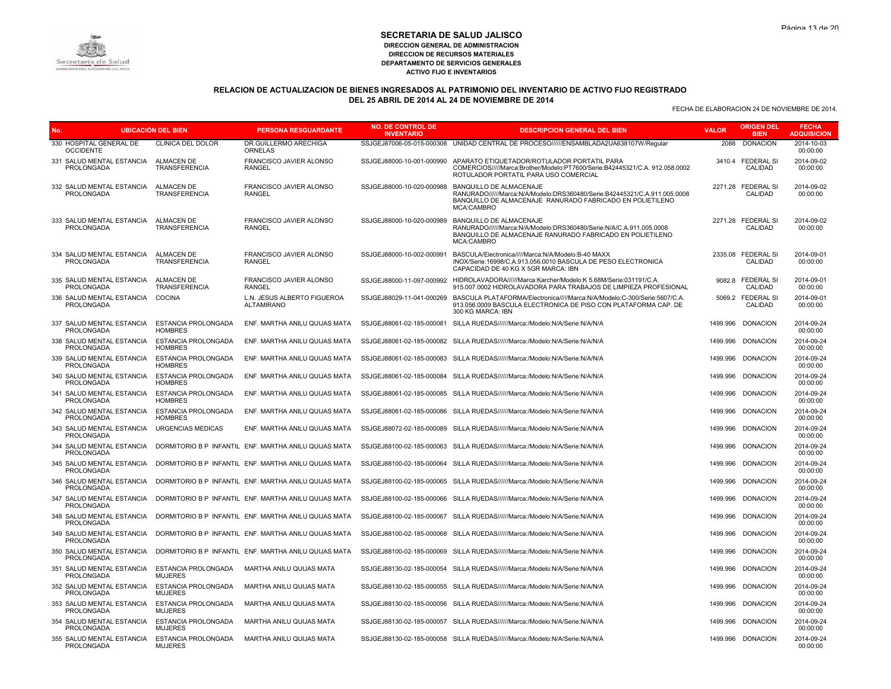**SECRETARIA DE SALUD JALISCO**
**DIRECCION GENERAL DE ADMINISTRACION**
**DIRECCION DE RECURSOS MATERIALES**
**DEPARTAMENTO DE SERVICIOS GENERALES**
**ACTIVO FIJO E INVENTARIOS**

## RELACION DE ACTUALIZACION DE BIENES INGRESADOS AL PATRIMONIO DEL INVENTARIO DE ACTIVO FIJO REGISTRADO DEL 25 ABRIL DE 2014 AL 24 DE NOVIEMBRE DE 2014

FECHA DE ELABORACION 24 DE NOVIEMBRE DE 2014.

| No. | UBICACIÓN DEL BIEN | | PERSONA RESGUARDANTE | NO. DE CONTROL DE INVENTARIO | DESCRIPCION GENERAL DEL BIEN | VALOR | ORIGEN DEL BIEN | FECHA ADQUISICION |
|---|---|---|---|---|---|---|---|---|
| 330 | HOSPITAL GENERAL DE OCCIDENTE | CLINICA DEL DOLOR | DR.GUILLERMO ARECHIGA ORNELAS | SSJGEJ87006-05-015-000308 | UNIDAD CENTRAL DE PROCESO//////ENSAMBLADA2UA638107W/Regular | 2088 | DONACION | 2014-10-03 00:00:00 |
| 331 | SALUD MENTAL ESTANCIA PROLONGADA | ALMACEN DE TRANSFERENCIA | FRANCISCO JAVIER ALONSO RANGEL | SSJGEJ88000-10-001-000990 | APARATO ETIQUETADOR/ROTULADOR PORTATIL PARA COMERCIOS/////Marca:Brother/Modelo:PT7600/Serie:B42445321/C.A. 912.058.0002 ROTULADOR PORTATIL PARA USO COMERCIAL | 3410.4 | FEDERAL SI CALIDAD | 2014-09-02 00:00:00 |
| 332 | SALUD MENTAL ESTANCIA PROLONGADA | ALMACEN DE TRANSFERENCIA | FRANCISCO JAVIER ALONSO RANGEL | SSJGEJ88000-10-020-000988 | BANQUILLO DE ALMACENAJE RANURADO//////Marca:N/A/Modelo:DRS360480/Serie:B42445321/C.A.911.005.0008 BANQUILLO DE ALMACENAJE RANURADO FABRICADO EN POLIETILENO MCA:CAMBRO | 2271.28 | FEDERAL SI CALIDAD | 2014-09-02 00:00:00 |
| 333 | SALUD MENTAL ESTANCIA PROLONGADA | ALMACEN DE TRANSFERENCIA | FRANCISCO JAVIER ALONSO RANGEL | SSJGEJ88000-10-020-000989 | BANQUILLO DE ALMACENAJE RANURADO//////Marca:N/A/Modelo:DRS360480/Serie:N/A/C.A.911.005.0008 BANQUILLO DE ALMACENAJE RANURADO FABRICADO EN POLIETILENO MCA:CAMBRO | 2271.28 | FEDERAL SI CALIDAD | 2014-09-02 00:00:00 |
| 334 | SALUD MENTAL ESTANCIA PROLONGADA | ALMACEN DE TRANSFERENCIA | FRANCISCO JAVIER ALONSO RANGEL | SSJGEJ88000-10-002-000991 | BASCULA/Electronica/////Marca:N/A/Modelo:B-40 MAXX INOX/Serie:16998/C.A.913.056.0010 BASCULA DE PESO ELECTRONICA CAPACIDAD DE 40 KG X 5GR MARCA: IBN | 2335.08 | FEDERAL SI CALIDAD | 2014-09-01 00:00:00 |
| 335 | SALUD MENTAL ESTANCIA PROLONGADA | ALMACEN DE TRANSFERENCIA | FRANCISCO JAVIER ALONSO RANGEL | SSJGEJ88000-11-097-000992 | HIDROLAVADORA//////Marca:Karcher/Modelo:K 5.68M/Serie:031191/C.A. 915.007.0002 HIDROLAVADORA PARA TRABAJOS DE LIMPIEZA PROFESIONAL | 9082.8 | FEDERAL SI CALIDAD | 2014-09-01 00:00:00 |
| 336 | SALUD MENTAL ESTANCIA PROLONGADA | COCINA | L.N. JESUS ALBERTO FIGUEROA ALTAMIRANO | SSJGEJ88029-11-041-000269 | BASCULA PLATAFORMA/Electronica/////Marca:N/A/Modelo:C-300/Serie:5607/C.A. 913.056.0009 BASCULA ELECTRONICA DE PISO CON PLATAFORMA CAP. DE 300 KG MARCA: IBN | 5069.2 | FEDERAL SI CALIDAD | 2014-09-01 00:00:00 |
| 337 | SALUD MENTAL ESTANCIA PROLONGADA | ESTANCIA PROLONGADA HOMBRES | ENF. MARTHA ANILU QUIJAS MATA | SSJGEJ88061-02-185-000081 | SILLA RUEDAS//////Marca:/Modelo:N/A/Serie:N/A/N/A | 1499.996 | DONACION | 2014-09-24 00:00:00 |
| 338 | SALUD MENTAL ESTANCIA PROLONGADA | ESTANCIA PROLONGADA HOMBRES | ENF. MARTHA ANILU QUIJAS MATA | SSJGEJ88061-02-185-000082 | SILLA RUEDAS//////Marca:/Modelo:N/A/Serie:N/A/N/A | 1499.996 | DONACION | 2014-09-24 00:00:00 |
| 339 | SALUD MENTAL ESTANCIA PROLONGADA | ESTANCIA PROLONGADA HOMBRES | ENF. MARTHA ANILU QUIJAS MATA | SSJGEJ88061-02-185-000083 | SILLA RUEDAS//////Marca:/Modelo:N/A/Serie:N/A/N/A | 1499.996 | DONACION | 2014-09-24 00:00:00 |
| 340 | SALUD MENTAL ESTANCIA PROLONGADA | ESTANCIA PROLONGADA HOMBRES | ENF. MARTHA ANILU QUIJAS MATA | SSJGEJ88061-02-185-000084 | SILLA RUEDAS//////Marca:/Modelo:N/A/Serie:N/A/N/A | 1499.996 | DONACION | 2014-09-24 00:00:00 |
| 341 | SALUD MENTAL ESTANCIA PROLONGADA | ESTANCIA PROLONGADA HOMBRES | ENF. MARTHA ANILU QUIJAS MATA | SSJGEJ88061-02-185-000085 | SILLA RUEDAS//////Marca:/Modelo:N/A/Serie:N/A/N/A | 1499.996 | DONACION | 2014-09-24 00:00:00 |
| 342 | SALUD MENTAL ESTANCIA PROLONGADA | ESTANCIA PROLONGADA HOMBRES | ENF. MARTHA ANILU QUIJAS MATA | SSJGEJ88061-02-185-000086 | SILLA RUEDAS//////Marca:/Modelo:N/A/Serie:N/A/N/A | 1499.996 | DONACION | 2014-09-24 00:00:00 |
| 343 | SALUD MENTAL ESTANCIA PROLONGADA | URGENCIAS MEDICAS | ENF. MARTHA ANILU QUIJAS MATA | SSJGEJ88072-02-185-000089 | SILLA RUEDAS//////Marca:/Modelo:N/A/Serie:N/A/N/A | 1499.996 | DONACION | 2014-09-24 00:00:00 |
| 344 | SALUD MENTAL ESTANCIA PROLONGADA | DORMITORIO B P INFANTIL | ENF. MARTHA ANILU QUIJAS MATA | SSJGEJ88100-02-185-000063 | SILLA RUEDAS//////Marca:/Modelo:N/A/Serie:N/A/N/A | 1499.996 | DONACION | 2014-09-24 00:00:00 |
| 345 | SALUD MENTAL ESTANCIA PROLONGADA | DORMITORIO B P INFANTIL | ENF. MARTHA ANILU QUIJAS MATA | SSJGEJ88100-02-185-000064 | SILLA RUEDAS//////Marca:/Modelo:N/A/Serie:N/A/N/A | 1499.996 | DONACION | 2014-09-24 00:00:00 |
| 346 | SALUD MENTAL ESTANCIA PROLONGADA | DORMITORIO B P INFANTIL | ENF. MARTHA ANILU QUIJAS MATA | SSJGEJ88100-02-185-000065 | SILLA RUEDAS//////Marca:/Modelo:N/A/Serie:N/A/N/A | 1499.996 | DONACION | 2014-09-24 00:00:00 |
| 347 | SALUD MENTAL ESTANCIA PROLONGADA | DORMITORIO B P INFANTIL | ENF. MARTHA ANILU QUIJAS MATA | SSJGEJ88100-02-185-000066 | SILLA RUEDAS//////Marca:/Modelo:N/A/Serie:N/A/N/A | 1499.996 | DONACION | 2014-09-24 00:00:00 |
| 348 | SALUD MENTAL ESTANCIA PROLONGADA | DORMITORIO B P INFANTIL | ENF. MARTHA ANILU QUIJAS MATA | SSJGEJ88100-02-185-000067 | SILLA RUEDAS//////Marca:/Modelo:N/A/Serie:N/A/N/A | 1499.996 | DONACION | 2014-09-24 00:00:00 |
| 349 | SALUD MENTAL ESTANCIA PROLONGADA | DORMITORIO B P INFANTIL | ENF. MARTHA ANILU QUIJAS MATA | SSJGEJ88100-02-185-000068 | SILLA RUEDAS//////Marca:/Modelo:N/A/Serie:N/A/N/A | 1499.996 | DONACION | 2014-09-24 00:00:00 |
| 350 | SALUD MENTAL ESTANCIA PROLONGADA | DORMITORIO B P INFANTIL | ENF. MARTHA ANILU QUIJAS MATA | SSJGEJ88100-02-185-000069 | SILLA RUEDAS//////Marca:/Modelo:N/A/Serie:N/A/N/A | 1499.996 | DONACION | 2014-09-24 00:00:00 |
| 351 | SALUD MENTAL ESTANCIA PROLONGADA | ESTANCIA PROLONGADA MUJERES | MARTHA ANILU QUIJAS MATA | SSJGEJ88130-02-185-000054 | SILLA RUEDAS//////Marca:/Modelo:N/A/Serie:N/A/N/A | 1499.996 | DONACION | 2014-09-24 00:00:00 |
| 352 | SALUD MENTAL ESTANCIA PROLONGADA | ESTANCIA PROLONGADA MUJERES | MARTHA ANILU QUIJAS MATA | SSJGEJ88130-02-185-000055 | SILLA RUEDAS//////Marca:/Modelo:N/A/Serie:N/A/N/A | 1499.996 | DONACION | 2014-09-24 00:00:00 |
| 353 | SALUD MENTAL ESTANCIA PROLONGADA | ESTANCIA PROLONGADA MUJERES | MARTHA ANILU QUIJAS MATA | SSJGEJ88130-02-185-000056 | SILLA RUEDAS//////Marca:/Modelo:N/A/Serie:N/A/N/A | 1499.996 | DONACION | 2014-09-24 00:00:00 |
| 354 | SALUD MENTAL ESTANCIA PROLONGADA | ESTANCIA PROLONGADA MUJERES | MARTHA ANILU QUIJAS MATA | SSJGEJ88130-02-185-000057 | SILLA RUEDAS//////Marca:/Modelo:N/A/Serie:N/A/N/A | 1499.996 | DONACION | 2014-09-24 00:00:00 |
| 355 | SALUD MENTAL ESTANCIA PROLONGADA | ESTANCIA PROLONGADA MUJERES | MARTHA ANILU QUIJAS MATA | SSJGEJ88130-02-185-000058 | SILLA RUEDAS//////Marca:/Modelo:N/A/Serie:N/A/N/A | 1499.996 | DONACION | 2014-09-24 00:00:00 |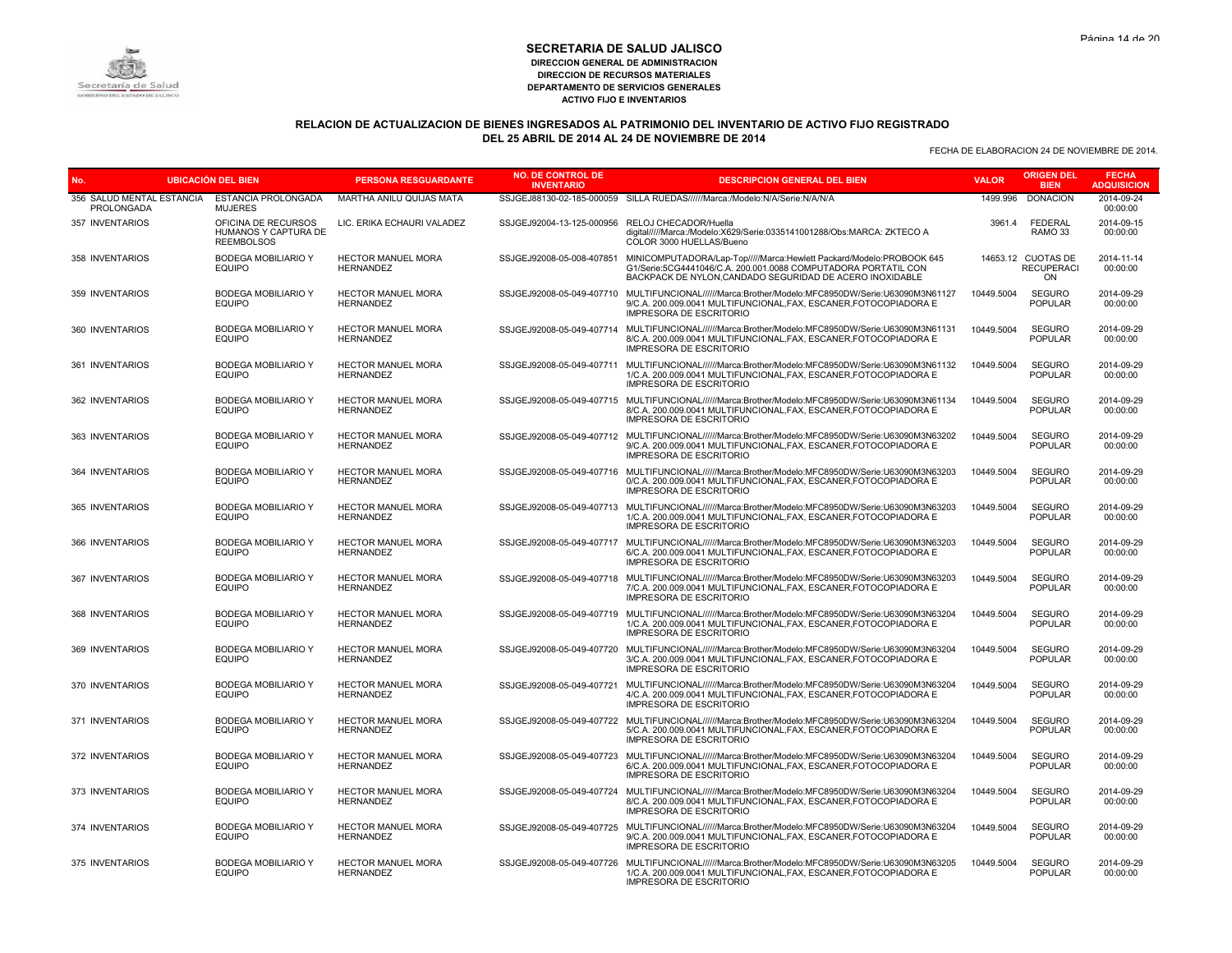# SECRETARIA DE SALUD JALISCO

**DIRECCION GENERAL DE ADMINISTRACION**
**DIRECCION DE RECURSOS MATERIALES**
**DEPARTAMENTO DE SERVICIOS GENERALES**
**ACTIVO FIJO E INVENTARIOS**

## RELACION DE ACTUALIZACION DE BIENES INGRESADOS AL PATRIMONIO DEL INVENTARIO DE ACTIVO FIJO REGISTRADO DEL 25 ABRIL DE 2014 AL 24 DE NOVIEMBRE DE 2014

FECHA DE ELABORACION 24 DE NOVIEMBRE DE 2014.

| No. | UBICACIÓN DEL BIEN | | PERSONA RESGUARDANTE | NO. DE CONTROL DE INVENTARIO | DESCRIPCION GENERAL DEL BIEN | VALOR | ORIGEN DEL BIEN | FECHA ADQUISICION |
|---|---|---|---|---|---|---|---|---|
| 356 | SALUD MENTAL ESTANCIA PROLONGADA | ESTANCIA PROLONGADA MUJERES | MARTHA ANILU QUIJAS MATA | SSJGEJ88130-02-185-000059 | SILLA RUEDAS//////Marca:/Modelo:N/A/Serie:N/A/N/A | 1499.996 | DONACION | 2014-09-24 00:00:00 |
| 357 | INVENTARIOS | OFICINA DE RECURSOS HUMANOS Y CAPTURA DE REEMBOLSOS | LIC. ERIKA ECHAURI VALADEZ | SSJGEJ92004-13-125-000956 | RELOJ CHECADOR/Huella digital/////Marca:/Modelo:X629/Serie:0335141001288/Obs:MARCA: ZKTECO A COLOR 3000 HUELLAS/Bueno | 3961.4 | FEDERAL RAMO 33 | 2014-09-15 00:00:00 |
| 358 | INVENTARIOS | BODEGA MOBILIARIO Y EQUIPO | HECTOR MANUEL MORA HERNANDEZ | SSJGEJ92008-05-008-407851 | MINICOMPUTADORA/Lap-Top/////Marca:Hewlett Packard/Modelo:PROBOOK 645 G1/Serie:5CG4441046/C.A. 200.001.0088 COMPUTADORA PORTATIL CON BACKPACK DE NYLON,CANDADO SEGURIDAD DE ACERO INOXIDABLE | 14653.12 | CUOTAS DE RECUPERACION | 2014-11-14 00:00:00 |
| 359 | INVENTARIOS | BODEGA MOBILIARIO Y EQUIPO | HECTOR MANUEL MORA HERNANDEZ | SSJGEJ92008-05-049-407710 | MULTIFUNCIONAL//////Marca:Brother/Modelo:MFC8950DW/Serie:U63090M3N61127 9/C.A. 200.009.0041 MULTIFUNCIONAL,FAX, ESCANER,FOTOCOPIADORA E IMPRESORA DE ESCRITORIO | 10449.5004 | SEGURO POPULAR | 2014-09-29 00:00:00 |
| 360 | INVENTARIOS | BODEGA MOBILIARIO Y EQUIPO | HECTOR MANUEL MORA HERNANDEZ | SSJGEJ92008-05-049-407714 | MULTIFUNCIONAL//////Marca:Brother/Modelo:MFC8950DW/Serie:U63090M3N61131 8/C.A. 200.009.0041 MULTIFUNCIONAL,FAX, ESCANER,FOTOCOPIADORA E IMPRESORA DE ESCRITORIO | 10449.5004 | SEGURO POPULAR | 2014-09-29 00:00:00 |
| 361 | INVENTARIOS | BODEGA MOBILIARIO Y EQUIPO | HECTOR MANUEL MORA HERNANDEZ | SSJGEJ92008-05-049-407711 | MULTIFUNCIONAL//////Marca:Brother/Modelo:MFC8950DW/Serie:U63090M3N61132 1/C.A. 200.009.0041 MULTIFUNCIONAL,FAX, ESCANER,FOTOCOPIADORA E IMPRESORA DE ESCRITORIO | 10449.5004 | SEGURO POPULAR | 2014-09-29 00:00:00 |
| 362 | INVENTARIOS | BODEGA MOBILIARIO Y EQUIPO | HECTOR MANUEL MORA HERNANDEZ | SSJGEJ92008-05-049-407715 | MULTIFUNCIONAL//////Marca:Brother/Modelo:MFC8950DW/Serie:U63090M3N61134 8/C.A. 200.009.0041 MULTIFUNCIONAL,FAX, ESCANER,FOTOCOPIADORA E IMPRESORA DE ESCRITORIO | 10449.5004 | SEGURO POPULAR | 2014-09-29 00:00:00 |
| 363 | INVENTARIOS | BODEGA MOBILIARIO Y EQUIPO | HECTOR MANUEL MORA HERNANDEZ | SSJGEJ92008-05-049-407712 | MULTIFUNCIONAL//////Marca:Brother/Modelo:MFC8950DW/Serie:U63090M3N63202 9/C.A. 200.009.0041 MULTIFUNCIONAL,FAX, ESCANER,FOTOCOPIADORA E IMPRESORA DE ESCRITORIO | 10449.5004 | SEGURO POPULAR | 2014-09-29 00:00:00 |
| 364 | INVENTARIOS | BODEGA MOBILIARIO Y EQUIPO | HECTOR MANUEL MORA HERNANDEZ | SSJGEJ92008-05-049-407716 | MULTIFUNCIONAL//////Marca:Brother/Modelo:MFC8950DW/Serie:U63090M3N63203 0/C.A. 200.009.0041 MULTIFUNCIONAL,FAX, ESCANER,FOTOCOPIADORA E IMPRESORA DE ESCRITORIO | 10449.5004 | SEGURO POPULAR | 2014-09-29 00:00:00 |
| 365 | INVENTARIOS | BODEGA MOBILIARIO Y EQUIPO | HECTOR MANUEL MORA HERNANDEZ | SSJGEJ92008-05-049-407713 | MULTIFUNCIONAL//////Marca:Brother/Modelo:MFC8950DW/Serie:U63090M3N63203 1/C.A. 200.009.0041 MULTIFUNCIONAL,FAX, ESCANER,FOTOCOPIADORA E IMPRESORA DE ESCRITORIO | 10449.5004 | SEGURO POPULAR | 2014-09-29 00:00:00 |
| 366 | INVENTARIOS | BODEGA MOBILIARIO Y EQUIPO | HECTOR MANUEL MORA HERNANDEZ | SSJGEJ92008-05-049-407717 | MULTIFUNCIONAL//////Marca:Brother/Modelo:MFC8950DW/Serie:U63090M3N63203 6/C.A. 200.009.0041 MULTIFUNCIONAL,FAX, ESCANER,FOTOCOPIADORA E IMPRESORA DE ESCRITORIO | 10449.5004 | SEGURO POPULAR | 2014-09-29 00:00:00 |
| 367 | INVENTARIOS | BODEGA MOBILIARIO Y EQUIPO | HECTOR MANUEL MORA HERNANDEZ | SSJGEJ92008-05-049-407718 | MULTIFUNCIONAL//////Marca:Brother/Modelo:MFC8950DW/Serie:U63090M3N63203 7/C.A. 200.009.0041 MULTIFUNCIONAL,FAX, ESCANER,FOTOCOPIADORA E IMPRESORA DE ESCRITORIO | 10449.5004 | SEGURO POPULAR | 2014-09-29 00:00:00 |
| 368 | INVENTARIOS | BODEGA MOBILIARIO Y EQUIPO | HECTOR MANUEL MORA HERNANDEZ | SSJGEJ92008-05-049-407719 | MULTIFUNCIONAL//////Marca:Brother/Modelo:MFC8950DW/Serie:U63090M3N63204 1/C.A. 200.009.0041 MULTIFUNCIONAL,FAX, ESCANER,FOTOCOPIADORA E IMPRESORA DE ESCRITORIO | 10449.5004 | SEGURO POPULAR | 2014-09-29 00:00:00 |
| 369 | INVENTARIOS | BODEGA MOBILIARIO Y EQUIPO | HECTOR MANUEL MORA HERNANDEZ | SSJGEJ92008-05-049-407720 | MULTIFUNCIONAL//////Marca:Brother/Modelo:MFC8950DW/Serie:U63090M3N63204 3/C.A. 200.009.0041 MULTIFUNCIONAL,FAX, ESCANER,FOTOCOPIADORA E IMPRESORA DE ESCRITORIO | 10449.5004 | SEGURO POPULAR | 2014-09-29 00:00:00 |
| 370 | INVENTARIOS | BODEGA MOBILIARIO Y EQUIPO | HECTOR MANUEL MORA HERNANDEZ | SSJGEJ92008-05-049-407721 | MULTIFUNCIONAL//////Marca:Brother/Modelo:MFC8950DW/Serie:U63090M3N63204 4/C.A. 200.009.0041 MULTIFUNCIONAL,FAX, ESCANER,FOTOCOPIADORA E IMPRESORA DE ESCRITORIO | 10449.5004 | SEGURO POPULAR | 2014-09-29 00:00:00 |
| 371 | INVENTARIOS | BODEGA MOBILIARIO Y EQUIPO | HECTOR MANUEL MORA HERNANDEZ | SSJGEJ92008-05-049-407722 | MULTIFUNCIONAL//////Marca:Brother/Modelo:MFC8950DW/Serie:U63090M3N63204 5/C.A. 200.009.0041 MULTIFUNCIONAL,FAX, ESCANER,FOTOCOPIADORA E IMPRESORA DE ESCRITORIO | 10449.5004 | SEGURO POPULAR | 2014-09-29 00:00:00 |
| 372 | INVENTARIOS | BODEGA MOBILIARIO Y EQUIPO | HECTOR MANUEL MORA HERNANDEZ | SSJGEJ92008-05-049-407723 | MULTIFUNCIONAL//////Marca:Brother/Modelo:MFC8950DW/Serie:U63090M3N63204 6/C.A. 200.009.0041 MULTIFUNCIONAL,FAX, ESCANER,FOTOCOPIADORA E IMPRESORA DE ESCRITORIO | 10449.5004 | SEGURO POPULAR | 2014-09-29 00:00:00 |
| 373 | INVENTARIOS | BODEGA MOBILIARIO Y EQUIPO | HECTOR MANUEL MORA HERNANDEZ | SSJGEJ92008-05-049-407724 | MULTIFUNCIONAL//////Marca:Brother/Modelo:MFC8950DW/Serie:U63090M3N63204 8/C.A. 200.009.0041 MULTIFUNCIONAL,FAX, ESCANER,FOTOCOPIADORA E IMPRESORA DE ESCRITORIO | 10449.5004 | SEGURO POPULAR | 2014-09-29 00:00:00 |
| 374 | INVENTARIOS | BODEGA MOBILIARIO Y EQUIPO | HECTOR MANUEL MORA HERNANDEZ | SSJGEJ92008-05-049-407725 | MULTIFUNCIONAL//////Marca:Brother/Modelo:MFC8950DW/Serie:U63090M3N63204 9/C.A. 200.009.0041 MULTIFUNCIONAL,FAX, ESCANER,FOTOCOPIADORA E IMPRESORA DE ESCRITORIO | 10449.5004 | SEGURO POPULAR | 2014-09-29 00:00:00 |
| 375 | INVENTARIOS | BODEGA MOBILIARIO Y EQUIPO | HECTOR MANUEL MORA HERNANDEZ | SSJGEJ92008-05-049-407726 | MULTIFUNCIONAL//////Marca:Brother/Modelo:MFC8950DW/Serie:U63090M3N63205 1/C.A. 200.009.0041 MULTIFUNCIONAL,FAX, ESCANER,FOTOCOPIADORA E IMPRESORA DE ESCRITORIO | 10449.5004 | SEGURO POPULAR | 2014-09-29 00:00:00 |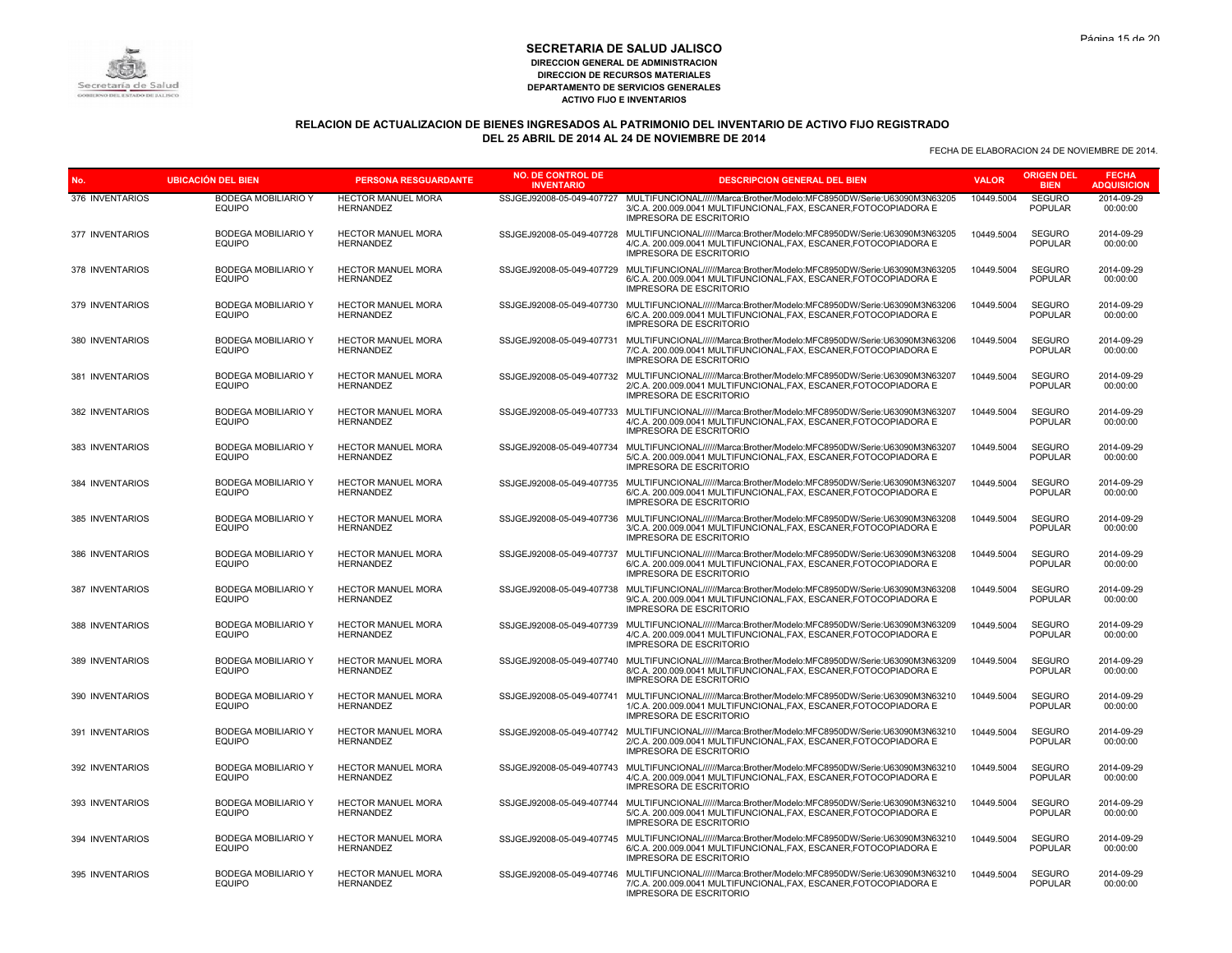# SECRETARIA DE SALUD JALISCO

**DIRECCION GENERAL DE ADMINISTRACION**
**DIRECCION DE RECURSOS MATERIALES**
**DEPARTAMENTO DE SERVICIOS GENERALES**
**ACTIVO FIJO E INVENTARIOS**

## RELACION DE ACTUALIZACION DE BIENES INGRESADOS AL PATRIMONIO DEL INVENTARIO DE ACTIVO FIJO REGISTRADO DEL 25 ABRIL DE 2014 AL 24 DE NOVIEMBRE DE 2014

FECHA DE ELABORACION 24 DE NOVIEMBRE DE 2014.

| No. | UBICACIÓN DEL BIEN | PERSONA RESGUARDANTE | NO. DE CONTROL DE INVENTARIO | DESCRIPCION GENERAL DEL BIEN | VALOR | ORIGEN DEL BIEN | FECHA ADQUISICION |
|---|---|---|---|---|---|---|---|
| 376 INVENTARIOS | BODEGA MOBILIARIO Y EQUIPO | HECTOR MANUEL MORA HERNANDEZ | SSJGEJ92008-05-049-407727 | MULTIFUNCIONAL//////Marca:Brother/Modelo:MFC8950DW/Serie:U63090M3N632053/C.A. 200.009.0041 MULTIFUNCIONAL,FAX, ESCANER,FOTOCOPIADORA E IMPRESORA DE ESCRITORIO | 10449.5004 | SEGURO POPULAR | 2014-09-29 00:00:00 |
| 377 INVENTARIOS | BODEGA MOBILIARIO Y EQUIPO | HECTOR MANUEL MORA HERNANDEZ | SSJGEJ92008-05-049-407728 | MULTIFUNCIONAL//////Marca:Brother/Modelo:MFC8950DW/Serie:U63090M3N632054/C.A. 200.009.0041 MULTIFUNCIONAL,FAX, ESCANER,FOTOCOPIADORA E IMPRESORA DE ESCRITORIO | 10449.5004 | SEGURO POPULAR | 2014-09-29 00:00:00 |
| 378 INVENTARIOS | BODEGA MOBILIARIO Y EQUIPO | HECTOR MANUEL MORA HERNANDEZ | SSJGEJ92008-05-049-407729 | MULTIFUNCIONAL//////Marca:Brother/Modelo:MFC8950DW/Serie:U63090M3N632056/C.A. 200.009.0041 MULTIFUNCIONAL,FAX, ESCANER,FOTOCOPIADORA E IMPRESORA DE ESCRITORIO | 10449.5004 | SEGURO POPULAR | 2014-09-29 00:00:00 |
| 379 INVENTARIOS | BODEGA MOBILIARIO Y EQUIPO | HECTOR MANUEL MORA HERNANDEZ | SSJGEJ92008-05-049-407730 | MULTIFUNCIONAL//////Marca:Brother/Modelo:MFC8950DW/Serie:U63090M3N632066/C.A. 200.009.0041 MULTIFUNCIONAL,FAX, ESCANER,FOTOCOPIADORA E IMPRESORA DE ESCRITORIO | 10449.5004 | SEGURO POPULAR | 2014-09-29 00:00:00 |
| 380 INVENTARIOS | BODEGA MOBILIARIO Y EQUIPO | HECTOR MANUEL MORA HERNANDEZ | SSJGEJ92008-05-049-407731 | MULTIFUNCIONAL//////Marca:Brother/Modelo:MFC8950DW/Serie:U63090M3N632067/C.A. 200.009.0041 MULTIFUNCIONAL,FAX, ESCANER,FOTOCOPIADORA E IMPRESORA DE ESCRITORIO | 10449.5004 | SEGURO POPULAR | 2014-09-29 00:00:00 |
| 381 INVENTARIOS | BODEGA MOBILIARIO Y EQUIPO | HECTOR MANUEL MORA HERNANDEZ | SSJGEJ92008-05-049-407732 | MULTIFUNCIONAL//////Marca:Brother/Modelo:MFC8950DW/Serie:U63090M3N632072/C.A. 200.009.0041 MULTIFUNCIONAL,FAX, ESCANER,FOTOCOPIADORA E IMPRESORA DE ESCRITORIO | 10449.5004 | SEGURO POPULAR | 2014-09-29 00:00:00 |
| 382 INVENTARIOS | BODEGA MOBILIARIO Y EQUIPO | HECTOR MANUEL MORA HERNANDEZ | SSJGEJ92008-05-049-407733 | MULTIFUNCIONAL//////Marca:Brother/Modelo:MFC8950DW/Serie:U63090M3N632074/C.A. 200.009.0041 MULTIFUNCIONAL,FAX, ESCANER,FOTOCOPIADORA E IMPRESORA DE ESCRITORIO | 10449.5004 | SEGURO POPULAR | 2014-09-29 00:00:00 |
| 383 INVENTARIOS | BODEGA MOBILIARIO Y EQUIPO | HECTOR MANUEL MORA HERNANDEZ | SSJGEJ92008-05-049-407734 | MULTIFUNCIONAL//////Marca:Brother/Modelo:MFC8950DW/Serie:U63090M3N632075/C.A. 200.009.0041 MULTIFUNCIONAL,FAX, ESCANER,FOTOCOPIADORA E IMPRESORA DE ESCRITORIO | 10449.5004 | SEGURO POPULAR | 2014-09-29 00:00:00 |
| 384 INVENTARIOS | BODEGA MOBILIARIO Y EQUIPO | HECTOR MANUEL MORA HERNANDEZ | SSJGEJ92008-05-049-407735 | MULTIFUNCIONAL//////Marca:Brother/Modelo:MFC8950DW/Serie:U63090M3N632076/C.A. 200.009.0041 MULTIFUNCIONAL,FAX, ESCANER,FOTOCOPIADORA E IMPRESORA DE ESCRITORIO | 10449.5004 | SEGURO POPULAR | 2014-09-29 00:00:00 |
| 385 INVENTARIOS | BODEGA MOBILIARIO Y EQUIPO | HECTOR MANUEL MORA HERNANDEZ | SSJGEJ92008-05-049-407736 | MULTIFUNCIONAL//////Marca:Brother/Modelo:MFC8950DW/Serie:U63090M3N632083/C.A. 200.009.0041 MULTIFUNCIONAL,FAX, ESCANER,FOTOCOPIADORA E IMPRESORA DE ESCRITORIO | 10449.5004 | SEGURO POPULAR | 2014-09-29 00:00:00 |
| 386 INVENTARIOS | BODEGA MOBILIARIO Y EQUIPO | HECTOR MANUEL MORA HERNANDEZ | SSJGEJ92008-05-049-407737 | MULTIFUNCIONAL//////Marca:Brother/Modelo:MFC8950DW/Serie:U63090M3N632086/C.A. 200.009.0041 MULTIFUNCIONAL,FAX, ESCANER,FOTOCOPIADORA E IMPRESORA DE ESCRITORIO | 10449.5004 | SEGURO POPULAR | 2014-09-29 00:00:00 |
| 387 INVENTARIOS | BODEGA MOBILIARIO Y EQUIPO | HECTOR MANUEL MORA HERNANDEZ | SSJGEJ92008-05-049-407738 | MULTIFUNCIONAL//////Marca:Brother/Modelo:MFC8950DW/Serie:U63090M3N632089/C.A. 200.009.0041 MULTIFUNCIONAL,FAX, ESCANER,FOTOCOPIADORA E IMPRESORA DE ESCRITORIO | 10449.5004 | SEGURO POPULAR | 2014-09-29 00:00:00 |
| 388 INVENTARIOS | BODEGA MOBILIARIO Y EQUIPO | HECTOR MANUEL MORA HERNANDEZ | SSJGEJ92008-05-049-407739 | MULTIFUNCIONAL//////Marca:Brother/Modelo:MFC8950DW/Serie:U63090M3N632094/C.A. 200.009.0041 MULTIFUNCIONAL,FAX, ESCANER,FOTOCOPIADORA E IMPRESORA DE ESCRITORIO | 10449.5004 | SEGURO POPULAR | 2014-09-29 00:00:00 |
| 389 INVENTARIOS | BODEGA MOBILIARIO Y EQUIPO | HECTOR MANUEL MORA HERNANDEZ | SSJGEJ92008-05-049-407740 | MULTIFUNCIONAL//////Marca:Brother/Modelo:MFC8950DW/Serie:U63090M3N632098/C.A. 200.009.0041 MULTIFUNCIONAL,FAX, ESCANER,FOTOCOPIADORA E IMPRESORA DE ESCRITORIO | 10449.5004 | SEGURO POPULAR | 2014-09-29 00:00:00 |
| 390 INVENTARIOS | BODEGA MOBILIARIO Y EQUIPO | HECTOR MANUEL MORA HERNANDEZ | SSJGEJ92008-05-049-407741 | MULTIFUNCIONAL//////Marca:Brother/Modelo:MFC8950DW/Serie:U63090M3N632101/C.A. 200.009.0041 MULTIFUNCIONAL,FAX, ESCANER,FOTOCOPIADORA E IMPRESORA DE ESCRITORIO | 10449.5004 | SEGURO POPULAR | 2014-09-29 00:00:00 |
| 391 INVENTARIOS | BODEGA MOBILIARIO Y EQUIPO | HECTOR MANUEL MORA HERNANDEZ | SSJGEJ92008-05-049-407742 | MULTIFUNCIONAL//////Marca:Brother/Modelo:MFC8950DW/Serie:U63090M3N632102/C.A. 200.009.0041 MULTIFUNCIONAL,FAX, ESCANER,FOTOCOPIADORA E IMPRESORA DE ESCRITORIO | 10449.5004 | SEGURO POPULAR | 2014-09-29 00:00:00 |
| 392 INVENTARIOS | BODEGA MOBILIARIO Y EQUIPO | HECTOR MANUEL MORA HERNANDEZ | SSJGEJ92008-05-049-407743 | MULTIFUNCIONAL//////Marca:Brother/Modelo:MFC8950DW/Serie:U63090M3N632104/C.A. 200.009.0041 MULTIFUNCIONAL,FAX, ESCANER,FOTOCOPIADORA E IMPRESORA DE ESCRITORIO | 10449.5004 | SEGURO POPULAR | 2014-09-29 00:00:00 |
| 393 INVENTARIOS | BODEGA MOBILIARIO Y EQUIPO | HECTOR MANUEL MORA HERNANDEZ | SSJGEJ92008-05-049-407744 | MULTIFUNCIONAL//////Marca:Brother/Modelo:MFC8950DW/Serie:U63090M3N632105/C.A. 200.009.0041 MULTIFUNCIONAL,FAX, ESCANER,FOTOCOPIADORA E IMPRESORA DE ESCRITORIO | 10449.5004 | SEGURO POPULAR | 2014-09-29 00:00:00 |
| 394 INVENTARIOS | BODEGA MOBILIARIO Y EQUIPO | HECTOR MANUEL MORA HERNANDEZ | SSJGEJ92008-05-049-407745 | MULTIFUNCIONAL//////Marca:Brother/Modelo:MFC8950DW/Serie:U63090M3N632106/C.A. 200.009.0041 MULTIFUNCIONAL,FAX, ESCANER,FOTOCOPIADORA E IMPRESORA DE ESCRITORIO | 10449.5004 | SEGURO POPULAR | 2014-09-29 00:00:00 |
| 395 INVENTARIOS | BODEGA MOBILIARIO Y EQUIPO | HECTOR MANUEL MORA HERNANDEZ | SSJGEJ92008-05-049-407746 | MULTIFUNCIONAL//////Marca:Brother/Modelo:MFC8950DW/Serie:U63090M3N632107/C.A. 200.009.0041 MULTIFUNCIONAL,FAX, ESCANER,FOTOCOPIADORA E IMPRESORA DE ESCRITORIO | 10449.5004 | SEGURO POPULAR | 2014-09-29 00:00:00 |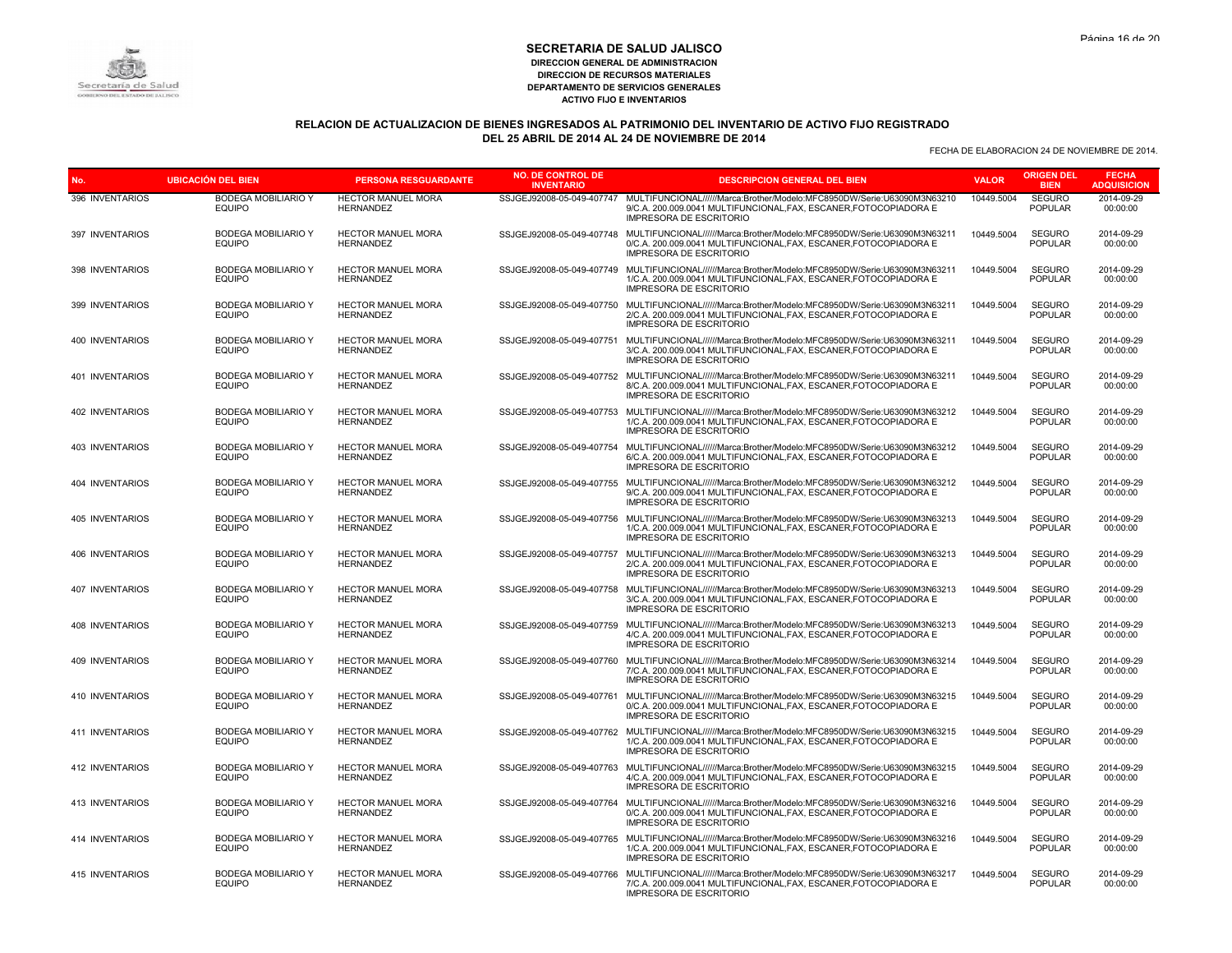# SECRETARIA DE SALUD JALISCO

**DIRECCION GENERAL DE ADMINISTRACION**
**DIRECCION DE RECURSOS MATERIALES**
**DEPARTAMENTO DE SERVICIOS GENERALES**
**ACTIVO FIJO E INVENTARIOS**

## RELACION DE ACTUALIZACION DE BIENES INGRESADOS AL PATRIMONIO DEL INVENTARIO DE ACTIVO FIJO REGISTRADO DEL 25 ABRIL DE 2014 AL 24 DE NOVIEMBRE DE 2014

FECHA DE ELABORACION 24 DE NOVIEMBRE DE 2014.

| No. | UBICACIÓN DEL BIEN | PERSONA RESGUARDANTE | NO. DE CONTROL DE INVENTARIO | DESCRIPCION GENERAL DEL BIEN | VALOR | ORIGEN DEL BIEN | FECHA ADQUISICION |
|---|---|---|---|---|---|---|---|
| 396 INVENTARIOS | BODEGA MOBILIARIO Y EQUIPO | HECTOR MANUEL MORA HERNANDEZ | SSJGEJ92008-05-049-407747 | MULTIFUNCIONAL//////Marca:Brother/Modelo:MFC8950DW/Serie:U63090M3N632109/C.A. 200.009.0041 MULTIFUNCIONAL,FAX, ESCANER,FOTOCOPIADORA E IMPRESORA DE ESCRITORIO | 10449.5004 | SEGURO POPULAR | 2014-09-29 00:00:00 |
| 397 INVENTARIOS | BODEGA MOBILIARIO Y EQUIPO | HECTOR MANUEL MORA HERNANDEZ | SSJGEJ92008-05-049-407748 | MULTIFUNCIONAL//////Marca:Brother/Modelo:MFC8950DW/Serie:U63090M3N632110/C.A. 200.009.0041 MULTIFUNCIONAL,FAX, ESCANER,FOTOCOPIADORA E IMPRESORA DE ESCRITORIO | 10449.5004 | SEGURO POPULAR | 2014-09-29 00:00:00 |
| 398 INVENTARIOS | BODEGA MOBILIARIO Y EQUIPO | HECTOR MANUEL MORA HERNANDEZ | SSJGEJ92008-05-049-407749 | MULTIFUNCIONAL//////Marca:Brother/Modelo:MFC8950DW/Serie:U63090M3N632111/C.A. 200.009.0041 MULTIFUNCIONAL,FAX, ESCANER,FOTOCOPIADORA E IMPRESORA DE ESCRITORIO | 10449.5004 | SEGURO POPULAR | 2014-09-29 00:00:00 |
| 399 INVENTARIOS | BODEGA MOBILIARIO Y EQUIPO | HECTOR MANUEL MORA HERNANDEZ | SSJGEJ92008-05-049-407750 | MULTIFUNCIONAL//////Marca:Brother/Modelo:MFC8950DW/Serie:U63090M3N632112/C.A. 200.009.0041 MULTIFUNCIONAL,FAX, ESCANER,FOTOCOPIADORA E IMPRESORA DE ESCRITORIO | 10449.5004 | SEGURO POPULAR | 2014-09-29 00:00:00 |
| 400 INVENTARIOS | BODEGA MOBILIARIO Y EQUIPO | HECTOR MANUEL MORA HERNANDEZ | SSJGEJ92008-05-049-407751 | MULTIFUNCIONAL//////Marca:Brother/Modelo:MFC8950DW/Serie:U63090M3N632113/C.A. 200.009.0041 MULTIFUNCIONAL,FAX, ESCANER,FOTOCOPIADORA E IMPRESORA DE ESCRITORIO | 10449.5004 | SEGURO POPULAR | 2014-09-29 00:00:00 |
| 401 INVENTARIOS | BODEGA MOBILIARIO Y EQUIPO | HECTOR MANUEL MORA HERNANDEZ | SSJGEJ92008-05-049-407752 | MULTIFUNCIONAL//////Marca:Brother/Modelo:MFC8950DW/Serie:U63090M3N632118/C.A. 200.009.0041 MULTIFUNCIONAL,FAX, ESCANER,FOTOCOPIADORA E IMPRESORA DE ESCRITORIO | 10449.5004 | SEGURO POPULAR | 2014-09-29 00:00:00 |
| 402 INVENTARIOS | BODEGA MOBILIARIO Y EQUIPO | HECTOR MANUEL MORA HERNANDEZ | SSJGEJ92008-05-049-407753 | MULTIFUNCIONAL//////Marca:Brother/Modelo:MFC8950DW/Serie:U63090M3N632121/C.A. 200.009.0041 MULTIFUNCIONAL,FAX, ESCANER,FOTOCOPIADORA E IMPRESORA DE ESCRITORIO | 10449.5004 | SEGURO POPULAR | 2014-09-29 00:00:00 |
| 403 INVENTARIOS | BODEGA MOBILIARIO Y EQUIPO | HECTOR MANUEL MORA HERNANDEZ | SSJGEJ92008-05-049-407754 | MULTIFUNCIONAL//////Marca:Brother/Modelo:MFC8950DW/Serie:U63090M3N632126/C.A. 200.009.0041 MULTIFUNCIONAL,FAX, ESCANER,FOTOCOPIADORA E IMPRESORA DE ESCRITORIO | 10449.5004 | SEGURO POPULAR | 2014-09-29 00:00:00 |
| 404 INVENTARIOS | BODEGA MOBILIARIO Y EQUIPO | HECTOR MANUEL MORA HERNANDEZ | SSJGEJ92008-05-049-407755 | MULTIFUNCIONAL//////Marca:Brother/Modelo:MFC8950DW/Serie:U63090M3N632129/C.A. 200.009.0041 MULTIFUNCIONAL,FAX, ESCANER,FOTOCOPIADORA E IMPRESORA DE ESCRITORIO | 10449.5004 | SEGURO POPULAR | 2014-09-29 00:00:00 |
| 405 INVENTARIOS | BODEGA MOBILIARIO Y EQUIPO | HECTOR MANUEL MORA HERNANDEZ | SSJGEJ92008-05-049-407756 | MULTIFUNCIONAL//////Marca:Brother/Modelo:MFC8950DW/Serie:U63090M3N632131/C.A. 200.009.0041 MULTIFUNCIONAL,FAX, ESCANER,FOTOCOPIADORA E IMPRESORA DE ESCRITORIO | 10449.5004 | SEGURO POPULAR | 2014-09-29 00:00:00 |
| 406 INVENTARIOS | BODEGA MOBILIARIO Y EQUIPO | HECTOR MANUEL MORA HERNANDEZ | SSJGEJ92008-05-049-407757 | MULTIFUNCIONAL//////Marca:Brother/Modelo:MFC8950DW/Serie:U63090M3N632132/C.A. 200.009.0041 MULTIFUNCIONAL,FAX, ESCANER,FOTOCOPIADORA E IMPRESORA DE ESCRITORIO | 10449.5004 | SEGURO POPULAR | 2014-09-29 00:00:00 |
| 407 INVENTARIOS | BODEGA MOBILIARIO Y EQUIPO | HECTOR MANUEL MORA HERNANDEZ | SSJGEJ92008-05-049-407758 | MULTIFUNCIONAL//////Marca:Brother/Modelo:MFC8950DW/Serie:U63090M3N632133/C.A. 200.009.0041 MULTIFUNCIONAL,FAX, ESCANER,FOTOCOPIADORA E IMPRESORA DE ESCRITORIO | 10449.5004 | SEGURO POPULAR | 2014-09-29 00:00:00 |
| 408 INVENTARIOS | BODEGA MOBILIARIO Y EQUIPO | HECTOR MANUEL MORA HERNANDEZ | SSJGEJ92008-05-049-407759 | MULTIFUNCIONAL//////Marca:Brother/Modelo:MFC8950DW/Serie:U63090M3N632134/C.A. 200.009.0041 MULTIFUNCIONAL,FAX, ESCANER,FOTOCOPIADORA E IMPRESORA DE ESCRITORIO | 10449.5004 | SEGURO POPULAR | 2014-09-29 00:00:00 |
| 409 INVENTARIOS | BODEGA MOBILIARIO Y EQUIPO | HECTOR MANUEL MORA HERNANDEZ | SSJGEJ92008-05-049-407760 | MULTIFUNCIONAL//////Marca:Brother/Modelo:MFC8950DW/Serie:U63090M3N632147/C.A. 200.009.0041 MULTIFUNCIONAL,FAX, ESCANER,FOTOCOPIADORA E IMPRESORA DE ESCRITORIO | 10449.5004 | SEGURO POPULAR | 2014-09-29 00:00:00 |
| 410 INVENTARIOS | BODEGA MOBILIARIO Y EQUIPO | HECTOR MANUEL MORA HERNANDEZ | SSJGEJ92008-05-049-407761 | MULTIFUNCIONAL//////Marca:Brother/Modelo:MFC8950DW/Serie:U63090M3N632150/C.A. 200.009.0041 MULTIFUNCIONAL,FAX, ESCANER,FOTOCOPIADORA E IMPRESORA DE ESCRITORIO | 10449.5004 | SEGURO POPULAR | 2014-09-29 00:00:00 |
| 411 INVENTARIOS | BODEGA MOBILIARIO Y EQUIPO | HECTOR MANUEL MORA HERNANDEZ | SSJGEJ92008-05-049-407762 | MULTIFUNCIONAL//////Marca:Brother/Modelo:MFC8950DW/Serie:U63090M3N632151/C.A. 200.009.0041 MULTIFUNCIONAL,FAX, ESCANER,FOTOCOPIADORA E IMPRESORA DE ESCRITORIO | 10449.5004 | SEGURO POPULAR | 2014-09-29 00:00:00 |
| 412 INVENTARIOS | BODEGA MOBILIARIO Y EQUIPO | HECTOR MANUEL MORA HERNANDEZ | SSJGEJ92008-05-049-407763 | MULTIFUNCIONAL//////Marca:Brother/Modelo:MFC8950DW/Serie:U63090M3N632154/C.A. 200.009.0041 MULTIFUNCIONAL,FAX, ESCANER,FOTOCOPIADORA E IMPRESORA DE ESCRITORIO | 10449.5004 | SEGURO POPULAR | 2014-09-29 00:00:00 |
| 413 INVENTARIOS | BODEGA MOBILIARIO Y EQUIPO | HECTOR MANUEL MORA HERNANDEZ | SSJGEJ92008-05-049-407764 | MULTIFUNCIONAL//////Marca:Brother/Modelo:MFC8950DW/Serie:U63090M3N632160/C.A. 200.009.0041 MULTIFUNCIONAL,FAX, ESCANER,FOTOCOPIADORA E IMPRESORA DE ESCRITORIO | 10449.5004 | SEGURO POPULAR | 2014-09-29 00:00:00 |
| 414 INVENTARIOS | BODEGA MOBILIARIO Y EQUIPO | HECTOR MANUEL MORA HERNANDEZ | SSJGEJ92008-05-049-407765 | MULTIFUNCIONAL//////Marca:Brother/Modelo:MFC8950DW/Serie:U63090M3N632161/C.A. 200.009.0041 MULTIFUNCIONAL,FAX, ESCANER,FOTOCOPIADORA E IMPRESORA DE ESCRITORIO | 10449.5004 | SEGURO POPULAR | 2014-09-29 00:00:00 |
| 415 INVENTARIOS | BODEGA MOBILIARIO Y EQUIPO | HECTOR MANUEL MORA HERNANDEZ | SSJGEJ92008-05-049-407766 | MULTIFUNCIONAL//////Marca:Brother/Modelo:MFC8950DW/Serie:U63090M3N632177/C.A. 200.009.0041 MULTIFUNCIONAL,FAX, ESCANER,FOTOCOPIADORA E IMPRESORA DE ESCRITORIO | 10449.5004 | SEGURO POPULAR | 2014-09-29 00:00:00 |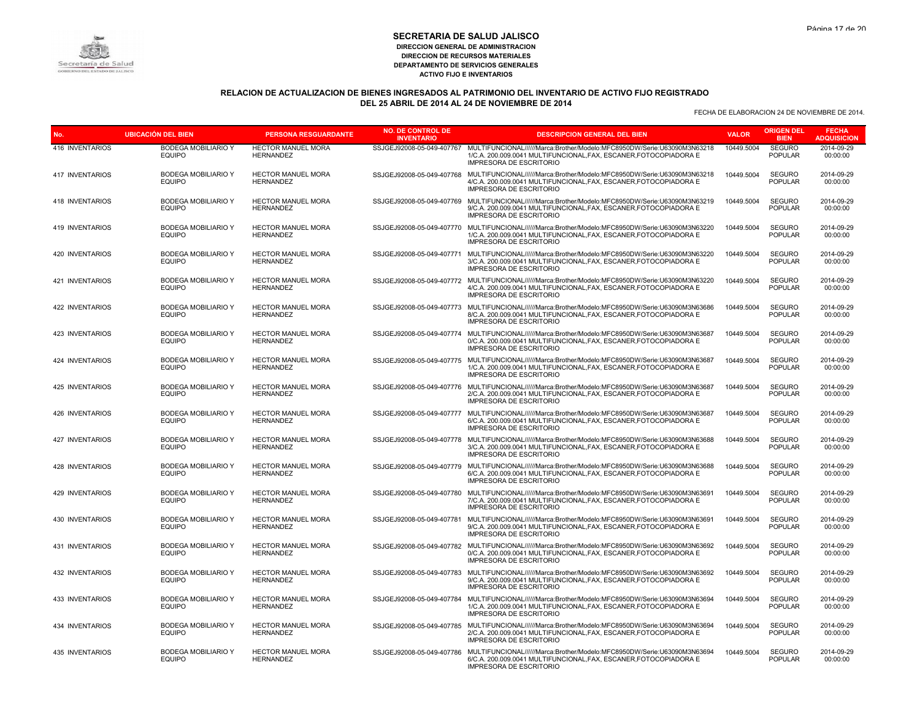# SECRETARIA DE SALUD JALISCO

**DIRECCION GENERAL DE ADMINISTRACION**
**DIRECCION DE RECURSOS MATERIALES**
**DEPARTAMENTO DE SERVICIOS GENERALES**
**ACTIVO FIJO E INVENTARIOS**

## RELACION DE ACTUALIZACION DE BIENES INGRESADOS AL PATRIMONIO DEL INVENTARIO DE ACTIVO FIJO REGISTRADO DEL 25 ABRIL DE 2014 AL 24 DE NOVIEMBRE DE 2014

FECHA DE ELABORACION 24 DE NOVIEMBRE DE 2014.

| No. | UBICACIÓN DEL BIEN | PERSONA RESGUARDANTE | NO. DE CONTROL DE INVENTARIO | DESCRIPCION GENERAL DEL BIEN | VALOR | ORIGEN DEL BIEN | FECHA ADQUISICION |
|---|---|---|---|---|---|---|---|
| 416 INVENTARIOS | BODEGA MOBILIARIO Y EQUIPO | HECTOR MANUEL MORA HERNANDEZ | SSJGEJ92008-05-049-407767 | MULTIFUNCIONAL//////Marca:Brother/Modelo:MFC8950DW/Serie:U63090M3N632181/C.A. 200.009.0041 MULTIFUNCIONAL,FAX, ESCANER,FOTOCOPIADORA E IMPRESORA DE ESCRITORIO | 10449.5004 | SEGURO POPULAR | 2014-09-29 00:00:00 |
| 417 INVENTARIOS | BODEGA MOBILIARIO Y EQUIPO | HECTOR MANUEL MORA HERNANDEZ | SSJGEJ92008-05-049-407768 | MULTIFUNCIONAL//////Marca:Brother/Modelo:MFC8950DW/Serie:U63090M3N632184/C.A. 200.009.0041 MULTIFUNCIONAL,FAX, ESCANER,FOTOCOPIADORA E IMPRESORA DE ESCRITORIO | 10449.5004 | SEGURO POPULAR | 2014-09-29 00:00:00 |
| 418 INVENTARIOS | BODEGA MOBILIARIO Y EQUIPO | HECTOR MANUEL MORA HERNANDEZ | SSJGEJ92008-05-049-407769 | MULTIFUNCIONAL//////Marca:Brother/Modelo:MFC8950DW/Serie:U63090M3N632199/C.A. 200.009.0041 MULTIFUNCIONAL,FAX, ESCANER,FOTOCOPIADORA E IMPRESORA DE ESCRITORIO | 10449.5004 | SEGURO POPULAR | 2014-09-29 00:00:00 |
| 419 INVENTARIOS | BODEGA MOBILIARIO Y EQUIPO | HECTOR MANUEL MORA HERNANDEZ | SSJGEJ92008-05-049-407770 | MULTIFUNCIONAL//////Marca:Brother/Modelo:MFC8950DW/Serie:U63090M3N632201/C.A. 200.009.0041 MULTIFUNCIONAL,FAX, ESCANER,FOTOCOPIADORA E IMPRESORA DE ESCRITORIO | 10449.5004 | SEGURO POPULAR | 2014-09-29 00:00:00 |
| 420 INVENTARIOS | BODEGA MOBILIARIO Y EQUIPO | HECTOR MANUEL MORA HERNANDEZ | SSJGEJ92008-05-049-407771 | MULTIFUNCIONAL//////Marca:Brother/Modelo:MFC8950DW/Serie:U63090M3N632203/C.A. 200.009.0041 MULTIFUNCIONAL,FAX, ESCANER,FOTOCOPIADORA E IMPRESORA DE ESCRITORIO | 10449.5004 | SEGURO POPULAR | 2014-09-29 00:00:00 |
| 421 INVENTARIOS | BODEGA MOBILIARIO Y EQUIPO | HECTOR MANUEL MORA HERNANDEZ | SSJGEJ92008-05-049-407772 | MULTIFUNCIONAL//////Marca:Brother/Modelo:MFC8950DW/Serie:U63090M3N632204/C.A. 200.009.0041 MULTIFUNCIONAL,FAX, ESCANER,FOTOCOPIADORA E IMPRESORA DE ESCRITORIO | 10449.5004 | SEGURO POPULAR | 2014-09-29 00:00:00 |
| 422 INVENTARIOS | BODEGA MOBILIARIO Y EQUIPO | HECTOR MANUEL MORA HERNANDEZ | SSJGEJ92008-05-049-407773 | MULTIFUNCIONAL//////Marca:Brother/Modelo:MFC8950DW/Serie:U63090M3N636868/C.A. 200.009.0041 MULTIFUNCIONAL,FAX, ESCANER,FOTOCOPIADORA E IMPRESORA DE ESCRITORIO | 10449.5004 | SEGURO POPULAR | 2014-09-29 00:00:00 |
| 423 INVENTARIOS | BODEGA MOBILIARIO Y EQUIPO | HECTOR MANUEL MORA HERNANDEZ | SSJGEJ92008-05-049-407774 | MULTIFUNCIONAL//////Marca:Brother/Modelo:MFC8950DW/Serie:U63090M3N636870/C.A. 200.009.0041 MULTIFUNCIONAL,FAX, ESCANER,FOTOCOPIADORA E IMPRESORA DE ESCRITORIO | 10449.5004 | SEGURO POPULAR | 2014-09-29 00:00:00 |
| 424 INVENTARIOS | BODEGA MOBILIARIO Y EQUIPO | HECTOR MANUEL MORA HERNANDEZ | SSJGEJ92008-05-049-407775 | MULTIFUNCIONAL//////Marca:Brother/Modelo:MFC8950DW/Serie:U63090M3N636871/C.A. 200.009.0041 MULTIFUNCIONAL,FAX, ESCANER,FOTOCOPIADORA E IMPRESORA DE ESCRITORIO | 10449.5004 | SEGURO POPULAR | 2014-09-29 00:00:00 |
| 425 INVENTARIOS | BODEGA MOBILIARIO Y EQUIPO | HECTOR MANUEL MORA HERNANDEZ | SSJGEJ92008-05-049-407776 | MULTIFUNCIONAL//////Marca:Brother/Modelo:MFC8950DW/Serie:U63090M3N636872/C.A. 200.009.0041 MULTIFUNCIONAL,FAX, ESCANER,FOTOCOPIADORA E IMPRESORA DE ESCRITORIO | 10449.5004 | SEGURO POPULAR | 2014-09-29 00:00:00 |
| 426 INVENTARIOS | BODEGA MOBILIARIO Y EQUIPO | HECTOR MANUEL MORA HERNANDEZ | SSJGEJ92008-05-049-407777 | MULTIFUNCIONAL//////Marca:Brother/Modelo:MFC8950DW/Serie:U63090M3N636876/C.A. 200.009.0041 MULTIFUNCIONAL,FAX, ESCANER,FOTOCOPIADORA E IMPRESORA DE ESCRITORIO | 10449.5004 | SEGURO POPULAR | 2014-09-29 00:00:00 |
| 427 INVENTARIOS | BODEGA MOBILIARIO Y EQUIPO | HECTOR MANUEL MORA HERNANDEZ | SSJGEJ92008-05-049-407778 | MULTIFUNCIONAL//////Marca:Brother/Modelo:MFC8950DW/Serie:U63090M3N636883/C.A. 200.009.0041 MULTIFUNCIONAL,FAX, ESCANER,FOTOCOPIADORA E IMPRESORA DE ESCRITORIO | 10449.5004 | SEGURO POPULAR | 2014-09-29 00:00:00 |
| 428 INVENTARIOS | BODEGA MOBILIARIO Y EQUIPO | HECTOR MANUEL MORA HERNANDEZ | SSJGEJ92008-05-049-407779 | MULTIFUNCIONAL//////Marca:Brother/Modelo:MFC8950DW/Serie:U63090M3N636886/C.A. 200.009.0041 MULTIFUNCIONAL,FAX, ESCANER,FOTOCOPIADORA E IMPRESORA DE ESCRITORIO | 10449.5004 | SEGURO POPULAR | 2014-09-29 00:00:00 |
| 429 INVENTARIOS | BODEGA MOBILIARIO Y EQUIPO | HECTOR MANUEL MORA HERNANDEZ | SSJGEJ92008-05-049-407780 | MULTIFUNCIONAL//////Marca:Brother/Modelo:MFC8950DW/Serie:U63090M3N636917/C.A. 200.009.0041 MULTIFUNCIONAL,FAX, ESCANER,FOTOCOPIADORA E IMPRESORA DE ESCRITORIO | 10449.5004 | SEGURO POPULAR | 2014-09-29 00:00:00 |
| 430 INVENTARIOS | BODEGA MOBILIARIO Y EQUIPO | HECTOR MANUEL MORA HERNANDEZ | SSJGEJ92008-05-049-407781 | MULTIFUNCIONAL//////Marca:Brother/Modelo:MFC8950DW/Serie:U63090M3N636919/C.A. 200.009.0041 MULTIFUNCIONAL,FAX, ESCANER,FOTOCOPIADORA E IMPRESORA DE ESCRITORIO | 10449.5004 | SEGURO POPULAR | 2014-09-29 00:00:00 |
| 431 INVENTARIOS | BODEGA MOBILIARIO Y EQUIPO | HECTOR MANUEL MORA HERNANDEZ | SSJGEJ92008-05-049-407782 | MULTIFUNCIONAL//////Marca:Brother/Modelo:MFC8950DW/Serie:U63090M3N636920/C.A. 200.009.0041 MULTIFUNCIONAL,FAX, ESCANER,FOTOCOPIADORA E IMPRESORA DE ESCRITORIO | 10449.5004 | SEGURO POPULAR | 2014-09-29 00:00:00 |
| 432 INVENTARIOS | BODEGA MOBILIARIO Y EQUIPO | HECTOR MANUEL MORA HERNANDEZ | SSJGEJ92008-05-049-407783 | MULTIFUNCIONAL//////Marca:Brother/Modelo:MFC8950DW/Serie:U63090M3N636929/C.A. 200.009.0041 MULTIFUNCIONAL,FAX, ESCANER,FOTOCOPIADORA E IMPRESORA DE ESCRITORIO | 10449.5004 | SEGURO POPULAR | 2014-09-29 00:00:00 |
| 433 INVENTARIOS | BODEGA MOBILIARIO Y EQUIPO | HECTOR MANUEL MORA HERNANDEZ | SSJGEJ92008-05-049-407784 | MULTIFUNCIONAL//////Marca:Brother/Modelo:MFC8950DW/Serie:U63090M3N636941/C.A. 200.009.0041 MULTIFUNCIONAL,FAX, ESCANER,FOTOCOPIADORA E IMPRESORA DE ESCRITORIO | 10449.5004 | SEGURO POPULAR | 2014-09-29 00:00:00 |
| 434 INVENTARIOS | BODEGA MOBILIARIO Y EQUIPO | HECTOR MANUEL MORA HERNANDEZ | SSJGEJ92008-05-049-407785 | MULTIFUNCIONAL//////Marca:Brother/Modelo:MFC8950DW/Serie:U63090M3N636942/C.A. 200.009.0041 MULTIFUNCIONAL,FAX, ESCANER,FOTOCOPIADORA E IMPRESORA DE ESCRITORIO | 10449.5004 | SEGURO POPULAR | 2014-09-29 00:00:00 |
| 435 INVENTARIOS | BODEGA MOBILIARIO Y EQUIPO | HECTOR MANUEL MORA HERNANDEZ | SSJGEJ92008-05-049-407786 | MULTIFUNCIONAL//////Marca:Brother/Modelo:MFC8950DW/Serie:U63090M3N636946/C.A. 200.009.0041 MULTIFUNCIONAL,FAX, ESCANER,FOTOCOPIADORA E IMPRESORA DE ESCRITORIO | 10449.5004 | SEGURO POPULAR | 2014-09-29 00:00:00 |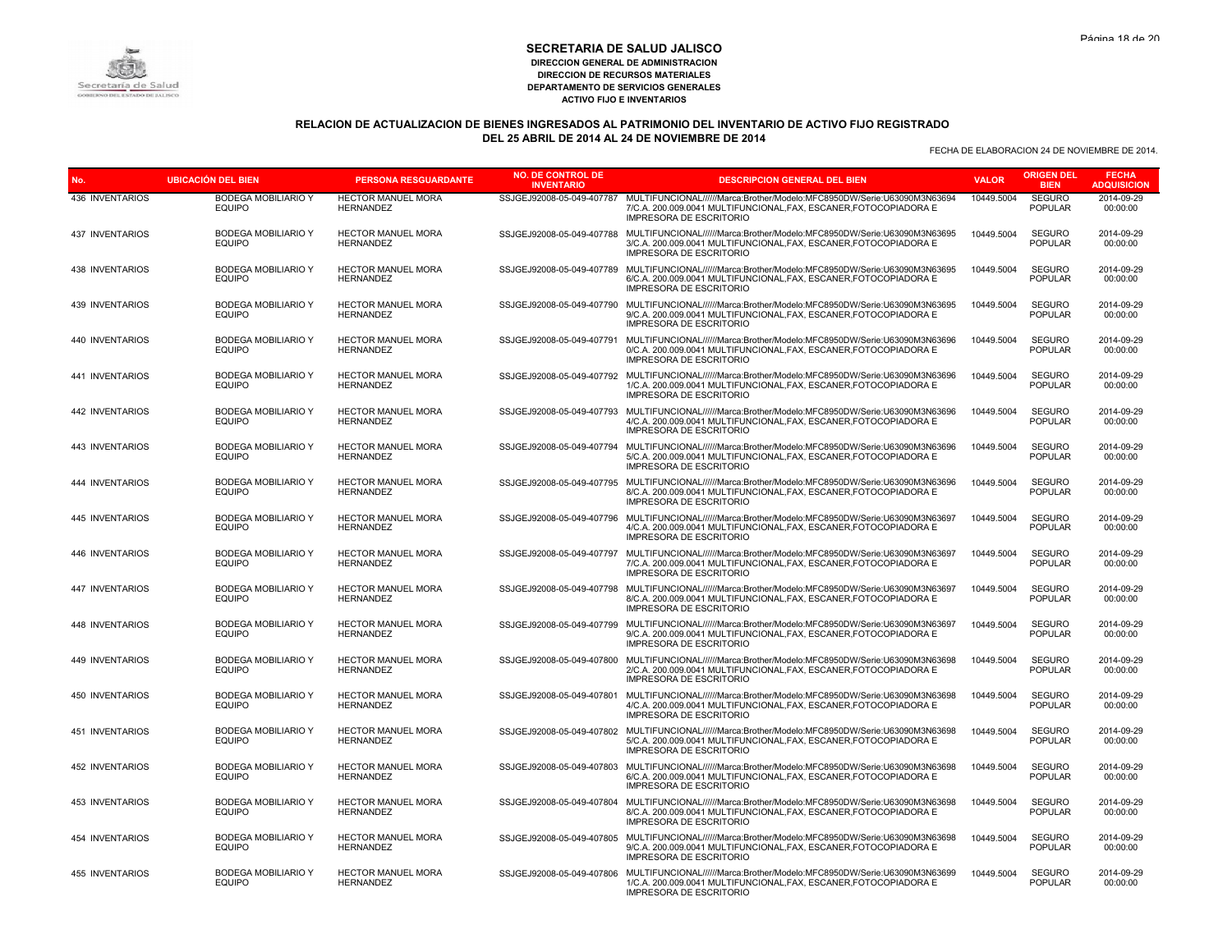# SECRETARIA DE SALUD JALISCO

**DIRECCION GENERAL DE ADMINISTRACION**
**DIRECCION DE RECURSOS MATERIALES**
**DEPARTAMENTO DE SERVICIOS GENERALES**
**ACTIVO FIJO E INVENTARIOS**

## RELACION DE ACTUALIZACION DE BIENES INGRESADOS AL PATRIMONIO DEL INVENTARIO DE ACTIVO FIJO REGISTRADO DEL 25 ABRIL DE 2014 AL 24 DE NOVIEMBRE DE 2014

FECHA DE ELABORACION 24 DE NOVIEMBRE DE 2014.

| No. | UBICACIÓN DEL BIEN | PERSONA RESGUARDANTE | NO. DE CONTROL DE INVENTARIO | DESCRIPCION GENERAL DEL BIEN | VALOR | ORIGEN DEL BIEN | FECHA ADQUISICION |
|---|---|---|---|---|---|---|---|
| 436 INVENTARIOS | BODEGA MOBILIARIO Y EQUIPO | HECTOR MANUEL MORA HERNANDEZ | SSJGEJ92008-05-049-407787 | MULTIFUNCIONAL//////Marca:Brother/Modelo:MFC8950DW/Serie:U63090M3N636947/C.A. 200.009.0041 MULTIFUNCIONAL,FAX, ESCANER,FOTOCOPIADORA E IMPRESORA DE ESCRITORIO | 10449.5004 | SEGURO POPULAR | 2014-09-29 00:00:00 |
| 437 INVENTARIOS | BODEGA MOBILIARIO Y EQUIPO | HECTOR MANUEL MORA HERNANDEZ | SSJGEJ92008-05-049-407788 | MULTIFUNCIONAL//////Marca:Brother/Modelo:MFC8950DW/Serie:U63090M3N636953/C.A. 200.009.0041 MULTIFUNCIONAL,FAX, ESCANER,FOTOCOPIADORA E IMPRESORA DE ESCRITORIO | 10449.5004 | SEGURO POPULAR | 2014-09-29 00:00:00 |
| 438 INVENTARIOS | BODEGA MOBILIARIO Y EQUIPO | HECTOR MANUEL MORA HERNANDEZ | SSJGEJ92008-05-049-407789 | MULTIFUNCIONAL//////Marca:Brother/Modelo:MFC8950DW/Serie:U63090M3N636956/C.A. 200.009.0041 MULTIFUNCIONAL,FAX, ESCANER,FOTOCOPIADORA E IMPRESORA DE ESCRITORIO | 10449.5004 | SEGURO POPULAR | 2014-09-29 00:00:00 |
| 439 INVENTARIOS | BODEGA MOBILIARIO Y EQUIPO | HECTOR MANUEL MORA HERNANDEZ | SSJGEJ92008-05-049-407790 | MULTIFUNCIONAL//////Marca:Brother/Modelo:MFC8950DW/Serie:U63090M3N636959/C.A. 200.009.0041 MULTIFUNCIONAL,FAX, ESCANER,FOTOCOPIADORA E IMPRESORA DE ESCRITORIO | 10449.5004 | SEGURO POPULAR | 2014-09-29 00:00:00 |
| 440 INVENTARIOS | BODEGA MOBILIARIO Y EQUIPO | HECTOR MANUEL MORA HERNANDEZ | SSJGEJ92008-05-049-407791 | MULTIFUNCIONAL//////Marca:Brother/Modelo:MFC8950DW/Serie:U63090M3N636960/C.A. 200.009.0041 MULTIFUNCIONAL,FAX, ESCANER,FOTOCOPIADORA E IMPRESORA DE ESCRITORIO | 10449.5004 | SEGURO POPULAR | 2014-09-29 00:00:00 |
| 441 INVENTARIOS | BODEGA MOBILIARIO Y EQUIPO | HECTOR MANUEL MORA HERNANDEZ | SSJGEJ92008-05-049-407792 | MULTIFUNCIONAL//////Marca:Brother/Modelo:MFC8950DW/Serie:U63090M3N636961/C.A. 200.009.0041 MULTIFUNCIONAL,FAX, ESCANER,FOTOCOPIADORA E IMPRESORA DE ESCRITORIO | 10449.5004 | SEGURO POPULAR | 2014-09-29 00:00:00 |
| 442 INVENTARIOS | BODEGA MOBILIARIO Y EQUIPO | HECTOR MANUEL MORA HERNANDEZ | SSJGEJ92008-05-049-407793 | MULTIFUNCIONAL//////Marca:Brother/Modelo:MFC8950DW/Serie:U63090M3N636964/C.A. 200.009.0041 MULTIFUNCIONAL,FAX, ESCANER,FOTOCOPIADORA E IMPRESORA DE ESCRITORIO | 10449.5004 | SEGURO POPULAR | 2014-09-29 00:00:00 |
| 443 INVENTARIOS | BODEGA MOBILIARIO Y EQUIPO | HECTOR MANUEL MORA HERNANDEZ | SSJGEJ92008-05-049-407794 | MULTIFUNCIONAL//////Marca:Brother/Modelo:MFC8950DW/Serie:U63090M3N636965/C.A. 200.009.0041 MULTIFUNCIONAL,FAX, ESCANER,FOTOCOPIADORA E IMPRESORA DE ESCRITORIO | 10449.5004 | SEGURO POPULAR | 2014-09-29 00:00:00 |
| 444 INVENTARIOS | BODEGA MOBILIARIO Y EQUIPO | HECTOR MANUEL MORA HERNANDEZ | SSJGEJ92008-05-049-407795 | MULTIFUNCIONAL//////Marca:Brother/Modelo:MFC8950DW/Serie:U63090M3N636968/C.A. 200.009.0041 MULTIFUNCIONAL,FAX, ESCANER,FOTOCOPIADORA E IMPRESORA DE ESCRITORIO | 10449.5004 | SEGURO POPULAR | 2014-09-29 00:00:00 |
| 445 INVENTARIOS | BODEGA MOBILIARIO Y EQUIPO | HECTOR MANUEL MORA HERNANDEZ | SSJGEJ92008-05-049-407796 | MULTIFUNCIONAL//////Marca:Brother/Modelo:MFC8950DW/Serie:U63090M3N636974/C.A. 200.009.0041 MULTIFUNCIONAL,FAX, ESCANER,FOTOCOPIADORA E IMPRESORA DE ESCRITORIO | 10449.5004 | SEGURO POPULAR | 2014-09-29 00:00:00 |
| 446 INVENTARIOS | BODEGA MOBILIARIO Y EQUIPO | HECTOR MANUEL MORA HERNANDEZ | SSJGEJ92008-05-049-407797 | MULTIFUNCIONAL//////Marca:Brother/Modelo:MFC8950DW/Serie:U63090M3N636977/C.A. 200.009.0041 MULTIFUNCIONAL,FAX, ESCANER,FOTOCOPIADORA E IMPRESORA DE ESCRITORIO | 10449.5004 | SEGURO POPULAR | 2014-09-29 00:00:00 |
| 447 INVENTARIOS | BODEGA MOBILIARIO Y EQUIPO | HECTOR MANUEL MORA HERNANDEZ | SSJGEJ92008-05-049-407798 | MULTIFUNCIONAL//////Marca:Brother/Modelo:MFC8950DW/Serie:U63090M3N636978/C.A. 200.009.0041 MULTIFUNCIONAL,FAX, ESCANER,FOTOCOPIADORA E IMPRESORA DE ESCRITORIO | 10449.5004 | SEGURO POPULAR | 2014-09-29 00:00:00 |
| 448 INVENTARIOS | BODEGA MOBILIARIO Y EQUIPO | HECTOR MANUEL MORA HERNANDEZ | SSJGEJ92008-05-049-407799 | MULTIFUNCIONAL//////Marca:Brother/Modelo:MFC8950DW/Serie:U63090M3N636979/C.A. 200.009.0041 MULTIFUNCIONAL,FAX, ESCANER,FOTOCOPIADORA E IMPRESORA DE ESCRITORIO | 10449.5004 | SEGURO POPULAR | 2014-09-29 00:00:00 |
| 449 INVENTARIOS | BODEGA MOBILIARIO Y EQUIPO | HECTOR MANUEL MORA HERNANDEZ | SSJGEJ92008-05-049-407800 | MULTIFUNCIONAL//////Marca:Brother/Modelo:MFC8950DW/Serie:U63090M3N636982/C.A. 200.009.0041 MULTIFUNCIONAL,FAX, ESCANER,FOTOCOPIADORA E IMPRESORA DE ESCRITORIO | 10449.5004 | SEGURO POPULAR | 2014-09-29 00:00:00 |
| 450 INVENTARIOS | BODEGA MOBILIARIO Y EQUIPO | HECTOR MANUEL MORA HERNANDEZ | SSJGEJ92008-05-049-407801 | MULTIFUNCIONAL//////Marca:Brother/Modelo:MFC8950DW/Serie:U63090M3N636984/C.A. 200.009.0041 MULTIFUNCIONAL,FAX, ESCANER,FOTOCOPIADORA E IMPRESORA DE ESCRITORIO | 10449.5004 | SEGURO POPULAR | 2014-09-29 00:00:00 |
| 451 INVENTARIOS | BODEGA MOBILIARIO Y EQUIPO | HECTOR MANUEL MORA HERNANDEZ | SSJGEJ92008-05-049-407802 | MULTIFUNCIONAL//////Marca:Brother/Modelo:MFC8950DW/Serie:U63090M3N636985/C.A. 200.009.0041 MULTIFUNCIONAL,FAX, ESCANER,FOTOCOPIADORA E IMPRESORA DE ESCRITORIO | 10449.5004 | SEGURO POPULAR | 2014-09-29 00:00:00 |
| 452 INVENTARIOS | BODEGA MOBILIARIO Y EQUIPO | HECTOR MANUEL MORA HERNANDEZ | SSJGEJ92008-05-049-407803 | MULTIFUNCIONAL//////Marca:Brother/Modelo:MFC8950DW/Serie:U63090M3N636986/C.A. 200.009.0041 MULTIFUNCIONAL,FAX, ESCANER,FOTOCOPIADORA E IMPRESORA DE ESCRITORIO | 10449.5004 | SEGURO POPULAR | 2014-09-29 00:00:00 |
| 453 INVENTARIOS | BODEGA MOBILIARIO Y EQUIPO | HECTOR MANUEL MORA HERNANDEZ | SSJGEJ92008-05-049-407804 | MULTIFUNCIONAL//////Marca:Brother/Modelo:MFC8950DW/Serie:U63090M3N636988/C.A. 200.009.0041 MULTIFUNCIONAL,FAX, ESCANER,FOTOCOPIADORA E IMPRESORA DE ESCRITORIO | 10449.5004 | SEGURO POPULAR | 2014-09-29 00:00:00 |
| 454 INVENTARIOS | BODEGA MOBILIARIO Y EQUIPO | HECTOR MANUEL MORA HERNANDEZ | SSJGEJ92008-05-049-407805 | MULTIFUNCIONAL//////Marca:Brother/Modelo:MFC8950DW/Serie:U63090M3N636989/C.A. 200.009.0041 MULTIFUNCIONAL,FAX, ESCANER,FOTOCOPIADORA E IMPRESORA DE ESCRITORIO | 10449.5004 | SEGURO POPULAR | 2014-09-29 00:00:00 |
| 455 INVENTARIOS | BODEGA MOBILIARIO Y EQUIPO | HECTOR MANUEL MORA HERNANDEZ | SSJGEJ92008-05-049-407806 | MULTIFUNCIONAL//////Marca:Brother/Modelo:MFC8950DW/Serie:U63090M3N636991/C.A. 200.009.0041 MULTIFUNCIONAL,FAX, ESCANER,FOTOCOPIADORA E IMPRESORA DE ESCRITORIO | 10449.5004 | SEGURO POPULAR | 2014-09-29 00:00:00 |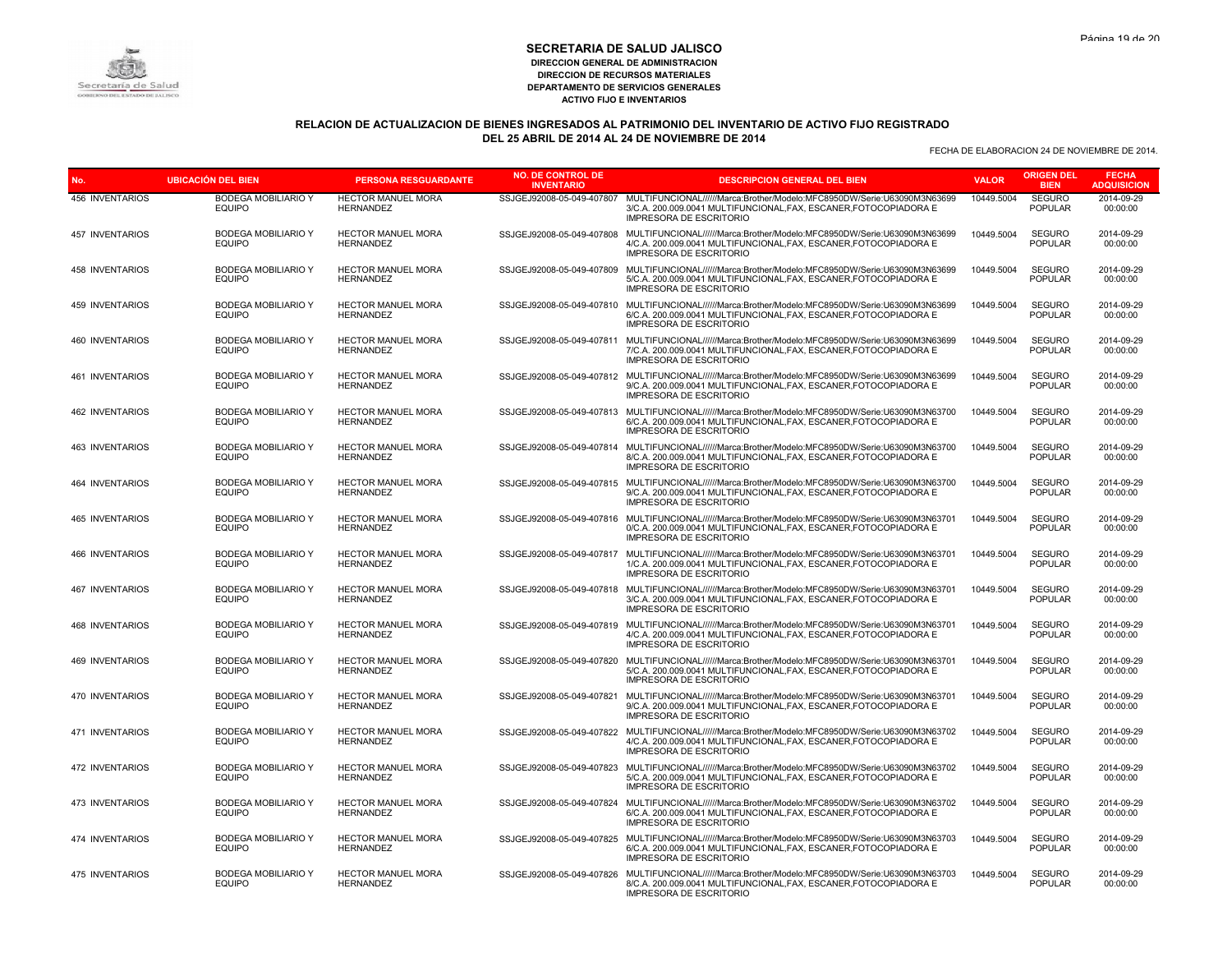# SECRETARIA DE SALUD JALISCO

**DIRECCION GENERAL DE ADMINISTRACION**
**DIRECCION DE RECURSOS MATERIALES**
**DEPARTAMENTO DE SERVICIOS GENERALES**
**ACTIVO FIJO E INVENTARIOS**

## RELACION DE ACTUALIZACION DE BIENES INGRESADOS AL PATRIMONIO DEL INVENTARIO DE ACTIVO FIJO REGISTRADO DEL 25 ABRIL DE 2014 AL 24 DE NOVIEMBRE DE 2014

FECHA DE ELABORACION 24 DE NOVIEMBRE DE 2014.

| No. | UBICACIÓN DEL BIEN | PERSONA RESGUARDANTE | NO. DE CONTROL DE INVENTARIO | DESCRIPCION GENERAL DEL BIEN | VALOR | ORIGEN DEL BIEN | FECHA ADQUISICION |
|---|---|---|---|---|---|---|---|
| 456 INVENTARIOS | BODEGA MOBILIARIO Y EQUIPO | HECTOR MANUEL MORA HERNANDEZ | SSJGEJ92008-05-049-407807 | MULTIFUNCIONAL//////Marca:Brother/Modelo:MFC8950DW/Serie:U63090M3N63699 3/C.A. 200.009.0041 MULTIFUNCIONAL,FAX, ESCANER,FOTOCOPIADORA E IMPRESORA DE ESCRITORIO | 10449.5004 | SEGURO POPULAR | 2014-09-29 00:00:00 |
| 457 INVENTARIOS | BODEGA MOBILIARIO Y EQUIPO | HECTOR MANUEL MORA HERNANDEZ | SSJGEJ92008-05-049-407808 | MULTIFUNCIONAL//////Marca:Brother/Modelo:MFC8950DW/Serie:U63090M3N63699 4/C.A. 200.009.0041 MULTIFUNCIONAL,FAX, ESCANER,FOTOCOPIADORA E IMPRESORA DE ESCRITORIO | 10449.5004 | SEGURO POPULAR | 2014-09-29 00:00:00 |
| 458 INVENTARIOS | BODEGA MOBILIARIO Y EQUIPO | HECTOR MANUEL MORA HERNANDEZ | SSJGEJ92008-05-049-407809 | MULTIFUNCIONAL//////Marca:Brother/Modelo:MFC8950DW/Serie:U63090M3N63699 5/C.A. 200.009.0041 MULTIFUNCIONAL,FAX, ESCANER,FOTOCOPIADORA E IMPRESORA DE ESCRITORIO | 10449.5004 | SEGURO POPULAR | 2014-09-29 00:00:00 |
| 459 INVENTARIOS | BODEGA MOBILIARIO Y EQUIPO | HECTOR MANUEL MORA HERNANDEZ | SSJGEJ92008-05-049-407810 | MULTIFUNCIONAL//////Marca:Brother/Modelo:MFC8950DW/Serie:U63090M3N63699 6/C.A. 200.009.0041 MULTIFUNCIONAL,FAX, ESCANER,FOTOCOPIADORA E IMPRESORA DE ESCRITORIO | 10449.5004 | SEGURO POPULAR | 2014-09-29 00:00:00 |
| 460 INVENTARIOS | BODEGA MOBILIARIO Y EQUIPO | HECTOR MANUEL MORA HERNANDEZ | SSJGEJ92008-05-049-407811 | MULTIFUNCIONAL//////Marca:Brother/Modelo:MFC8950DW/Serie:U63090M3N63699 7/C.A. 200.009.0041 MULTIFUNCIONAL,FAX, ESCANER,FOTOCOPIADORA E IMPRESORA DE ESCRITORIO | 10449.5004 | SEGURO POPULAR | 2014-09-29 00:00:00 |
| 461 INVENTARIOS | BODEGA MOBILIARIO Y EQUIPO | HECTOR MANUEL MORA HERNANDEZ | SSJGEJ92008-05-049-407812 | MULTIFUNCIONAL//////Marca:Brother/Modelo:MFC8950DW/Serie:U63090M3N63699 9/C.A. 200.009.0041 MULTIFUNCIONAL,FAX, ESCANER,FOTOCOPIADORA E IMPRESORA DE ESCRITORIO | 10449.5004 | SEGURO POPULAR | 2014-09-29 00:00:00 |
| 462 INVENTARIOS | BODEGA MOBILIARIO Y EQUIPO | HECTOR MANUEL MORA HERNANDEZ | SSJGEJ92008-05-049-407813 | MULTIFUNCIONAL//////Marca:Brother/Modelo:MFC8950DW/Serie:U63090M3N63700 6/C.A. 200.009.0041 MULTIFUNCIONAL,FAX, ESCANER,FOTOCOPIADORA E IMPRESORA DE ESCRITORIO | 10449.5004 | SEGURO POPULAR | 2014-09-29 00:00:00 |
| 463 INVENTARIOS | BODEGA MOBILIARIO Y EQUIPO | HECTOR MANUEL MORA HERNANDEZ | SSJGEJ92008-05-049-407814 | MULTIFUNCIONAL//////Marca:Brother/Modelo:MFC8950DW/Serie:U63090M3N63700 8/C.A. 200.009.0041 MULTIFUNCIONAL,FAX, ESCANER,FOTOCOPIADORA E IMPRESORA DE ESCRITORIO | 10449.5004 | SEGURO POPULAR | 2014-09-29 00:00:00 |
| 464 INVENTARIOS | BODEGA MOBILIARIO Y EQUIPO | HECTOR MANUEL MORA HERNANDEZ | SSJGEJ92008-05-049-407815 | MULTIFUNCIONAL//////Marca:Brother/Modelo:MFC8950DW/Serie:U63090M3N63700 9/C.A. 200.009.0041 MULTIFUNCIONAL,FAX, ESCANER,FOTOCOPIADORA E IMPRESORA DE ESCRITORIO | 10449.5004 | SEGURO POPULAR | 2014-09-29 00:00:00 |
| 465 INVENTARIOS | BODEGA MOBILIARIO Y EQUIPO | HECTOR MANUEL MORA HERNANDEZ | SSJGEJ92008-05-049-407816 | MULTIFUNCIONAL//////Marca:Brother/Modelo:MFC8950DW/Serie:U63090M3N63701 0/C.A. 200.009.0041 MULTIFUNCIONAL,FAX, ESCANER,FOTOCOPIADORA E IMPRESORA DE ESCRITORIO | 10449.5004 | SEGURO POPULAR | 2014-09-29 00:00:00 |
| 466 INVENTARIOS | BODEGA MOBILIARIO Y EQUIPO | HECTOR MANUEL MORA HERNANDEZ | SSJGEJ92008-05-049-407817 | MULTIFUNCIONAL//////Marca:Brother/Modelo:MFC8950DW/Serie:U63090M3N63701 1/C.A. 200.009.0041 MULTIFUNCIONAL,FAX, ESCANER,FOTOCOPIADORA E IMPRESORA DE ESCRITORIO | 10449.5004 | SEGURO POPULAR | 2014-09-29 00:00:00 |
| 467 INVENTARIOS | BODEGA MOBILIARIO Y EQUIPO | HECTOR MANUEL MORA HERNANDEZ | SSJGEJ92008-05-049-407818 | MULTIFUNCIONAL//////Marca:Brother/Modelo:MFC8950DW/Serie:U63090M3N63701 3/C.A. 200.009.0041 MULTIFUNCIONAL,FAX, ESCANER,FOTOCOPIADORA E IMPRESORA DE ESCRITORIO | 10449.5004 | SEGURO POPULAR | 2014-09-29 00:00:00 |
| 468 INVENTARIOS | BODEGA MOBILIARIO Y EQUIPO | HECTOR MANUEL MORA HERNANDEZ | SSJGEJ92008-05-049-407819 | MULTIFUNCIONAL//////Marca:Brother/Modelo:MFC8950DW/Serie:U63090M3N63701 4/C.A. 200.009.0041 MULTIFUNCIONAL,FAX, ESCANER,FOTOCOPIADORA E IMPRESORA DE ESCRITORIO | 10449.5004 | SEGURO POPULAR | 2014-09-29 00:00:00 |
| 469 INVENTARIOS | BODEGA MOBILIARIO Y EQUIPO | HECTOR MANUEL MORA HERNANDEZ | SSJGEJ92008-05-049-407820 | MULTIFUNCIONAL//////Marca:Brother/Modelo:MFC8950DW/Serie:U63090M3N63701 5/C.A. 200.009.0041 MULTIFUNCIONAL,FAX, ESCANER,FOTOCOPIADORA E IMPRESORA DE ESCRITORIO | 10449.5004 | SEGURO POPULAR | 2014-09-29 00:00:00 |
| 470 INVENTARIOS | BODEGA MOBILIARIO Y EQUIPO | HECTOR MANUEL MORA HERNANDEZ | SSJGEJ92008-05-049-407821 | MULTIFUNCIONAL//////Marca:Brother/Modelo:MFC8950DW/Serie:U63090M3N63701 9/C.A. 200.009.0041 MULTIFUNCIONAL,FAX, ESCANER,FOTOCOPIADORA E IMPRESORA DE ESCRITORIO | 10449.5004 | SEGURO POPULAR | 2014-09-29 00:00:00 |
| 471 INVENTARIOS | BODEGA MOBILIARIO Y EQUIPO | HECTOR MANUEL MORA HERNANDEZ | SSJGEJ92008-05-049-407822 | MULTIFUNCIONAL//////Marca:Brother/Modelo:MFC8950DW/Serie:U63090M3N63702 4/C.A. 200.009.0041 MULTIFUNCIONAL,FAX, ESCANER,FOTOCOPIADORA E IMPRESORA DE ESCRITORIO | 10449.5004 | SEGURO POPULAR | 2014-09-29 00:00:00 |
| 472 INVENTARIOS | BODEGA MOBILIARIO Y EQUIPO | HECTOR MANUEL MORA HERNANDEZ | SSJGEJ92008-05-049-407823 | MULTIFUNCIONAL//////Marca:Brother/Modelo:MFC8950DW/Serie:U63090M3N63702 5/C.A. 200.009.0041 MULTIFUNCIONAL,FAX, ESCANER,FOTOCOPIADORA E IMPRESORA DE ESCRITORIO | 10449.5004 | SEGURO POPULAR | 2014-09-29 00:00:00 |
| 473 INVENTARIOS | BODEGA MOBILIARIO Y EQUIPO | HECTOR MANUEL MORA HERNANDEZ | SSJGEJ92008-05-049-407824 | MULTIFUNCIONAL//////Marca:Brother/Modelo:MFC8950DW/Serie:U63090M3N63702 6/C.A. 200.009.0041 MULTIFUNCIONAL,FAX, ESCANER,FOTOCOPIADORA E IMPRESORA DE ESCRITORIO | 10449.5004 | SEGURO POPULAR | 2014-09-29 00:00:00 |
| 474 INVENTARIOS | BODEGA MOBILIARIO Y EQUIPO | HECTOR MANUEL MORA HERNANDEZ | SSJGEJ92008-05-049-407825 | MULTIFUNCIONAL//////Marca:Brother/Modelo:MFC8950DW/Serie:U63090M3N63703 6/C.A. 200.009.0041 MULTIFUNCIONAL,FAX, ESCANER,FOTOCOPIADORA E IMPRESORA DE ESCRITORIO | 10449.5004 | SEGURO POPULAR | 2014-09-29 00:00:00 |
| 475 INVENTARIOS | BODEGA MOBILIARIO Y EQUIPO | HECTOR MANUEL MORA HERNANDEZ | SSJGEJ92008-05-049-407826 | MULTIFUNCIONAL//////Marca:Brother/Modelo:MFC8950DW/Serie:U63090M3N63703 8/C.A. 200.009.0041 MULTIFUNCIONAL,FAX, ESCANER,FOTOCOPIADORA E IMPRESORA DE ESCRITORIO | 10449.5004 | SEGURO POPULAR | 2014-09-29 00:00:00 |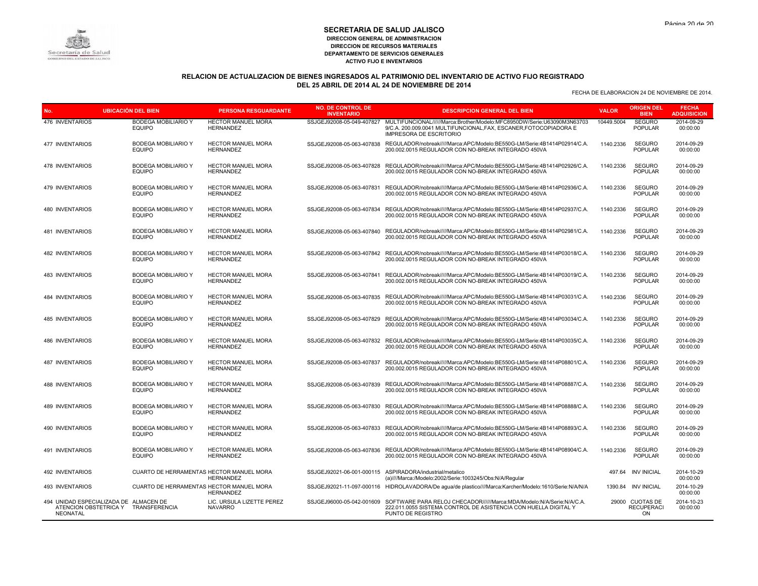# SECRETARIA DE SALUD JALISCO

**DIRECCION GENERAL DE ADMINISTRACION**
**DIRECCION DE RECURSOS MATERIALES**
**DEPARTAMENTO DE SERVICIOS GENERALES**
**ACTIVO FIJO E INVENTARIOS**

## RELACION DE ACTUALIZACION DE BIENES INGRESADOS AL PATRIMONIO DEL INVENTARIO DE ACTIVO FIJO REGISTRADO DEL 25 ABRIL DE 2014 AL 24 DE NOVIEMBRE DE 2014

FECHA DE ELABORACION 24 DE NOVIEMBRE DE 2014.

| No. | UBICACIÓN DEL BIEN | | PERSONA RESGUARDANTE | NO. DE CONTROL DE INVENTARIO | DESCRIPCION GENERAL DEL BIEN | VALOR | ORIGEN DEL BIEN | FECHA ADQUISICION |
|---|---|---|---|---|---|---|---|---|
| 476 | INVENTARIOS | BODEGA MOBILIARIO Y EQUIPO | HECTOR MANUEL MORA HERNANDEZ | SSJGEJ92008-05-049-407827 | MULTIFUNCIONAL//////Marca:Brother/Modelo:MFC8950DW/Serie:U63090M3N63703 9/C.A. 200.009.0041 MULTIFUNCIONAL,FAX, ESCANER,FOTOCOPIADORA E IMPRESORA DE ESCRITORIO | 10449.5004 | SEGURO POPULAR | 2014-09-29 00:00:00 |
| 477 | INVENTARIOS | BODEGA MOBILIARIO Y EQUIPO | HECTOR MANUEL MORA HERNANDEZ | SSJGEJ92008-05-063-407838 | REGULADOR/nobreak/////Marca:APC/Modelo:BE550G-LM/Serie:4B1414P02914/C.A. 200.002.0015 REGULADOR CON NO-BREAK INTEGRADO 450VA | 1140.2336 | SEGURO POPULAR | 2014-09-29 00:00:00 |
| 478 | INVENTARIOS | BODEGA MOBILIARIO Y EQUIPO | HECTOR MANUEL MORA HERNANDEZ | SSJGEJ92008-05-063-407828 | REGULADOR/nobreak/////Marca:APC/Modelo:BE550G-LM/Serie:4B1414P02926/C.A. 200.002.0015 REGULADOR CON NO-BREAK INTEGRADO 450VA | 1140.2336 | SEGURO POPULAR | 2014-09-29 00:00:00 |
| 479 | INVENTARIOS | BODEGA MOBILIARIO Y EQUIPO | HECTOR MANUEL MORA HERNANDEZ | SSJGEJ92008-05-063-407831 | REGULADOR/nobreak/////Marca:APC/Modelo:BE550G-LM/Serie:4B1414P02936/C.A. 200.002.0015 REGULADOR CON NO-BREAK INTEGRADO 450VA | 1140.2336 | SEGURO POPULAR | 2014-09-29 00:00:00 |
| 480 | INVENTARIOS | BODEGA MOBILIARIO Y EQUIPO | HECTOR MANUEL MORA HERNANDEZ | SSJGEJ92008-05-063-407834 | REGULADOR/nobreak/////Marca:APC/Modelo:BE550G-LM/Serie:4B1414P02937/C.A. 200.002.0015 REGULADOR CON NO-BREAK INTEGRADO 450VA | 1140.2336 | SEGURO POPULAR | 2014-09-29 00:00:00 |
| 481 | INVENTARIOS | BODEGA MOBILIARIO Y EQUIPO | HECTOR MANUEL MORA HERNANDEZ | SSJGEJ92008-05-063-407840 | REGULADOR/nobreak/////Marca:APC/Modelo:BE550G-LM/Serie:4B1414P02981/C.A. 200.002.0015 REGULADOR CON NO-BREAK INTEGRADO 450VA | 1140.2336 | SEGURO POPULAR | 2014-09-29 00:00:00 |
| 482 | INVENTARIOS | BODEGA MOBILIARIO Y EQUIPO | HECTOR MANUEL MORA HERNANDEZ | SSJGEJ92008-05-063-407842 | REGULADOR/nobreak/////Marca:APC/Modelo:BE550G-LM/Serie:4B1414P03018/C.A. 200.002.0015 REGULADOR CON NO-BREAK INTEGRADO 450VA | 1140.2336 | SEGURO POPULAR | 2014-09-29 00:00:00 |
| 483 | INVENTARIOS | BODEGA MOBILIARIO Y EQUIPO | HECTOR MANUEL MORA HERNANDEZ | SSJGEJ92008-05-063-407841 | REGULADOR/nobreak/////Marca:APC/Modelo:BE550G-LM/Serie:4B1414P03019/C.A. 200.002.0015 REGULADOR CON NO-BREAK INTEGRADO 450VA | 1140.2336 | SEGURO POPULAR | 2014-09-29 00:00:00 |
| 484 | INVENTARIOS | BODEGA MOBILIARIO Y EQUIPO | HECTOR MANUEL MORA HERNANDEZ | SSJGEJ92008-05-063-407835 | REGULADOR/nobreak/////Marca:APC/Modelo:BE550G-LM/Serie:4B1414P03031/C.A. 200.002.0015 REGULADOR CON NO-BREAK INTEGRADO 450VA | 1140.2336 | SEGURO POPULAR | 2014-09-29 00:00:00 |
| 485 | INVENTARIOS | BODEGA MOBILIARIO Y EQUIPO | HECTOR MANUEL MORA HERNANDEZ | SSJGEJ92008-05-063-407829 | REGULADOR/nobreak/////Marca:APC/Modelo:BE550G-LM/Serie:4B1414P03034/C.A. 200.002.0015 REGULADOR CON NO-BREAK INTEGRADO 450VA | 1140.2336 | SEGURO POPULAR | 2014-09-29 00:00:00 |
| 486 | INVENTARIOS | BODEGA MOBILIARIO Y EQUIPO | HECTOR MANUEL MORA HERNANDEZ | SSJGEJ92008-05-063-407832 | REGULADOR/nobreak/////Marca:APC/Modelo:BE550G-LM/Serie:4B1414P03035/C.A. 200.002.0015 REGULADOR CON NO-BREAK INTEGRADO 450VA | 1140.2336 | SEGURO POPULAR | 2014-09-29 00:00:00 |
| 487 | INVENTARIOS | BODEGA MOBILIARIO Y EQUIPO | HECTOR MANUEL MORA HERNANDEZ | SSJGEJ92008-05-063-407837 | REGULADOR/nobreak/////Marca:APC/Modelo:BE550G-LM/Serie:4B1414P08801/C.A. 200.002.0015 REGULADOR CON NO-BREAK INTEGRADO 450VA | 1140.2336 | SEGURO POPULAR | 2014-09-29 00:00:00 |
| 488 | INVENTARIOS | BODEGA MOBILIARIO Y EQUIPO | HECTOR MANUEL MORA HERNANDEZ | SSJGEJ92008-05-063-407839 | REGULADOR/nobreak/////Marca:APC/Modelo:BE550G-LM/Serie:4B1414P08887/C.A. 200.002.0015 REGULADOR CON NO-BREAK INTEGRADO 450VA | 1140.2336 | SEGURO POPULAR | 2014-09-29 00:00:00 |
| 489 | INVENTARIOS | BODEGA MOBILIARIO Y EQUIPO | HECTOR MANUEL MORA HERNANDEZ | SSJGEJ92008-05-063-407830 | REGULADOR/nobreak/////Marca:APC/Modelo:BE550G-LM/Serie:4B1414P08888/C.A. 200.002.0015 REGULADOR CON NO-BREAK INTEGRADO 450VA | 1140.2336 | SEGURO POPULAR | 2014-09-29 00:00:00 |
| 490 | INVENTARIOS | BODEGA MOBILIARIO Y EQUIPO | HECTOR MANUEL MORA HERNANDEZ | SSJGEJ92008-05-063-407833 | REGULADOR/nobreak/////Marca:APC/Modelo:BE550G-LM/Serie:4B1414P08893/C.A. 200.002.0015 REGULADOR CON NO-BREAK INTEGRADO 450VA | 1140.2336 | SEGURO POPULAR | 2014-09-29 00:00:00 |
| 491 | INVENTARIOS | BODEGA MOBILIARIO Y EQUIPO | HECTOR MANUEL MORA HERNANDEZ | SSJGEJ92008-05-063-407836 | REGULADOR/nobreak/////Marca:APC/Modelo:BE550G-LM/Serie:4B1414P08904/C.A. 200.002.0015 REGULADOR CON NO-BREAK INTEGRADO 450VA | 1140.2336 | SEGURO POPULAR | 2014-09-29 00:00:00 |
| 492 | INVENTARIOS | CUARTO DE HERRAMIENTAS | HECTOR MANUEL MORA HERNANDEZ | SSJGEJ92021-06-001-000115 | ASPIRADORA/industrial/metalico (a)////Marca:/Modelo:2002/Serie:1003245/Obs:N/A/Regular | 497.64 | INV INICIAL | 2014-10-29 00:00:00 |
| 493 | INVENTARIOS | CUARTO DE HERRAMIENTAS | HECTOR MANUEL MORA HERNANDEZ | SSJGEJ92021-11-097-000116 | HIDROLAVADORA/De agua/de plastico////Marca:Karcher/Modelo:1610/Serie:N/A/N/A | 1390.84 | INV INICIAL | 2014-10-29 00:00:00 |
| 494 | UNIDAD ESPECIALIZADA DE ATENCION OBSTETRICA Y NEONATAL | ALMACEN DE TRANSFERENCIA | LIC. URSULA LIZETTE PEREZ NAVARRO | SSJGEJ96000-05-042-001609 | SOFTWARE PARA RELOJ CHECADOR//////Marca:MDA/Modelo:N/A/Serie:N/A/C.A. 222.011.0055 SISTEMA CONTROL DE ASISTENCIA CON HUELLA DIGITAL Y PUNTO DE REGISTRO | 29000 | CUOTAS DE RECUPERACION | 2014-10-23 00:00:00 |